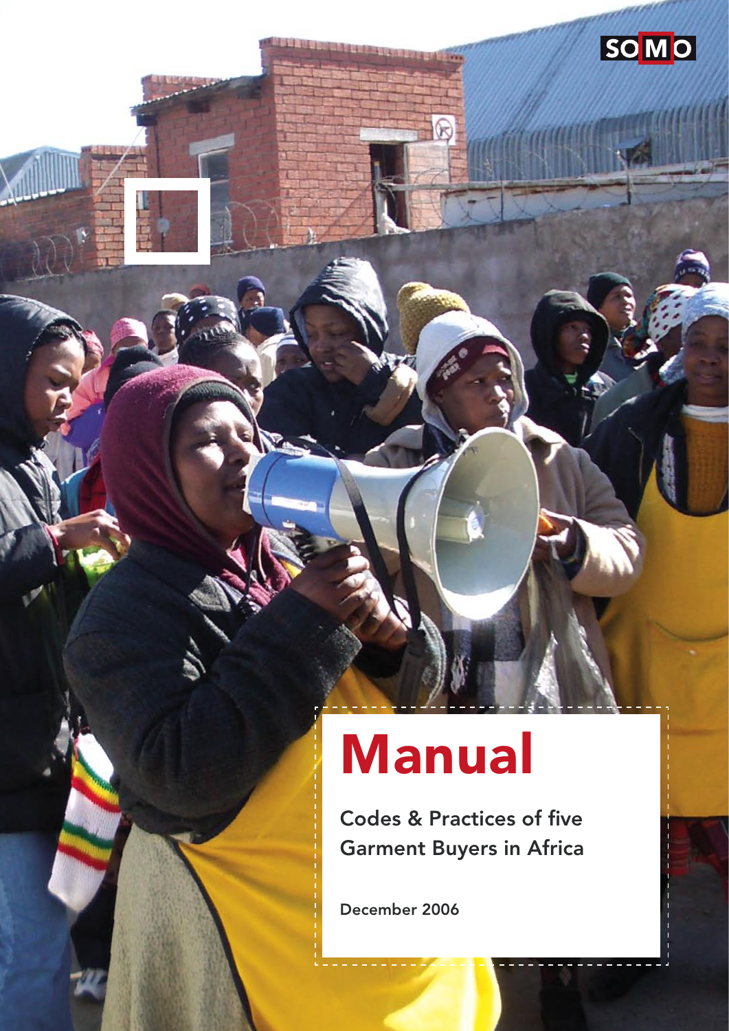SOMO

# Manual

## Codes & Practices of five Garment Buyers in Africa

December 2006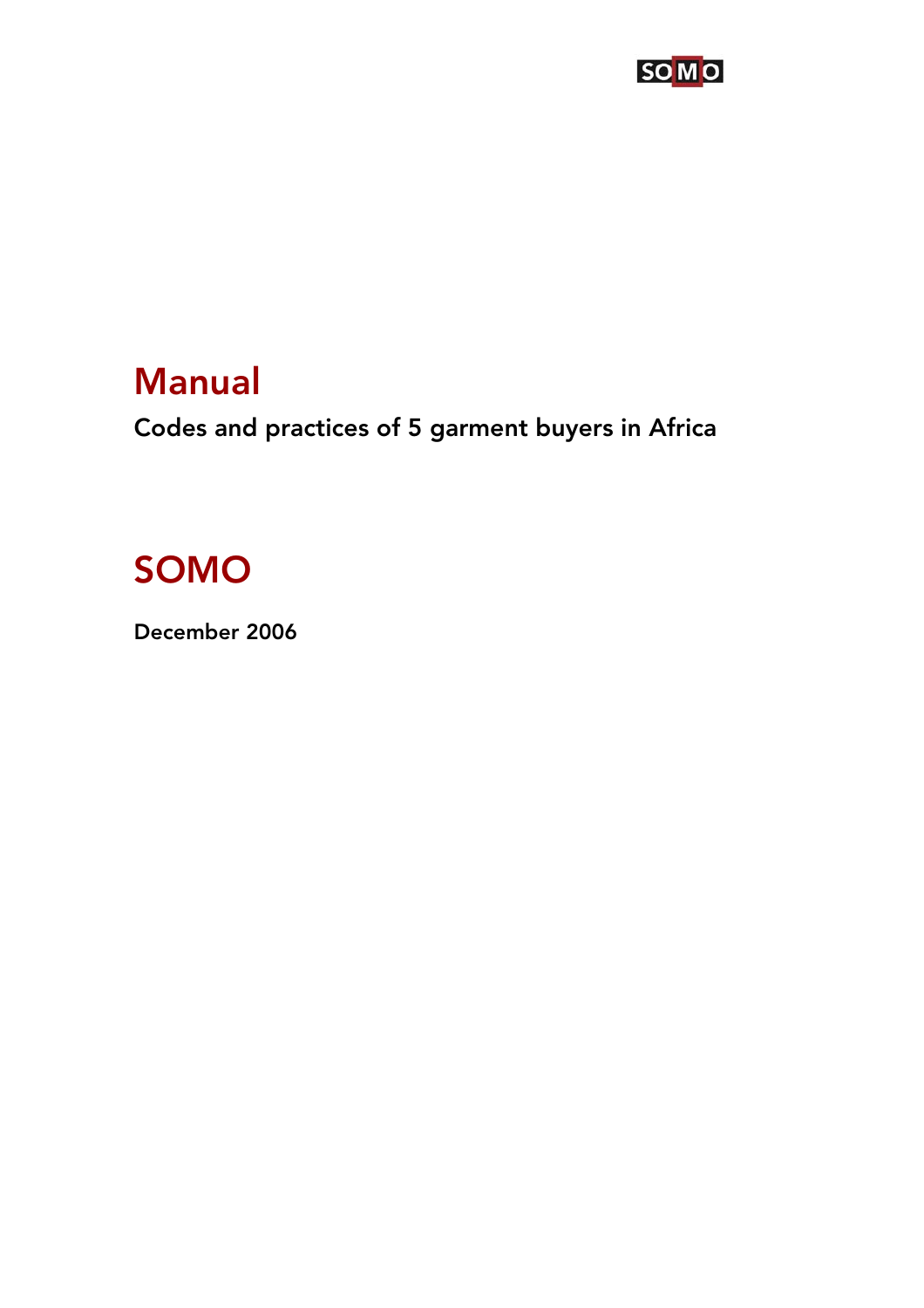# Manual

**Codes and practices of 5 garment buyers in Africa**

# SOMO

**December 2006**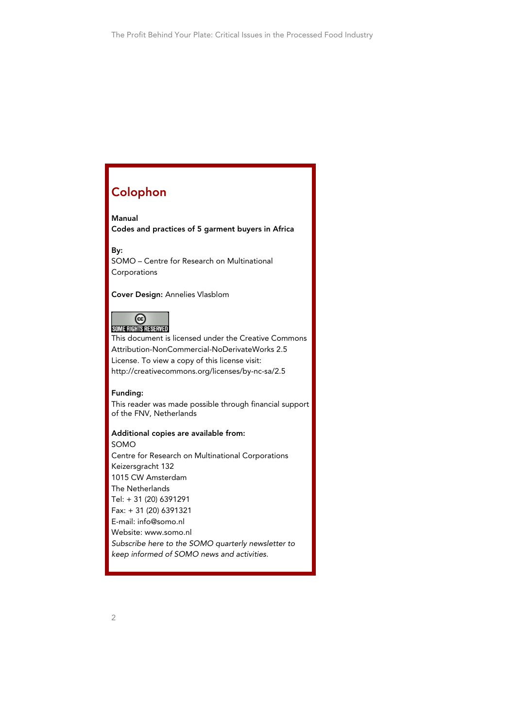## Colophon

**Manual**
**Codes and practices of 5 garment buyers in Africa**

**By:**
SOMO – Centre for Research on Multinational Corporations

**Cover Design:** Annelies Vlasblom

SOME RIGHTS RESERVED
This document is licensed under the Creative Commons Attribution-NonCommercial-NoDerivateWorks 2.5 License. To view a copy of this license visit: http://creativecommons.org/licenses/by-nc-sa/2.5

**Funding:**
This reader was made possible through financial support of the FNV, Netherlands

**Additional copies are available from:**
SOMO
Centre for Research on Multinational Corporations
Keizersgracht 132
1015 CW Amsterdam
The Netherlands
Tel: + 31 (20) 6391291
Fax: + 31 (20) 6391321
E-mail: info@somo.nl
Website: www.somo.nl
*Subscribe here to the SOMO quarterly newsletter to keep informed of SOMO news and activities.*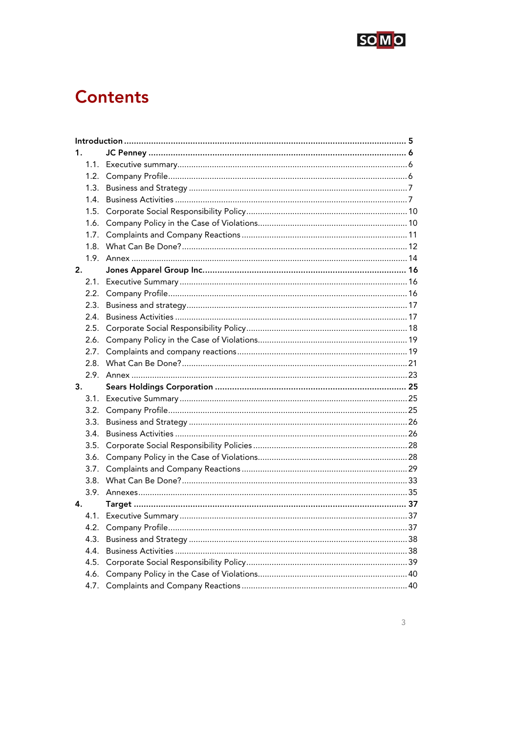# Contents

**Introduction** .......... **5**

**1. JC Penney** .......... **6**

- 1.1. Executive summary .......... 6
- 1.2. Company Profile .......... 6
- 1.3. Business and Strategy .......... 7
- 1.4. Business Activities .......... 7
- 1.5. Corporate Social Responsibility Policy .......... 10
- 1.6. Company Policy in the Case of Violations .......... 10
- 1.7. Complaints and Company Reactions .......... 11
- 1.8. What Can Be Done? .......... 12
- 1.9. Annex .......... 14

**2. Jones Apparel Group Inc.** .......... **16**

- 2.1. Executive Summary .......... 16
- 2.2. Company Profile .......... 16
- 2.3. Business and strategy .......... 17
- 2.4. Business Activities .......... 17
- 2.5. Corporate Social Responsibility Policy .......... 18
- 2.6. Company Policy in the Case of Violations .......... 19
- 2.7. Complaints and company reactions .......... 19
- 2.8. What Can Be Done? .......... 21
- 2.9. Annex .......... 23

**3. Sears Holdings Corporation** .......... **25**

- 3.1. Executive Summary .......... 25
- 3.2. Company Profile .......... 25
- 3.3. Business and Strategy .......... 26
- 3.4. Business Activities .......... 26
- 3.5. Corporate Social Responsibility Policies .......... 28
- 3.6. Company Policy in the Case of Violations .......... 28
- 3.7. Complaints and Company Reactions .......... 29
- 3.8. What Can Be Done? .......... 33
- 3.9. Annexes .......... 35

**4. Target** .......... **37**

- 4.1. Executive Summary .......... 37
- 4.2. Company Profile .......... 37
- 4.3. Business and Strategy .......... 38
- 4.4. Business Activities .......... 38
- 4.5. Corporate Social Responsibility Policy .......... 39
- 4.6. Company Policy in the Case of Violations .......... 40
- 4.7. Complaints and Company Reactions .......... 40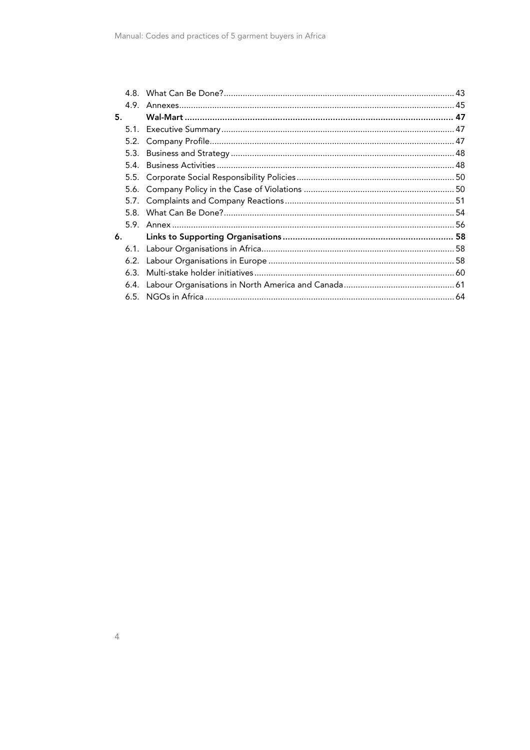| | | |
|---|---|---|
| 4.8. | What Can Be Done? | 43 |
| 4.9. | Annexes | 45 |
| **5.** | **Wal-Mart** | **47** |
| 5.1. | Executive Summary | 47 |
| 5.2. | Company Profile | 47 |
| 5.3. | Business and Strategy | 48 |
| 5.4. | Business Activities | 48 |
| 5.5. | Corporate Social Responsibility Policies | 50 |
| 5.6. | Company Policy in the Case of Violations | 50 |
| 5.7. | Complaints and Company Reactions | 51 |
| 5.8. | What Can Be Done? | 54 |
| 5.9. | Annex | 56 |
| **6.** | **Links to Supporting Organisations** | **58** |
| 6.1. | Labour Organisations in Africa | 58 |
| 6.2. | Labour Organisations in Europe | 58 |
| 6.3. | Multi-stake holder initiatives | 60 |
| 6.4. | Labour Organisations in North America and Canada | 61 |
| 6.5. | NGOs in Africa | 64 |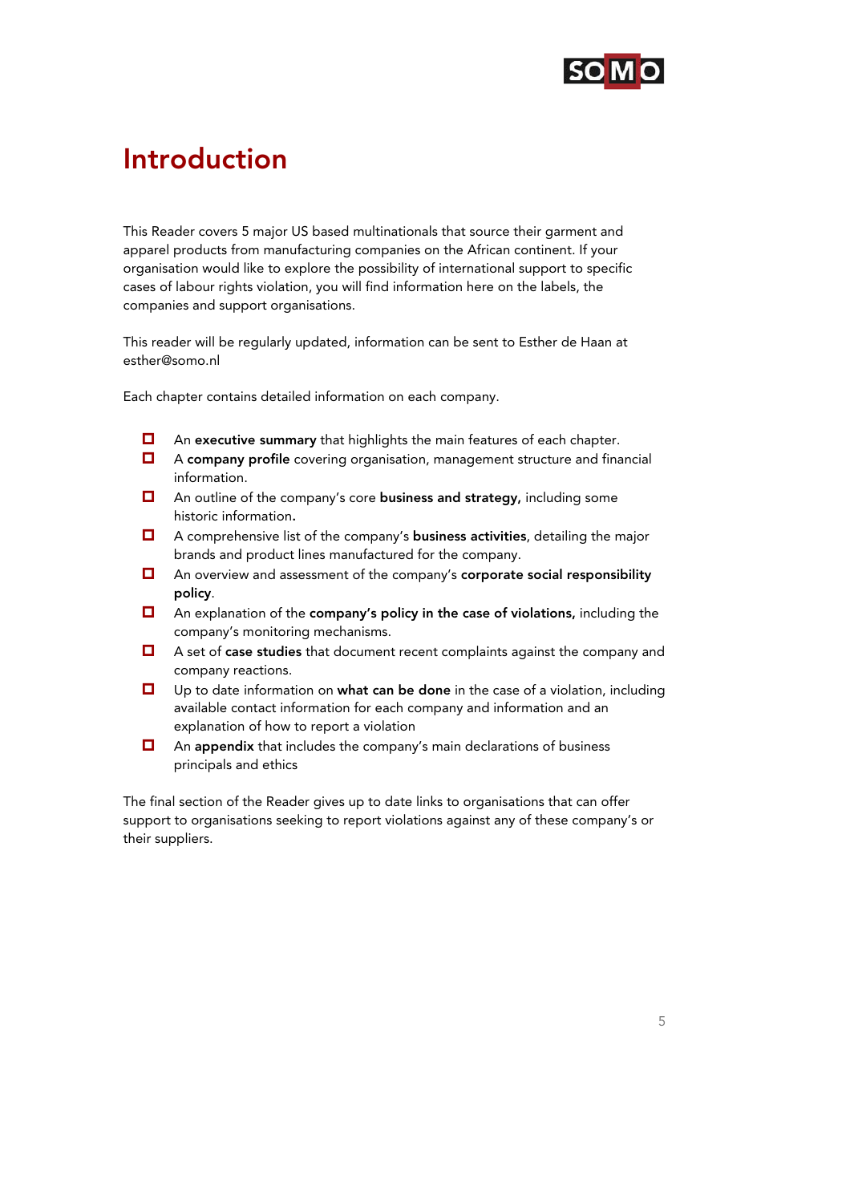# Introduction

This Reader covers 5 major US based multinationals that source their garment and apparel products from manufacturing companies on the African continent. If your organisation would like to explore the possibility of international support to specific cases of labour rights violation, you will find information here on the labels, the companies and support organisations.

This reader will be regularly updated, information can be sent to Esther de Haan at esther@somo.nl

Each chapter contains detailed information on each company.

- An **executive summary** that highlights the main features of each chapter.
- A **company profile** covering organisation, management structure and financial information.
- An outline of the company's core **business and strategy,** including some historic information**.**
- A comprehensive list of the company's **business activities**, detailing the major brands and product lines manufactured for the company.
- An overview and assessment of the company's **corporate social responsibility policy**.
- An explanation of the **company's policy in the case of violations,** including the company's monitoring mechanisms.
- A set of **case studies** that document recent complaints against the company and company reactions.
- Up to date information on **what can be done** in the case of a violation, including available contact information for each company and information and an explanation of how to report a violation
- An **appendix** that includes the company's main declarations of business principals and ethics

The final section of the Reader gives up to date links to organisations that can offer support to organisations seeking to report violations against any of these company's or their suppliers.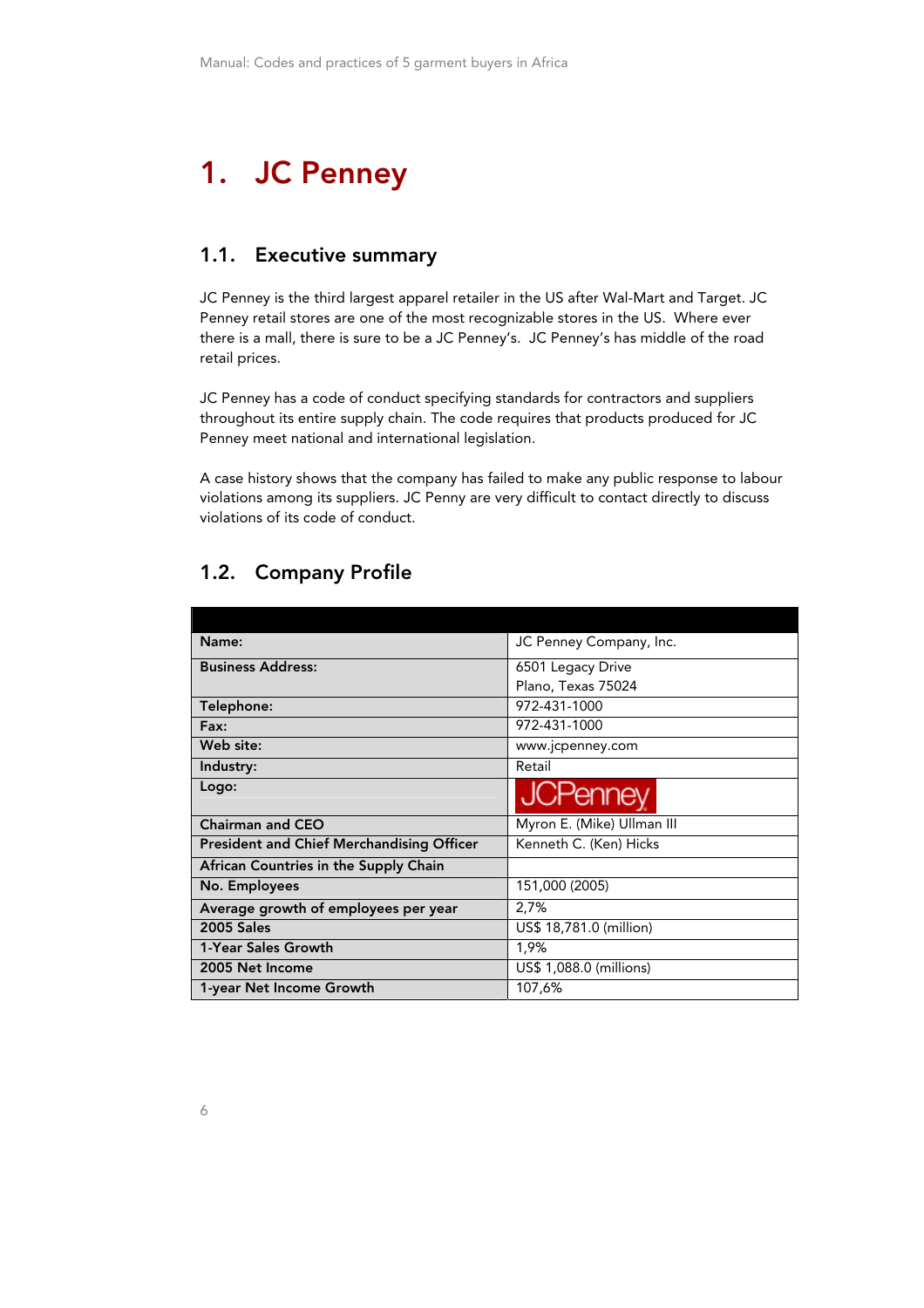# 1. JC Penney

## 1.1. Executive summary

JC Penney is the third largest apparel retailer in the US after Wal-Mart and Target. JC Penney retail stores are one of the most recognizable stores in the US. Where ever there is a mall, there is sure to be a JC Penney's. JC Penney's has middle of the road retail prices.

JC Penney has a code of conduct specifying standards for contractors and suppliers throughout its entire supply chain. The code requires that products produced for JC Penney meet national and international legislation.

A case history shows that the company has failed to make any public response to labour violations among its suppliers. JC Penny are very difficult to contact directly to discuss violations of its code of conduct.

## 1.2. Company Profile

| | |
|---|---|
| **Name:** | JC Penney Company, Inc. |
| **Business Address:** | 6501 Legacy Drive<br>Plano, Texas 75024 |
| **Telephone:** | 972-431-1000 |
| **Fax:** | 972-431-1000 |
| **Web site:** | www.jcpenney.com |
| **Industry:** | Retail |
| **Logo:** | JCPenney |
| **Chairman and CEO** | Myron E. (Mike) Ullman III |
| **President and Chief Merchandising Officer** | Kenneth C. (Ken) Hicks |
| **African Countries in the Supply Chain** | |
| **No. Employees** | 151,000 (2005) |
| **Average growth of employees per year** | 2,7% |
| **2005 Sales** | US$ 18,781.0 (million) |
| **1-Year Sales Growth** | 1,9% |
| **2005 Net Income** | US$ 1,088.0 (millions) |
| **1-year Net Income Growth** | 107,6% |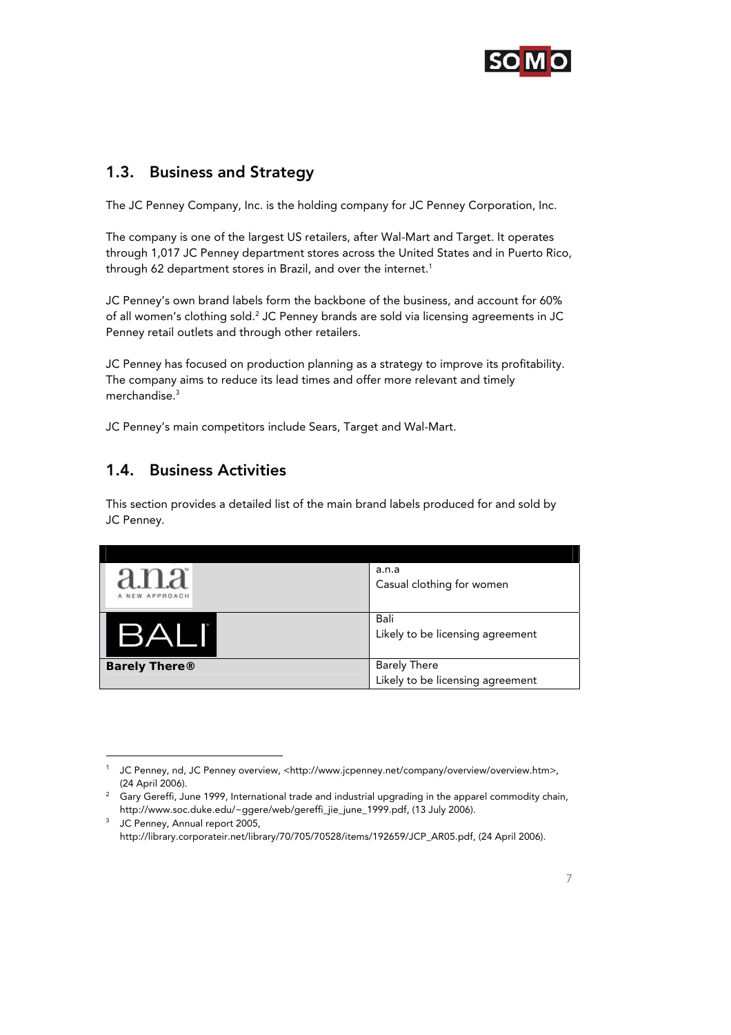## 1.3. Business and Strategy

The JC Penney Company, Inc. is the holding company for JC Penney Corporation, Inc.

The company is one of the largest US retailers, after Wal-Mart and Target. It operates through 1,017 JC Penney department stores across the United States and in Puerto Rico, through 62 department stores in Brazil, and over the internet.[1]

JC Penney's own brand labels form the backbone of the business, and account for 60% of all women's clothing sold.[2] JC Penney brands are sold via licensing agreements in JC Penney retail outlets and through other retailers.

JC Penney has focused on production planning as a strategy to improve its profitability. The company aims to reduce its lead times and offer more relevant and timely merchandise.[3]

JC Penney's main competitors include Sears, Target and Wal-Mart.

## 1.4. Business Activities

This section provides a detailed list of the main brand labels produced for and sold by JC Penney.

| | |
|---|---|
| a.n.a A NEW APPROACH | a.n.a<br>Casual clothing for women |
| BALI | Bali<br>Likely to be licensing agreement |
| **Barely There®** | Barely There<br>Likely to be licensing agreement |

---

[1] JC Penney, nd, JC Penney overview, <http://www.jcpenney.net/company/overview/overview.htm>, (24 April 2006).

[2] Gary Gereffi, June 1999, International trade and industrial upgrading in the apparel commodity chain, http://www.soc.duke.edu/~ggere/web/gereffi_jie_june_1999.pdf, (13 July 2006).

[3] JC Penney, Annual report 2005, http://library.corporateir.net/library/70/705/70528/items/192659/JCP_AR05.pdf, (24 April 2006).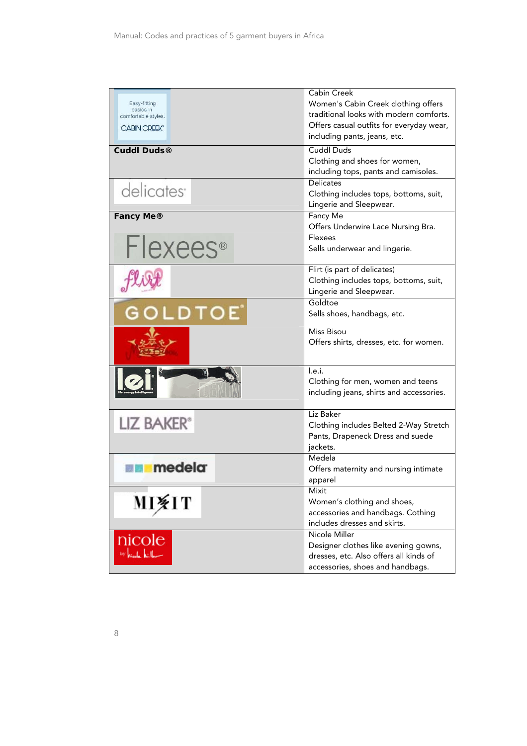| | |
|---|---|
| Easy-fitting basics in comfortable styles. CABIN CREEK® | Cabin Creek<br>Women's Cabin Creek clothing offers traditional looks with modern comforts. Offers casual outfits for everyday wear, including pants, jeans, etc. |
| **Cuddl Duds®** | Cuddl Duds<br>Clothing and shoes for women, including tops, pants and camisoles. |
| delicates® | Delicates<br>Clothing includes tops, bottoms, suit, Lingerie and Sleepwear. |
| **Fancy Me®** | Fancy Me<br>Offers Underwire Lace Nursing Bra. |
| Flexees® | Flexees<br>Sells underwear and lingerie. |
| flirt | Flirt (is part of delicates)<br>Clothing includes tops, bottoms, suit, Lingerie and Sleepwear. |
| GOLDTOE® | Goldtoe<br>Sells shoes, handbags, etc. |
| | Miss Bisou<br>Offers shirts, dresses, etc. for women. |
| lei life energy intelligence DENIM | l.e.i.<br>Clothing for men, women and teens including jeans, shirts and accessories. |
| LIZ BAKER® | Liz Baker<br>Clothing includes Belted 2-Way Stretch Pants, Drapeneck Dress and suede jackets. |
| medela | Medela<br>Offers maternity and nursing intimate apparel |
| MIXIT | Mixit<br>Women's clothing and shoes, accessories and handbags. Cothing includes dresses and skirts. |
| nicole by Nicole Miller | Nicole Miller<br>Designer clothes like evening gowns, dresses, etc. Also offers all kinds of accessories, shoes and handbags. |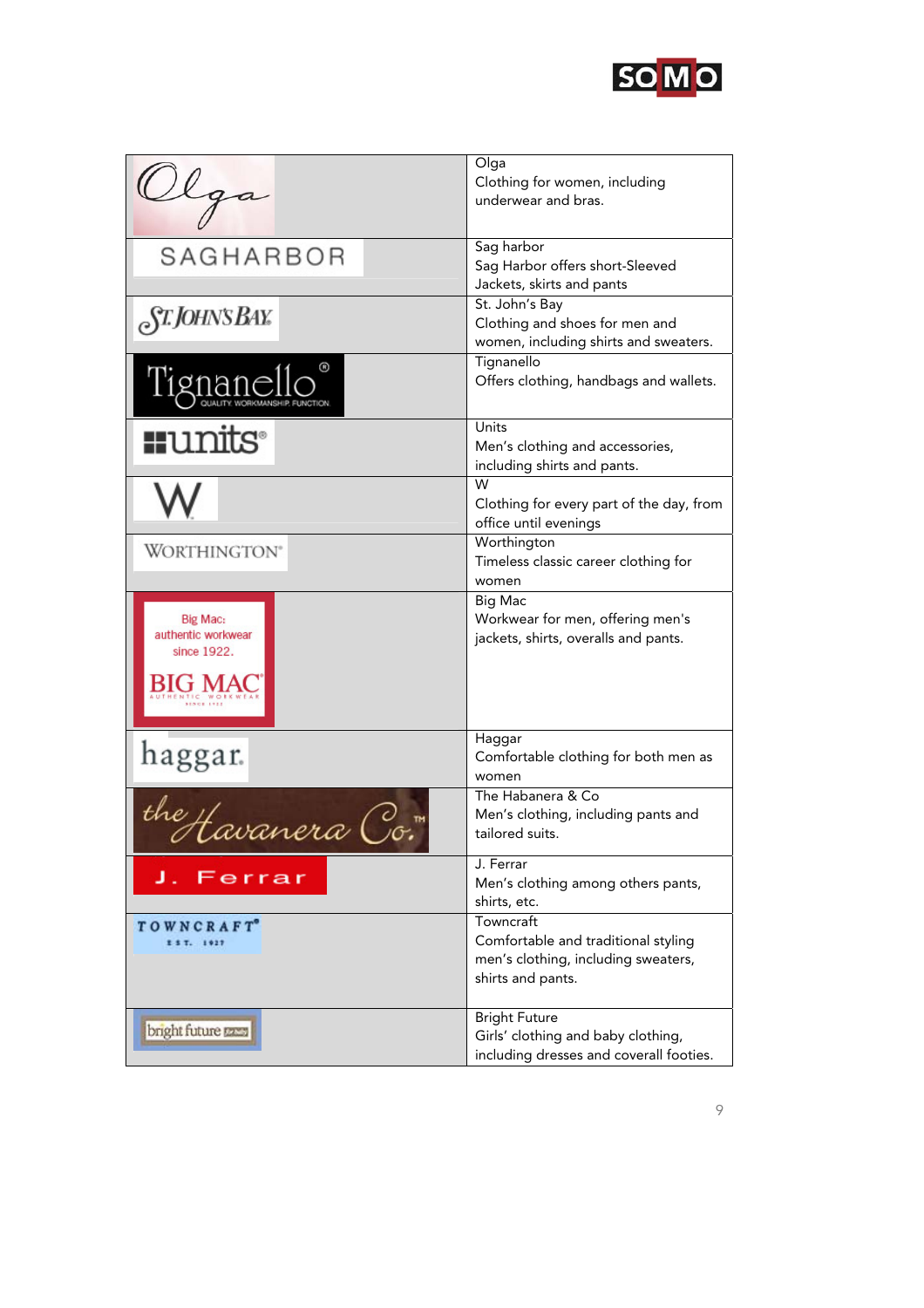| | |
|---|---|
| Olga | Olga<br>Clothing for women, including underwear and bras. |
| SAGHARBOR | Sag harbor<br>Sag Harbor offers short-Sleeved Jackets, skirts and pants |
| ST. JOHN'S BAY | St. John's Bay<br>Clothing and shoes for men and women, including shirts and sweaters. |
| Tignanello® QUALITY. WORKMANSHIP. FUNCTION. | Tignanello<br>Offers clothing, handbags and wallets. |
| units® | Units<br>Men's clothing and accessories, including shirts and pants. |
| W | W<br>Clothing for every part of the day, from office until evenings |
| WORTHINGTON® | Worthington<br>Timeless classic career clothing for women |
| Big Mac: authentic workwear since 1922. BIG MAC® AUTHENTIC WORKWEAR | Big Mac<br>Workwear for men, offering men's jackets, shirts, overalls and pants. |
| haggar. | Haggar<br>Comfortable clothing for both men as women |
| the Havanera Co.™ | The Habanera & Co<br>Men's clothing, including pants and tailored suits. |
| J. Ferrar | J. Ferrar<br>Men's clothing among others pants, shirts, etc. |
| TOWNCRAFT® EST. 1927 | Towncraft<br>Comfortable and traditional styling men's clothing, including sweaters, shirts and pants. |
| bright future | Bright Future<br>Girls' clothing and baby clothing, including dresses and coverall footies. |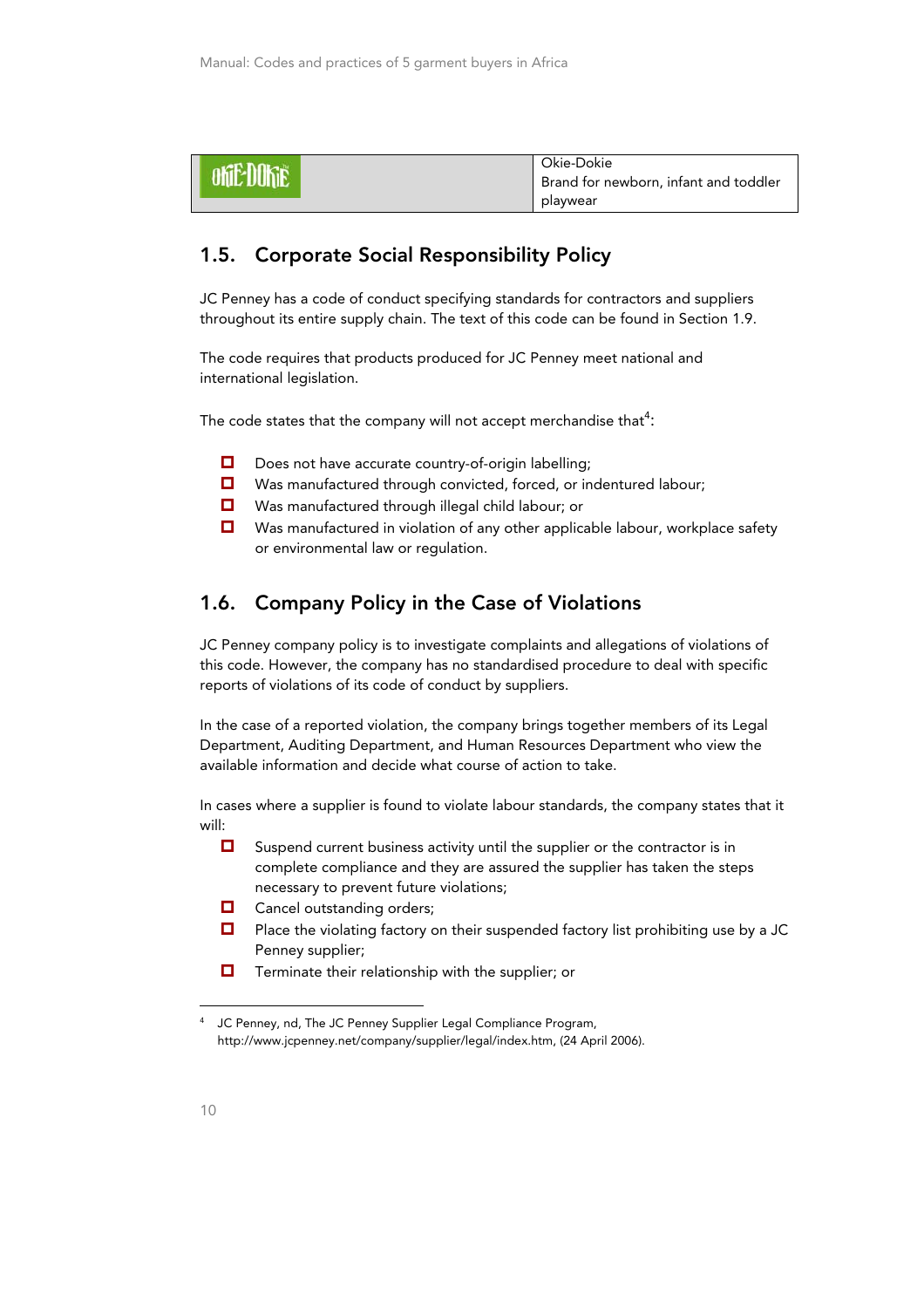| | Okie-Dokie<br>Brand for newborn, infant and toddler playwear |
|---|---|

## 1.5. Corporate Social Responsibility Policy

JC Penney has a code of conduct specifying standards for contractors and suppliers throughout its entire supply chain. The text of this code can be found in Section 1.9.

The code requires that products produced for JC Penney meet national and international legislation.

The code states that the company will not accept merchandise that[4]:

- Does not have accurate country-of-origin labelling;
- Was manufactured through convicted, forced, or indentured labour;
- Was manufactured through illegal child labour; or
- Was manufactured in violation of any other applicable labour, workplace safety or environmental law or regulation.

## 1.6. Company Policy in the Case of Violations

JC Penney company policy is to investigate complaints and allegations of violations of this code. However, the company has no standardised procedure to deal with specific reports of violations of its code of conduct by suppliers.

In the case of a reported violation, the company brings together members of its Legal Department, Auditing Department, and Human Resources Department who view the available information and decide what course of action to take.

In cases where a supplier is found to violate labour standards, the company states that it will:

- Suspend current business activity until the supplier or the contractor is in complete compliance and they are assured the supplier has taken the steps necessary to prevent future violations;
- Cancel outstanding orders;
- Place the violating factory on their suspended factory list prohibiting use by a JC Penney supplier;
- Terminate their relationship with the supplier; or

[4] JC Penney, nd, The JC Penney Supplier Legal Compliance Program, http://www.jcpenney.net/company/supplier/legal/index.htm, (24 April 2006).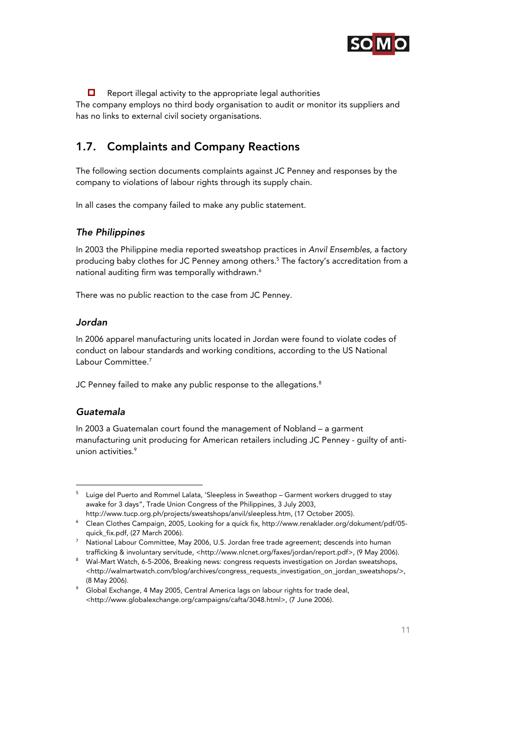- Report illegal activity to the appropriate legal authorities

The company employs no third body organisation to audit or monitor its suppliers and has no links to external civil society organisations.

## 1.7. Complaints and Company Reactions

The following section documents complaints against JC Penney and responses by the company to violations of labour rights through its supply chain.

In all cases the company failed to make any public statement.

### *The Philippines*

In 2003 the Philippine media reported sweatshop practices in *Anvil Ensembles*, a factory producing baby clothes for JC Penney among others.[5] The factory's accreditation from a national auditing firm was temporally withdrawn.[6]

There was no public reaction to the case from JC Penney.

### *Jordan*

In 2006 apparel manufacturing units located in Jordan were found to violate codes of conduct on labour standards and working conditions, according to the US National Labour Committee.[7]

JC Penney failed to make any public response to the allegations.[8]

### *Guatemala*

In 2003 a Guatemalan court found the management of Nobland – a garment manufacturing unit producing for American retailers including JC Penney - guilty of anti-union activities.[9]

---

[5] Luige del Puerto and Rommel Lalata, 'Sleepless in Sweathop – Garment workers drugged to stay awake for 3 days", Trade Union Congress of the Philippines, 3 July 2003, http://www.tucp.org.ph/projects/sweatshops/anvil/sleepless.htm, (17 October 2005).

[6] Clean Clothes Campaign, 2005, Looking for a quick fix, http://www.renaklader.org/dokument/pdf/05-quick_fix.pdf, (27 March 2006).

[7] National Labour Committee, May 2006, U.S. Jordan free trade agreement; descends into human trafficking & involuntary servitude, <http://www.nlcnet.org/faxes/jordan/report.pdf>, (9 May 2006).

[8] Wal-Mart Watch, 6-5-2006, Breaking news: congress requests investigation on Jordan sweatshops, <http://walmartwatch.com/blog/archives/congress_requests_investigation_on_jordan_sweatshops/>, (8 May 2006).

[9] Global Exchange, 4 May 2005, Central America lags on labour rights for trade deal, <http://www.globalexchange.org/campaigns/cafta/3048.html>, (7 June 2006).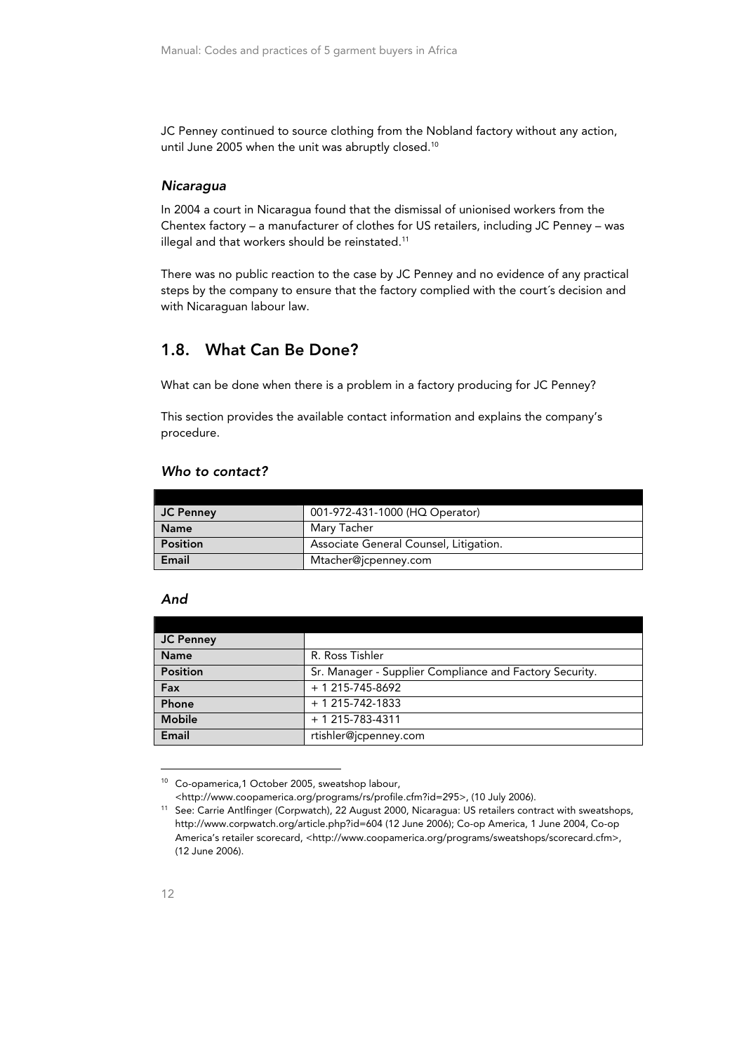JC Penney continued to source clothing from the Nobland factory without any action, until June 2005 when the unit was abruptly closed.[10]

### *Nicaragua*

In 2004 a court in Nicaragua found that the dismissal of unionised workers from the Chentex factory – a manufacturer of clothes for US retailers, including JC Penney – was illegal and that workers should be reinstated.[11]

There was no public reaction to the case by JC Penney and no evidence of any practical steps by the company to ensure that the factory complied with the court´s decision and with Nicaraguan labour law.

## 1.8. What Can Be Done?

What can be done when there is a problem in a factory producing for JC Penney?

This section provides the available contact information and explains the company's procedure.

### *Who to contact?*

| | |
|---|---|
| **JC Penney** | 001-972-431-1000 (HQ Operator) |
| **Name** | Mary Tacher |
| **Position** | Associate General Counsel, Litigation. |
| **Email** | Mtacher@jcpenney.com |

### *And*

| | |
|---|---|
| **JC Penney** | |
| **Name** | R. Ross Tishler |
| **Position** | Sr. Manager - Supplier Compliance and Factory Security. |
| **Fax** | + 1 215-745-8692 |
| **Phone** | + 1 215-742-1833 |
| **Mobile** | + 1 215-783-4311 |
| **Email** | rtishler@jcpenney.com |

---

[10] Co-opamerica,1 October 2005, sweatshop labour, <http://www.coopamerica.org/programs/rs/profile.cfm?id=295>, (10 July 2006).

[11] See: Carrie Antlfinger (Corpwatch), 22 August 2000, Nicaragua: US retailers contract with sweatshops, http://www.corpwatch.org/article.php?id=604 (12 June 2006); Co-op America, 1 June 2004, Co-op America's retailer scorecard, <http://www.coopamerica.org/programs/sweatshops/scorecard.cfm>, (12 June 2006).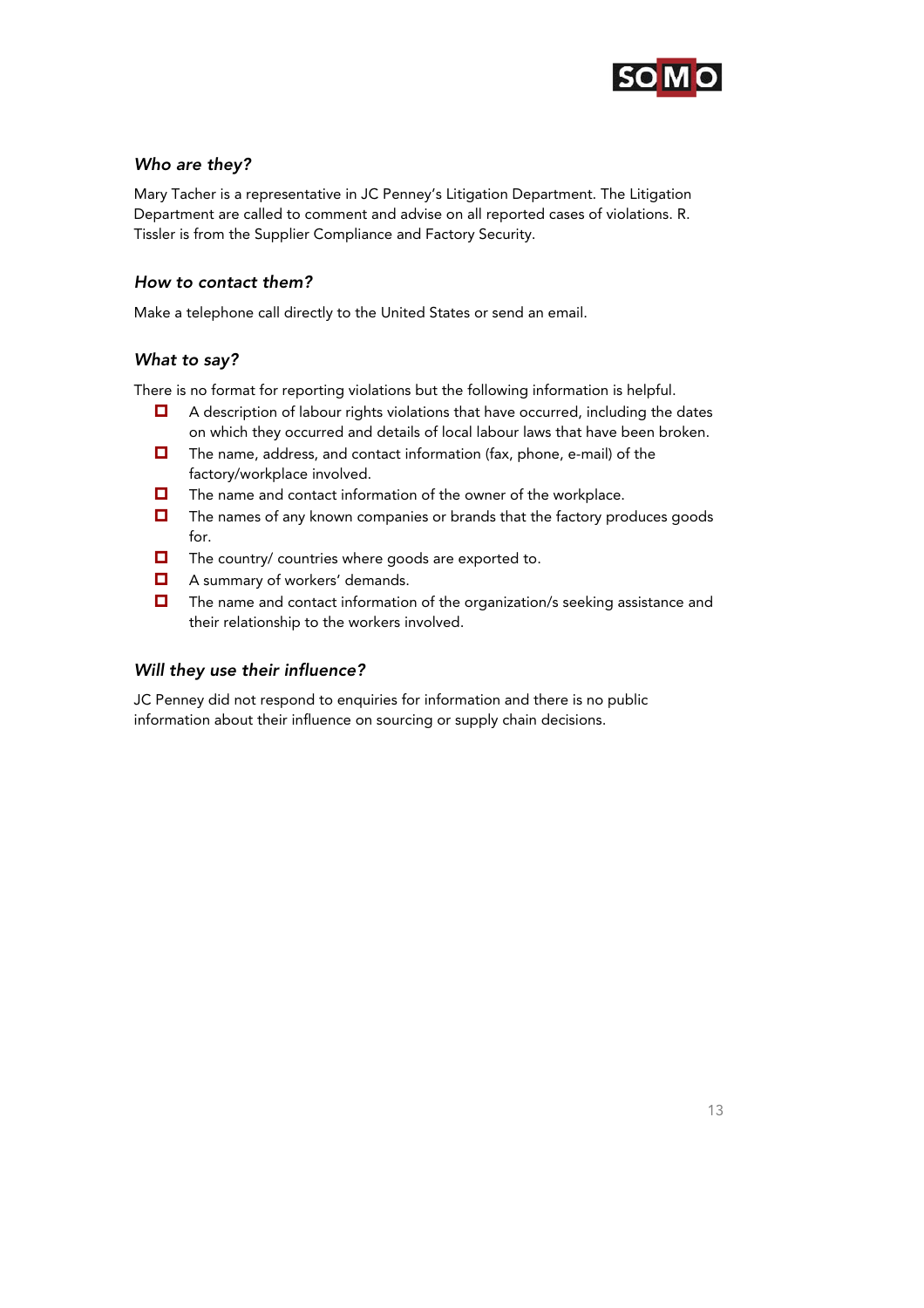### *Who are they?*

Mary Tacher is a representative in JC Penney's Litigation Department. The Litigation Department are called to comment and advise on all reported cases of violations. R. Tissler is from the Supplier Compliance and Factory Security.

### *How to contact them?*

Make a telephone call directly to the United States or send an email.

### *What to say?*

There is no format for reporting violations but the following information is helpful.

- A description of labour rights violations that have occurred, including the dates on which they occurred and details of local labour laws that have been broken.
- The name, address, and contact information (fax, phone, e-mail) of the factory/workplace involved.
- The name and contact information of the owner of the workplace.
- The names of any known companies or brands that the factory produces goods for.
- The country/ countries where goods are exported to.
- A summary of workers' demands.
- The name and contact information of the organization/s seeking assistance and their relationship to the workers involved.

### *Will they use their influence?*

JC Penney did not respond to enquiries for information and there is no public information about their influence on sourcing or supply chain decisions.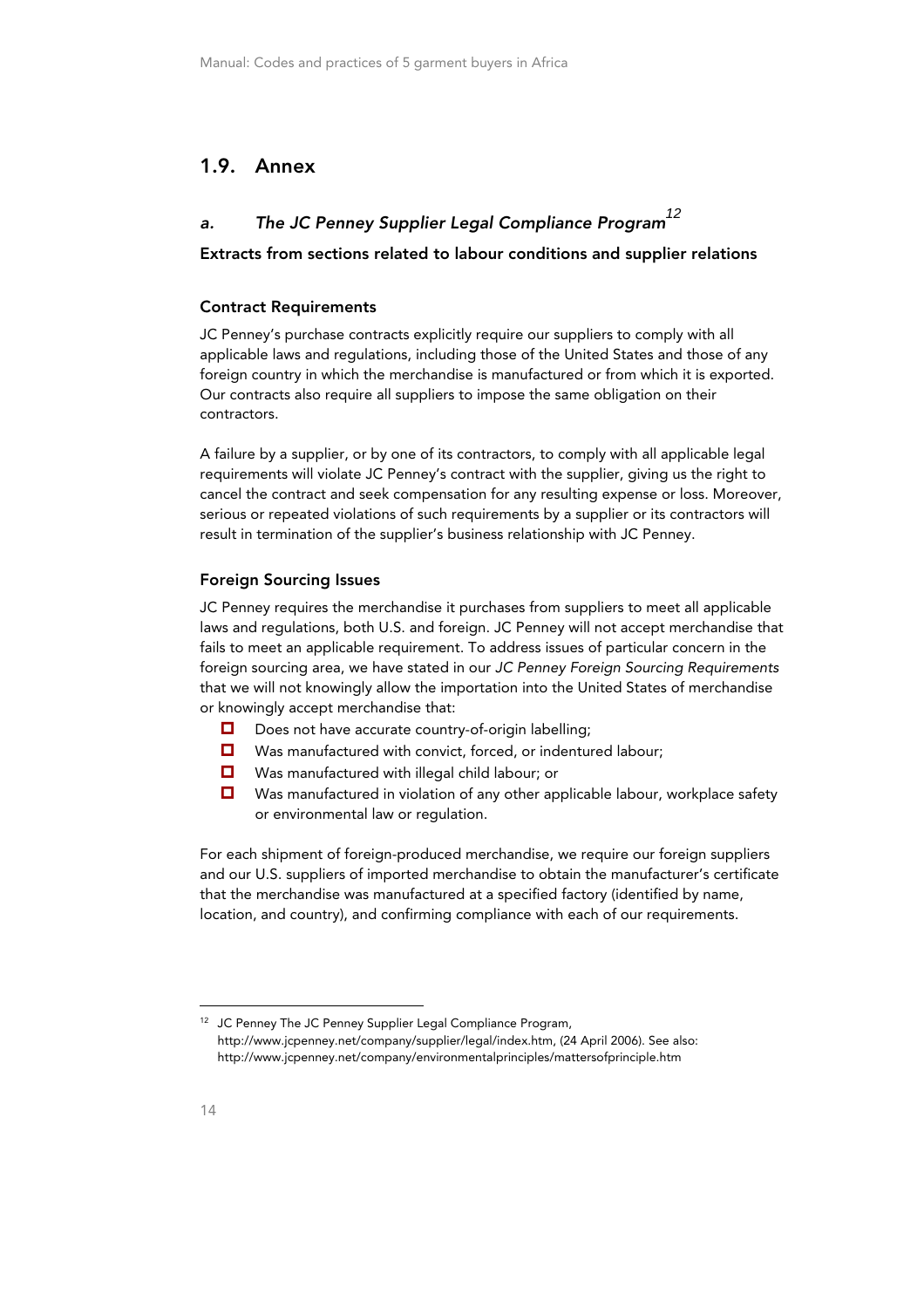## 1.9. Annex

### *a. The JC Penney Supplier Legal Compliance Program*[12]

**Extracts from sections related to labour conditions and supplier relations**

#### Contract Requirements

JC Penney's purchase contracts explicitly require our suppliers to comply with all applicable laws and regulations, including those of the United States and those of any foreign country in which the merchandise is manufactured or from which it is exported. Our contracts also require all suppliers to impose the same obligation on their contractors.

A failure by a supplier, or by one of its contractors, to comply with all applicable legal requirements will violate JC Penney's contract with the supplier, giving us the right to cancel the contract and seek compensation for any resulting expense or loss. Moreover, serious or repeated violations of such requirements by a supplier or its contractors will result in termination of the supplier's business relationship with JC Penney.

#### Foreign Sourcing Issues

JC Penney requires the merchandise it purchases from suppliers to meet all applicable laws and regulations, both U.S. and foreign. JC Penney will not accept merchandise that fails to meet an applicable requirement. To address issues of particular concern in the foreign sourcing area, we have stated in our *JC Penney Foreign Sourcing Requirements* that we will not knowingly allow the importation into the United States of merchandise or knowingly accept merchandise that:

- Does not have accurate country-of-origin labelling;
- Was manufactured with convict, forced, or indentured labour;
- Was manufactured with illegal child labour; or
- Was manufactured in violation of any other applicable labour, workplace safety or environmental law or regulation.

For each shipment of foreign-produced merchandise, we require our foreign suppliers and our U.S. suppliers of imported merchandise to obtain the manufacturer's certificate that the merchandise was manufactured at a specified factory (identified by name, location, and country), and confirming compliance with each of our requirements.

---

[12] JC Penney The JC Penney Supplier Legal Compliance Program, http://www.jcpenney.net/company/supplier/legal/index.htm, (24 April 2006). See also: http://www.jcpenney.net/company/environmentalprinciples/mattersofprinciple.htm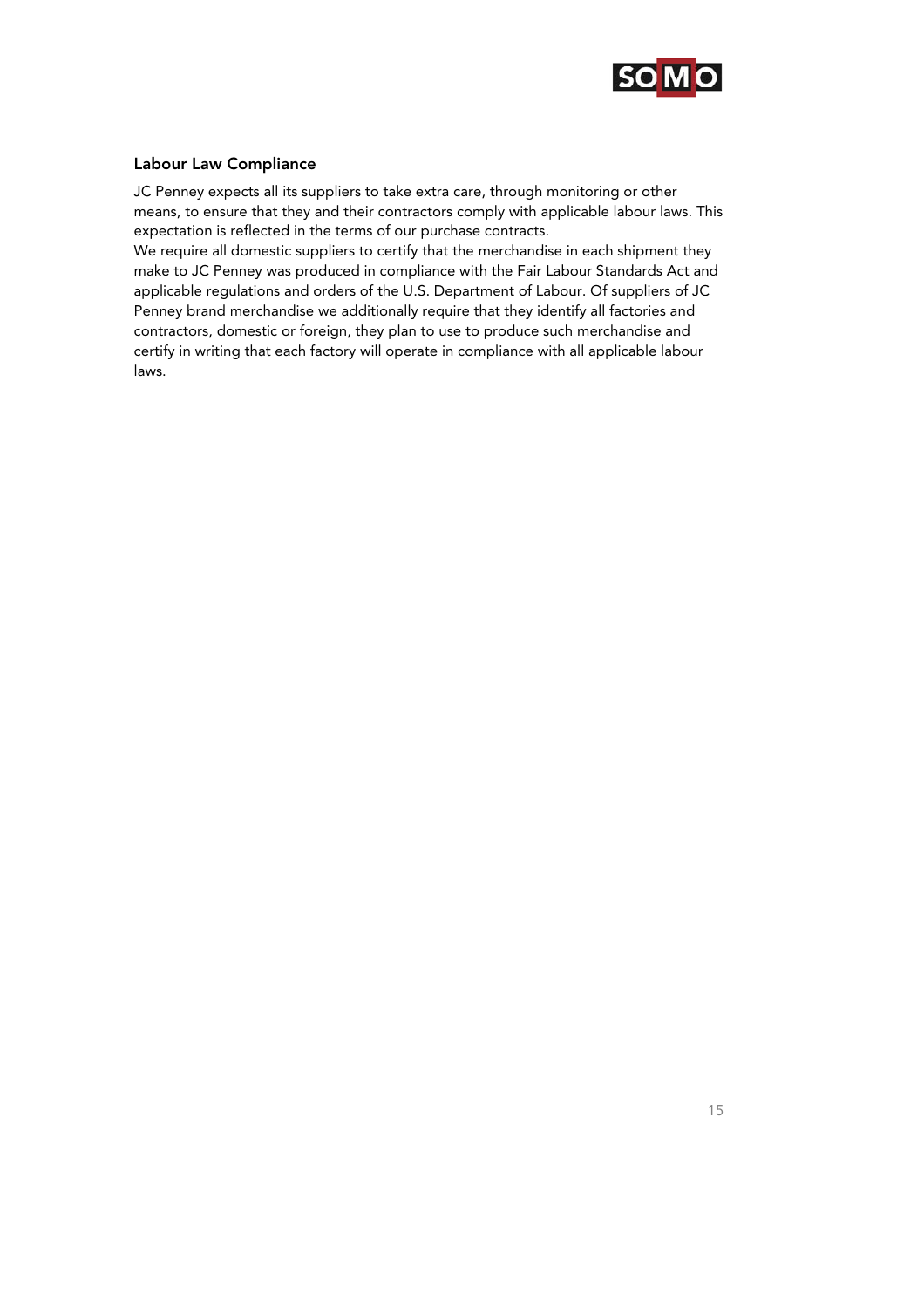### Labour Law Compliance

JC Penney expects all its suppliers to take extra care, through monitoring or other means, to ensure that they and their contractors comply with applicable labour laws. This expectation is reflected in the terms of our purchase contracts.

We require all domestic suppliers to certify that the merchandise in each shipment they make to JC Penney was produced in compliance with the Fair Labour Standards Act and applicable regulations and orders of the U.S. Department of Labour. Of suppliers of JC Penney brand merchandise we additionally require that they identify all factories and contractors, domestic or foreign, they plan to use to produce such merchandise and certify in writing that each factory will operate in compliance with all applicable labour laws.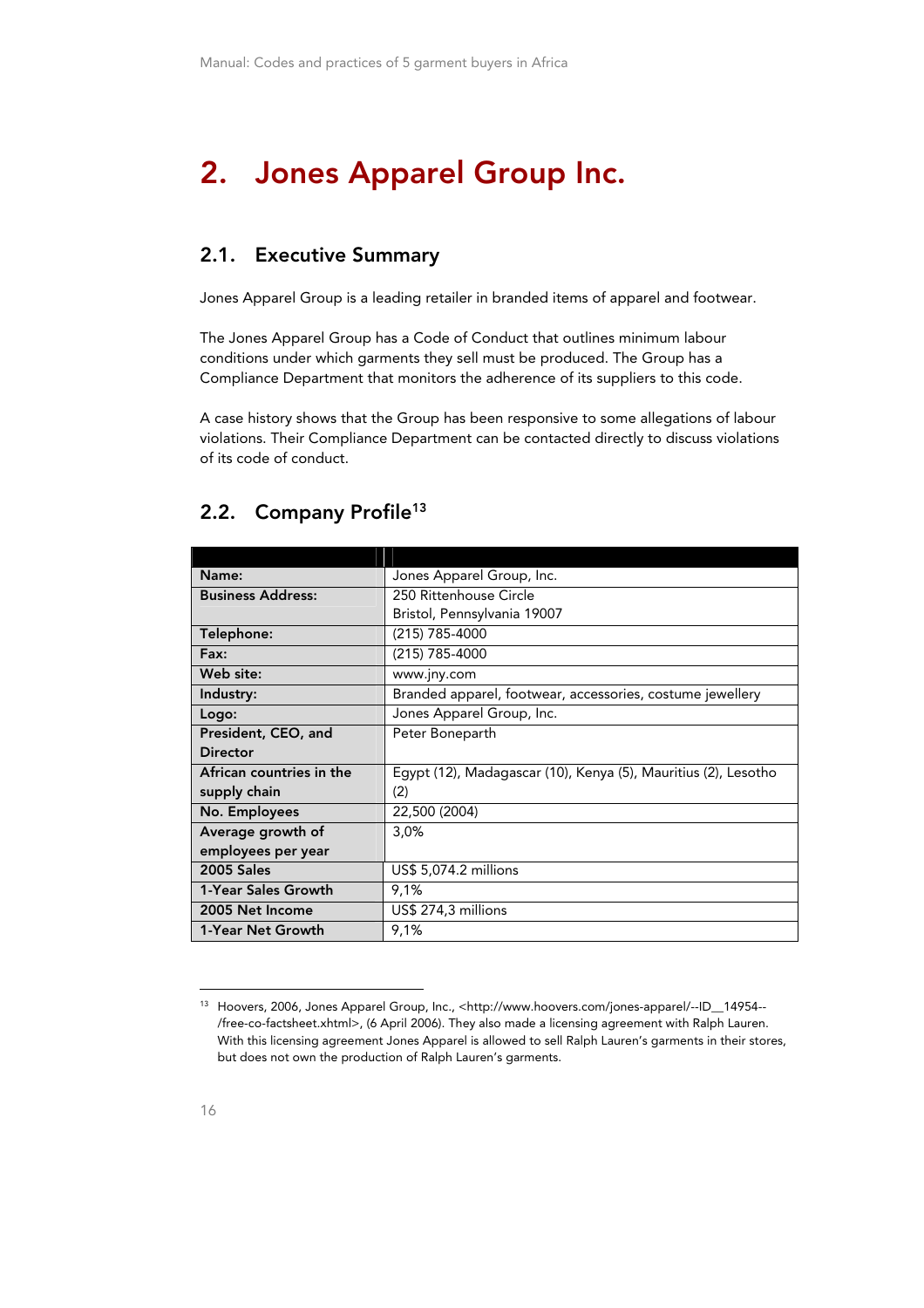# 2. Jones Apparel Group Inc.

## 2.1. Executive Summary

Jones Apparel Group is a leading retailer in branded items of apparel and footwear.

The Jones Apparel Group has a Code of Conduct that outlines minimum labour conditions under which garments they sell must be produced. The Group has a Compliance Department that monitors the adherence of its suppliers to this code.

A case history shows that the Group has been responsive to some allegations of labour violations. Their Compliance Department can be contacted directly to discuss violations of its code of conduct.

## 2.2. Company Profile[13]

| | |
|---|---|
| **Name:** | Jones Apparel Group, Inc. |
| **Business Address:** | 250 Rittenhouse Circle<br>Bristol, Pennsylvania 19007 |
| **Telephone:** | (215) 785-4000 |
| **Fax:** | (215) 785-4000 |
| **Web site:** | www.jny.com |
| **Industry:** | Branded apparel, footwear, accessories, costume jewellery |
| **Logo:** | Jones Apparel Group, Inc. |
| **President, CEO, and Director** | Peter Boneparth |
| **African countries in the supply chain** | Egypt (12), Madagascar (10), Kenya (5), Mauritius (2), Lesotho (2) |
| **No. Employees** | 22,500 (2004) |
| **Average growth of employees per year** | 3,0% |
| **2005 Sales** | US$ 5,074.2 millions |
| **1-Year Sales Growth** | 9,1% |
| **2005 Net Income** | US$ 274,3 millions |
| **1-Year Net Growth** | 9,1% |

[13] Hoovers, 2006, Jones Apparel Group, Inc., <http://www.hoovers.com/jones-apparel/--ID__14954--/free-co-factsheet.xhtml>, (6 April 2006). They also made a licensing agreement with Ralph Lauren. With this licensing agreement Jones Apparel is allowed to sell Ralph Lauren's garments in their stores, but does not own the production of Ralph Lauren's garments.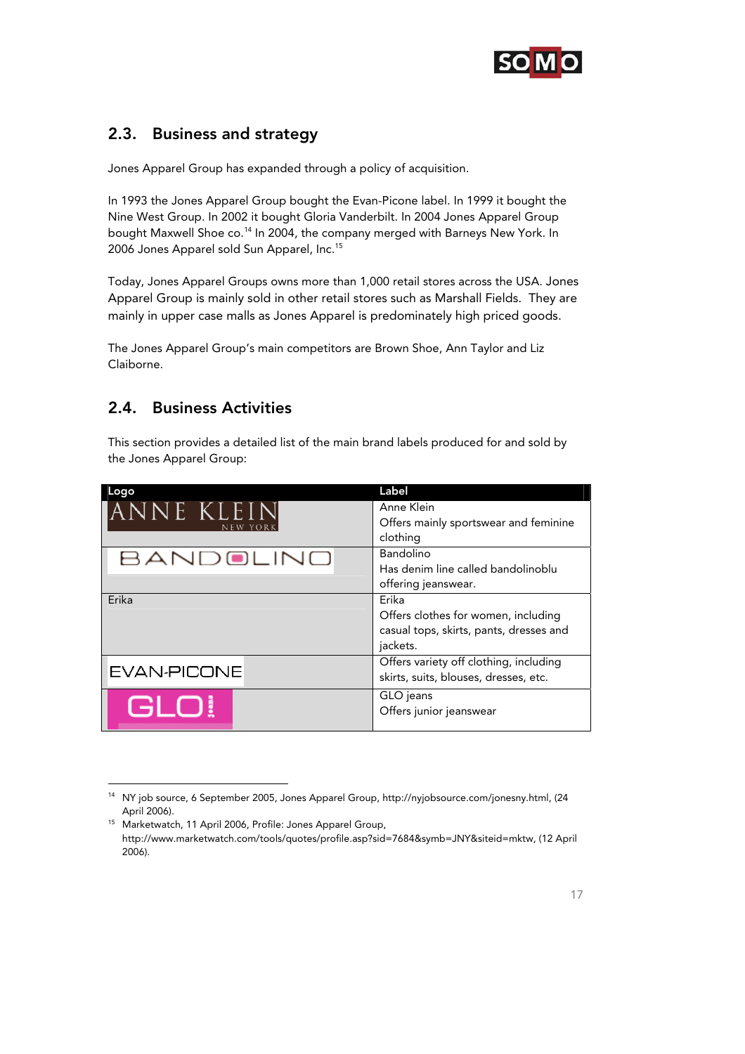## 2.3. Business and strategy

Jones Apparel Group has expanded through a policy of acquisition.

In 1993 the Jones Apparel Group bought the Evan-Picone label. In 1999 it bought the Nine West Group. In 2002 it bought Gloria Vanderbilt. In 2004 Jones Apparel Group bought Maxwell Shoe co.[14] In 2004, the company merged with Barneys New York. In 2006 Jones Apparel sold Sun Apparel, Inc.[15]

Today, Jones Apparel Groups owns more than 1,000 retail stores across the USA. Jones Apparel Group is mainly sold in other retail stores such as Marshall Fields. They are mainly in upper case malls as Jones Apparel is predominately high priced goods.

The Jones Apparel Group's main competitors are Brown Shoe, Ann Taylor and Liz Claiborne.

## 2.4. Business Activities

This section provides a detailed list of the main brand labels produced for and sold by the Jones Apparel Group:

| Logo | Label |
|---|---|
| ANNE KLEIN NEW YORK | Anne Klein<br>Offers mainly sportswear and feminine clothing |
| BANDOLINO | Bandolino<br>Has denim line called bandolinoblu offering jeanswear. |
| Erika | Erika<br>Offers clothes for women, including casual tops, skirts, pants, dresses and jackets. |
| EVAN-PICONE | Offers variety off clothing, including skirts, suits, blouses, dresses, etc. |
| GLO | GLO jeans<br>Offers junior jeanswear |

[14] NY job source, 6 September 2005, Jones Apparel Group, http://nyjobsource.com/jonesny.html, (24 April 2006).

[15] Marketwatch, 11 April 2006, Profile: Jones Apparel Group, http://www.marketwatch.com/tools/quotes/profile.asp?sid=7684&symb=JNY&siteid=mktw, (12 April 2006).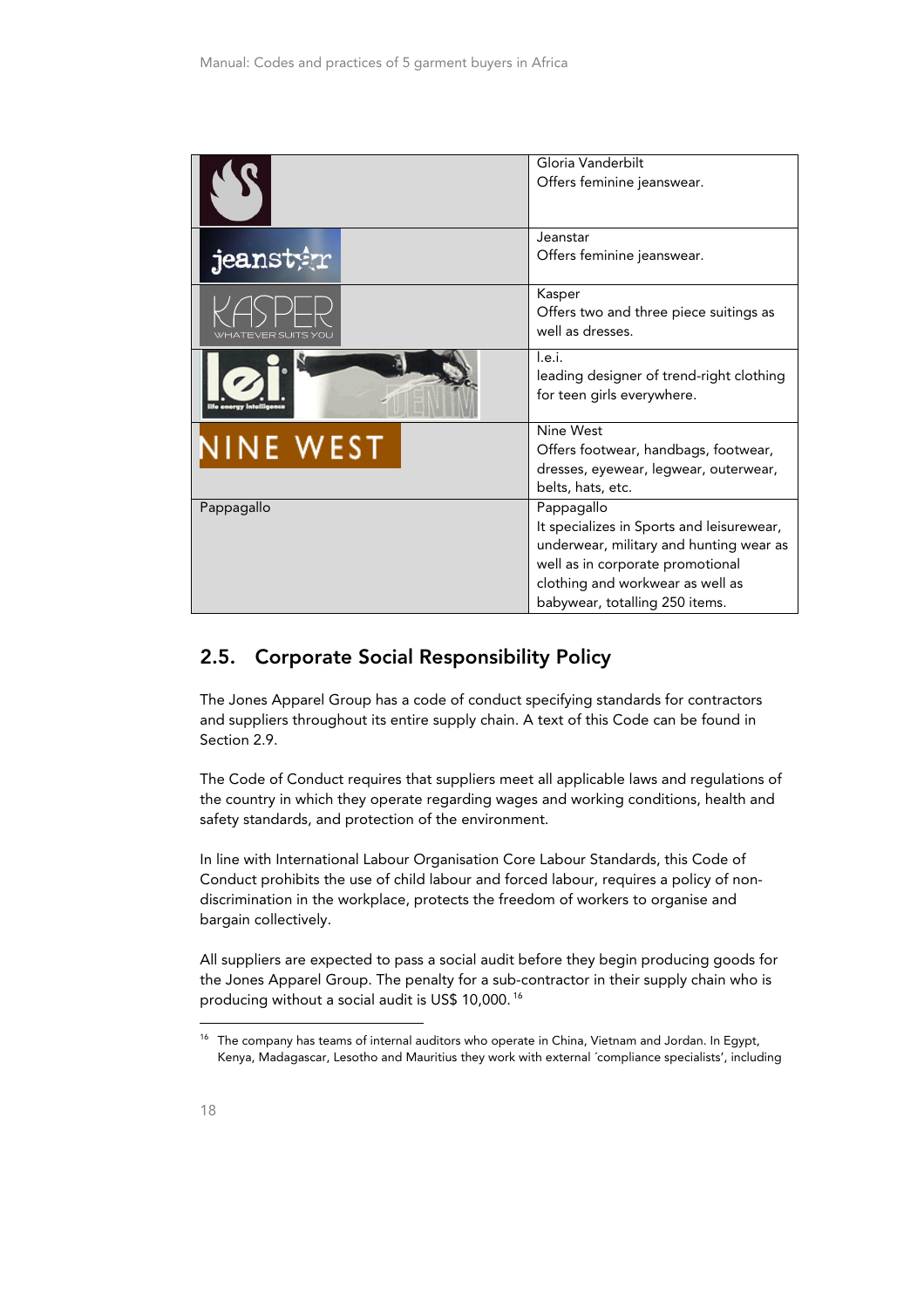| | |
|---|---|
| | Gloria Vanderbilt<br>Offers feminine jeanswear. |
| jeanstar | Jeanstar<br>Offers feminine jeanswear. |
| KASPER<br>WHATEVER SUITS YOU | Kasper<br>Offers two and three piece suitings as well as dresses. |
| lei<br>life energy intelligence<br>DENIM | l.e.i.<br>leading designer of trend-right clothing for teen girls everywhere. |
| NINE WEST | Nine West<br>Offers footwear, handbags, footwear, dresses, eyewear, legwear, outerwear, belts, hats, etc. |
| Pappagallo | Pappagallo<br>It specializes in Sports and leisurewear, underwear, military and hunting wear as well as in corporate promotional clothing and workwear as well as babywear, totalling 250 items. |

## 2.5. Corporate Social Responsibility Policy

The Jones Apparel Group has a code of conduct specifying standards for contractors and suppliers throughout its entire supply chain. A text of this Code can be found in Section 2.9.

The Code of Conduct requires that suppliers meet all applicable laws and regulations of the country in which they operate regarding wages and working conditions, health and safety standards, and protection of the environment.

In line with International Labour Organisation Core Labour Standards, this Code of Conduct prohibits the use of child labour and forced labour, requires a policy of non-discrimination in the workplace, protects the freedom of workers to organise and bargain collectively.

All suppliers are expected to pass a social audit before they begin producing goods for the Jones Apparel Group. The penalty for a sub-contractor in their supply chain who is producing without a social audit is US$ 10,000. [16]

[16] The company has teams of internal auditors who operate in China, Vietnam and Jordan. In Egypt, Kenya, Madagascar, Lesotho and Mauritius they work with external ´compliance specialists', including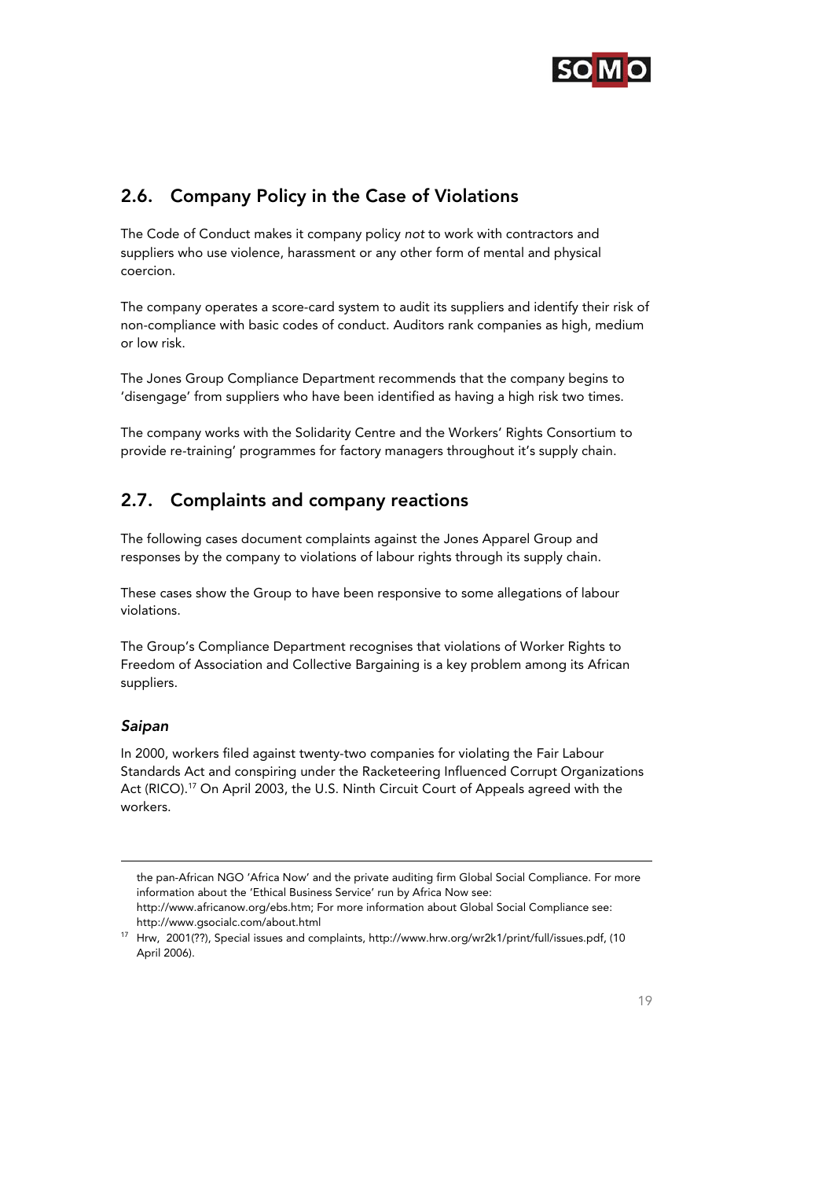## 2.6. Company Policy in the Case of Violations

The Code of Conduct makes it company policy *not* to work with contractors and suppliers who use violence, harassment or any other form of mental and physical coercion.

The company operates a score-card system to audit its suppliers and identify their risk of non-compliance with basic codes of conduct. Auditors rank companies as high, medium or low risk.

The Jones Group Compliance Department recommends that the company begins to 'disengage' from suppliers who have been identified as having a high risk two times.

The company works with the Solidarity Centre and the Workers' Rights Consortium to provide re-training' programmes for factory managers throughout it's supply chain.

## 2.7. Complaints and company reactions

The following cases document complaints against the Jones Apparel Group and responses by the company to violations of labour rights through its supply chain.

These cases show the Group to have been responsive to some allegations of labour violations.

The Group's Compliance Department recognises that violations of Worker Rights to Freedom of Association and Collective Bargaining is a key problem among its African suppliers.

### *Saipan*

In 2000, workers filed against twenty-two companies for violating the Fair Labour Standards Act and conspiring under the Racketeering Influenced Corrupt Organizations Act (RICO).[17] On April 2003, the U.S. Ninth Circuit Court of Appeals agreed with the workers.

---

the pan-African NGO 'Africa Now' and the private auditing firm Global Social Compliance. For more information about the 'Ethical Business Service' run by Africa Now see: http://www.africanow.org/ebs.htm; For more information about Global Social Compliance see: http://www.gsocialc.com/about.html

[17] Hrw, 2001(??), Special issues and complaints, http://www.hrw.org/wr2k1/print/full/issues.pdf, (10 April 2006).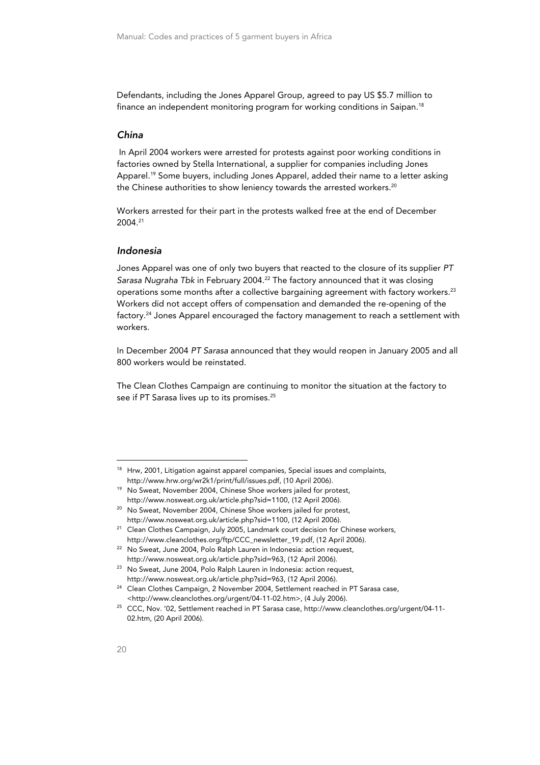Defendants, including the Jones Apparel Group, agreed to pay US $5.7 million to finance an independent monitoring program for working conditions in Saipan.[18]

### *China*

In April 2004 workers were arrested for protests against poor working conditions in factories owned by Stella International, a supplier for companies including Jones Apparel.[19] Some buyers, including Jones Apparel, added their name to a letter asking the Chinese authorities to show leniency towards the arrested workers.[20]

Workers arrested for their part in the protests walked free at the end of December 2004.[21]

### *Indonesia*

Jones Apparel was one of only two buyers that reacted to the closure of its supplier *PT Sarasa Nugraha Tbk* in February 2004.[22] The factory announced that it was closing operations some months after a collective bargaining agreement with factory workers.[23] Workers did not accept offers of compensation and demanded the re-opening of the factory.[24] Jones Apparel encouraged the factory management to reach a settlement with workers.

In December 2004 *PT Sarasa* announced that they would reopen in January 2005 and all 800 workers would be reinstated.

The Clean Clothes Campaign are continuing to monitor the situation at the factory to see if PT Sarasa lives up to its promises.[25]

---

[18] Hrw, 2001, Litigation against apparel companies, Special issues and complaints, http://www.hrw.org/wr2k1/print/full/issues.pdf, (10 April 2006).

[19] No Sweat, November 2004, Chinese Shoe workers jailed for protest, http://www.nosweat.org.uk/article.php?sid=1100, (12 April 2006).

[20] No Sweat, November 2004, Chinese Shoe workers jailed for protest, http://www.nosweat.org.uk/article.php?sid=1100, (12 April 2006).

[21] Clean Clothes Campaign, July 2005, Landmark court decision for Chinese workers, http://www.cleanclothes.org/ftp/CCC_newsletter_19.pdf, (12 April 2006).

[22] No Sweat, June 2004, Polo Ralph Lauren in Indonesia: action request, http://www.nosweat.org.uk/article.php?sid=963, (12 April 2006).

[23] No Sweat, June 2004, Polo Ralph Lauren in Indonesia: action request, http://www.nosweat.org.uk/article.php?sid=963, (12 April 2006).

[24] Clean Clothes Campaign, 2 November 2004, Settlement reached in PT Sarasa case, <http://www.cleanclothes.org/urgent/04-11-02.htm>, (4 July 2006).

[25] CCC, Nov. '02, Settlement reached in PT Sarasa case, http://www.cleanclothes.org/urgent/04-11-02.htm, (20 April 2006).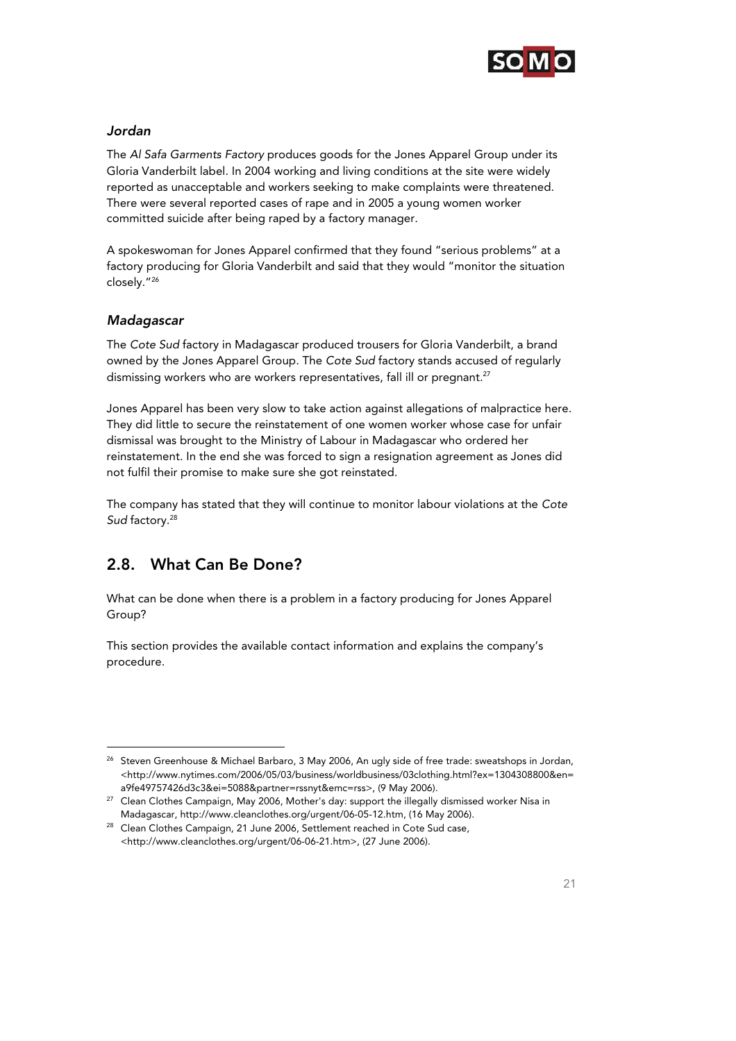### *Jordan*

The *Al Safa Garments Factory* produces goods for the Jones Apparel Group under its Gloria Vanderbilt label. In 2004 working and living conditions at the site were widely reported as unacceptable and workers seeking to make complaints were threatened. There were several reported cases of rape and in 2005 a young women worker committed suicide after being raped by a factory manager.

A spokeswoman for Jones Apparel confirmed that they found "serious problems" at a factory producing for Gloria Vanderbilt and said that they would "monitor the situation closely."[26]

### *Madagascar*

The *Cote Sud* factory in Madagascar produced trousers for Gloria Vanderbilt, a brand owned by the Jones Apparel Group. The *Cote Sud* factory stands accused of regularly dismissing workers who are workers representatives, fall ill or pregnant.[27]

Jones Apparel has been very slow to take action against allegations of malpractice here. They did little to secure the reinstatement of one women worker whose case for unfair dismissal was brought to the Ministry of Labour in Madagascar who ordered her reinstatement. In the end she was forced to sign a resignation agreement as Jones did not fulfil their promise to make sure she got reinstated.

The company has stated that they will continue to monitor labour violations at the *Cote Sud* factory.[28]

## 2.8. What Can Be Done?

What can be done when there is a problem in a factory producing for Jones Apparel Group?

This section provides the available contact information and explains the company's procedure.

---

[26] Steven Greenhouse & Michael Barbaro, 3 May 2006, An ugly side of free trade: sweatshops in Jordan, <http://www.nytimes.com/2006/05/03/business/worldbusiness/03clothing.html?ex=1304308800&en=a9fe49757426d3c3&ei=5088&partner=rssnyt&emc=rss>, (9 May 2006).

[27] Clean Clothes Campaign, May 2006, Mother's day: support the illegally dismissed worker Nisa in Madagascar, http://www.cleanclothes.org/urgent/06-05-12.htm, (16 May 2006).

[28] Clean Clothes Campaign, 21 June 2006, Settlement reached in Cote Sud case, <http://www.cleanclothes.org/urgent/06-06-21.htm>, (27 June 2006).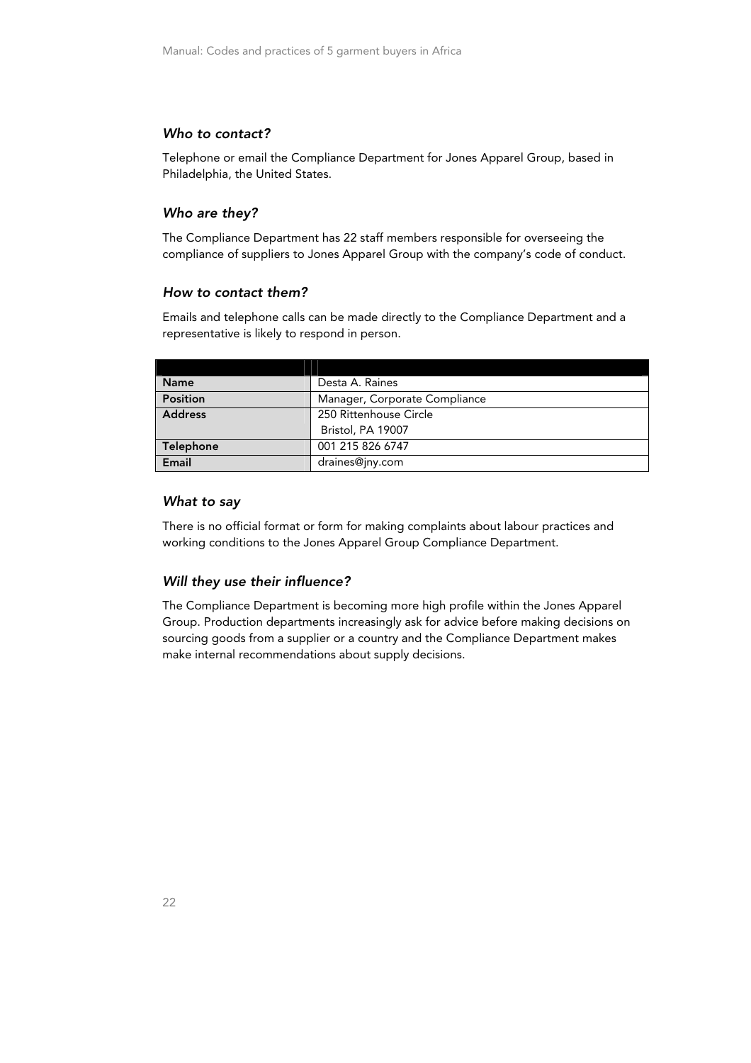### *Who to contact?*

Telephone or email the Compliance Department for Jones Apparel Group, based in Philadelphia, the United States.

### *Who are they?*

The Compliance Department has 22 staff members responsible for overseeing the compliance of suppliers to Jones Apparel Group with the company's code of conduct.

### *How to contact them?*

Emails and telephone calls can be made directly to the Compliance Department and a representative is likely to respond in person.

| | |
|---|---|
| **Name** | Desta A. Raines |
| **Position** | Manager, Corporate Compliance |
| **Address** | 250 Rittenhouse Circle<br>Bristol, PA 19007 |
| **Telephone** | 001 215 826 6747 |
| **Email** | draines@jny.com |

### *What to say*

There is no official format or form for making complaints about labour practices and working conditions to the Jones Apparel Group Compliance Department.

### *Will they use their influence?*

The Compliance Department is becoming more high profile within the Jones Apparel Group. Production departments increasingly ask for advice before making decisions on sourcing goods from a supplier or a country and the Compliance Department makes make internal recommendations about supply decisions.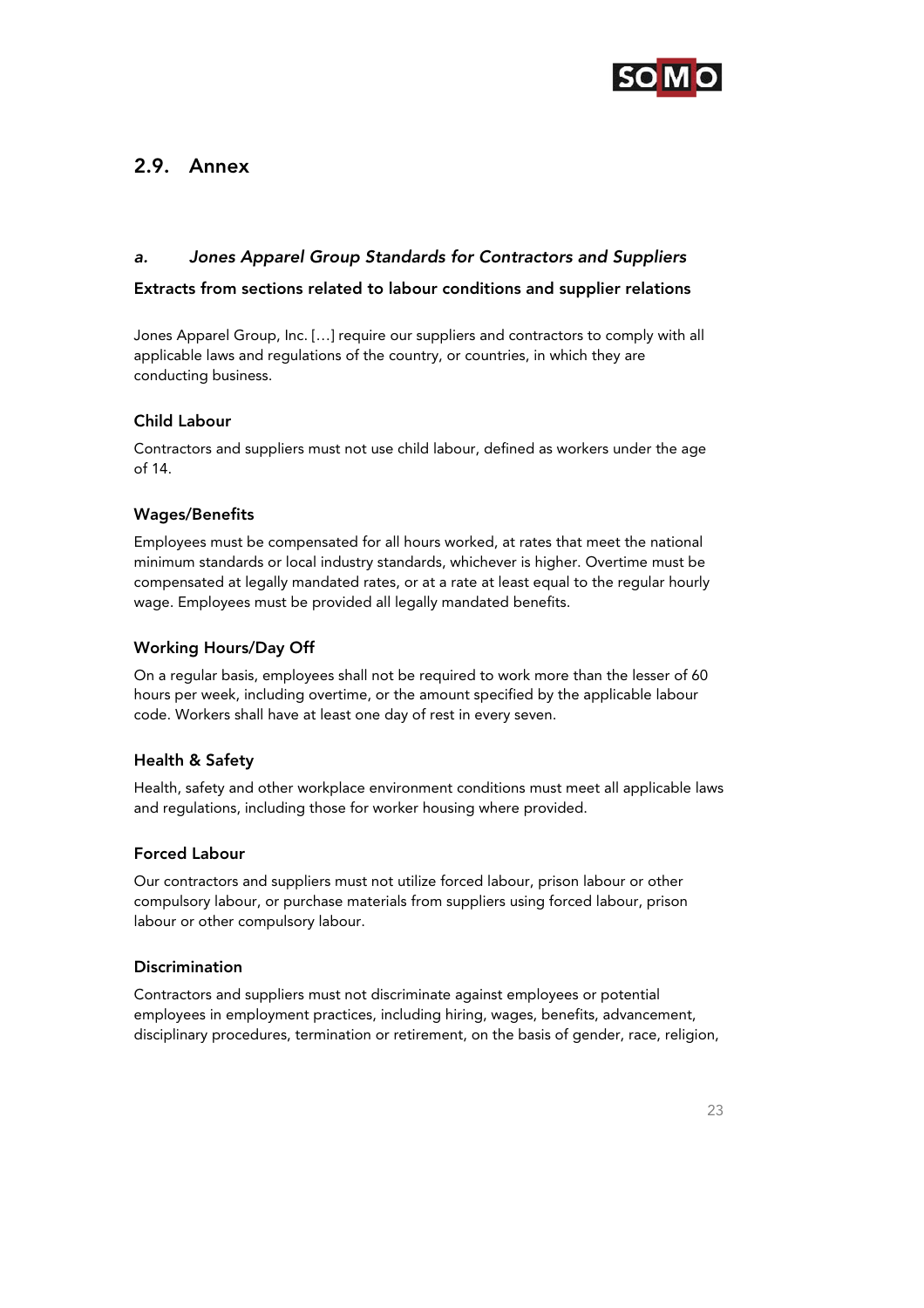## 2.9. Annex

### *a. Jones Apparel Group Standards for Contractors and Suppliers*

#### Extracts from sections related to labour conditions and supplier relations

Jones Apparel Group, Inc. […] require our suppliers and contractors to comply with all applicable laws and regulations of the country, or countries, in which they are conducting business.

#### Child Labour

Contractors and suppliers must not use child labour, defined as workers under the age of 14.

#### Wages/Benefits

Employees must be compensated for all hours worked, at rates that meet the national minimum standards or local industry standards, whichever is higher. Overtime must be compensated at legally mandated rates, or at a rate at least equal to the regular hourly wage. Employees must be provided all legally mandated benefits.

#### Working Hours/Day Off

On a regular basis, employees shall not be required to work more than the lesser of 60 hours per week, including overtime, or the amount specified by the applicable labour code. Workers shall have at least one day of rest in every seven.

#### Health & Safety

Health, safety and other workplace environment conditions must meet all applicable laws and regulations, including those for worker housing where provided.

#### Forced Labour

Our contractors and suppliers must not utilize forced labour, prison labour or other compulsory labour, or purchase materials from suppliers using forced labour, prison labour or other compulsory labour.

#### Discrimination

Contractors and suppliers must not discriminate against employees or potential employees in employment practices, including hiring, wages, benefits, advancement, disciplinary procedures, termination or retirement, on the basis of gender, race, religion,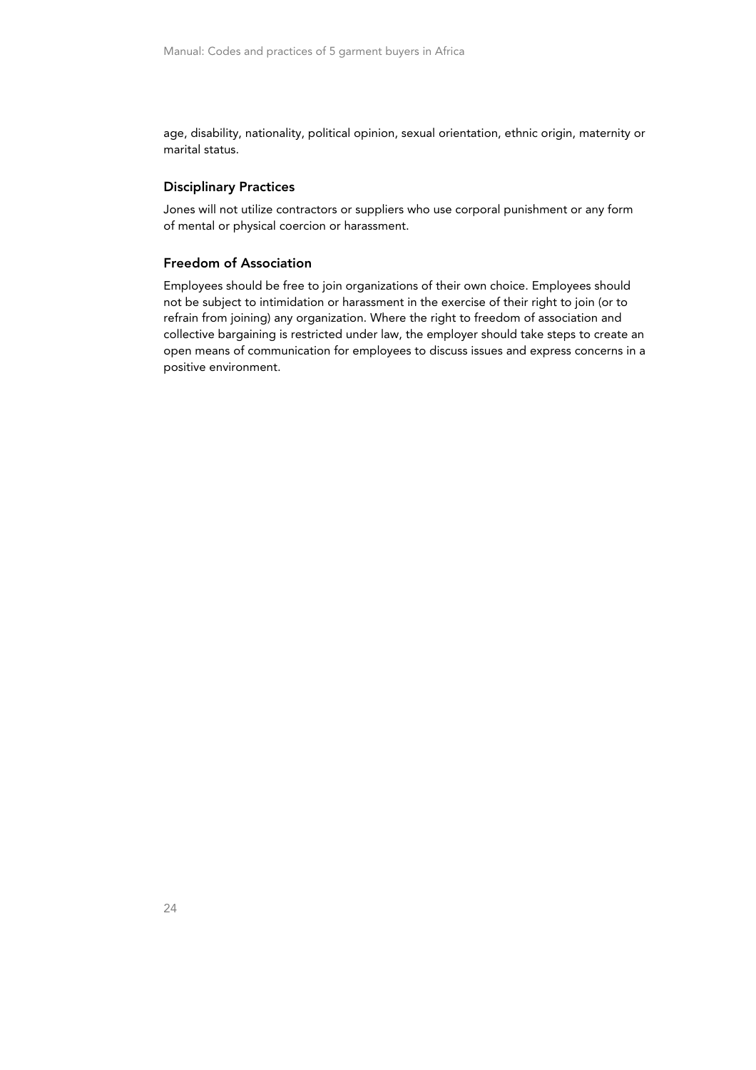age, disability, nationality, political opinion, sexual orientation, ethnic origin, maternity or marital status.

### Disciplinary Practices

Jones will not utilize contractors or suppliers who use corporal punishment or any form of mental or physical coercion or harassment.

### Freedom of Association

Employees should be free to join organizations of their own choice. Employees should not be subject to intimidation or harassment in the exercise of their right to join (or to refrain from joining) any organization. Where the right to freedom of association and collective bargaining is restricted under law, the employer should take steps to create an open means of communication for employees to discuss issues and express concerns in a positive environment.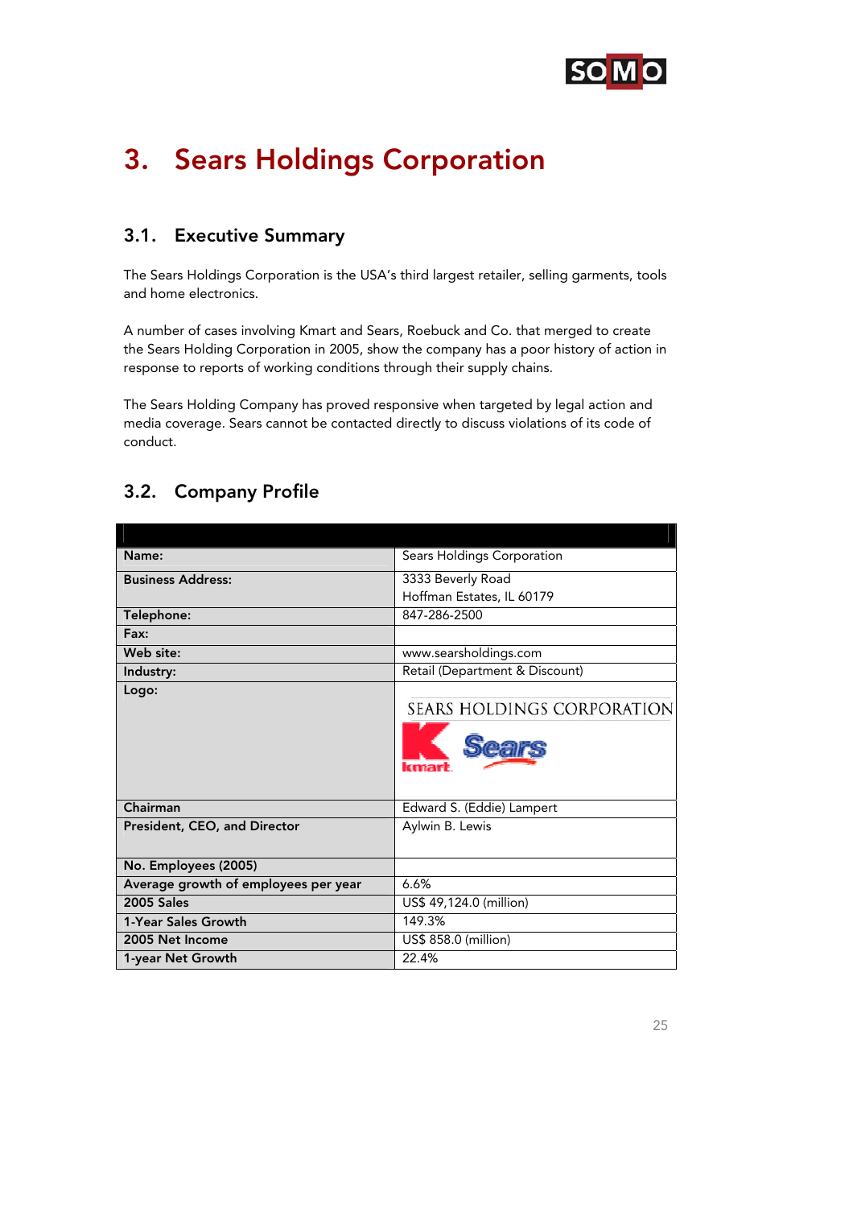# 3. Sears Holdings Corporation

## 3.1. Executive Summary

The Sears Holdings Corporation is the USA's third largest retailer, selling garments, tools and home electronics.

A number of cases involving Kmart and Sears, Roebuck and Co. that merged to create the Sears Holding Corporation in 2005, show the company has a poor history of action in response to reports of working conditions through their supply chains.

The Sears Holding Company has proved responsive when targeted by legal action and media coverage. Sears cannot be contacted directly to discuss violations of its code of conduct.

## 3.2. Company Profile

| | |
|---|---|
| **Name:** | Sears Holdings Corporation |
| **Business Address:** | 3333 Beverly Road<br>Hoffman Estates, IL 60179 |
| **Telephone:** | 847-286-2500 |
| **Fax:** | |
| **Web site:** | www.searsholdings.com |
| **Industry:** | Retail (Department & Discount) |
| **Logo:** | SEARS HOLDINGS CORPORATION<br>kmart Sears |
| **Chairman** | Edward S. (Eddie) Lampert |
| **President, CEO, and Director** | Aylwin B. Lewis |
| **No. Employees (2005)** | |
| **Average growth of employees per year** | 6.6% |
| **2005 Sales** | US$ 49,124.0 (million) |
| **1-Year Sales Growth** | 149.3% |
| **2005 Net Income** | US$ 858.0 (million) |
| **1-year Net Growth** | 22.4% |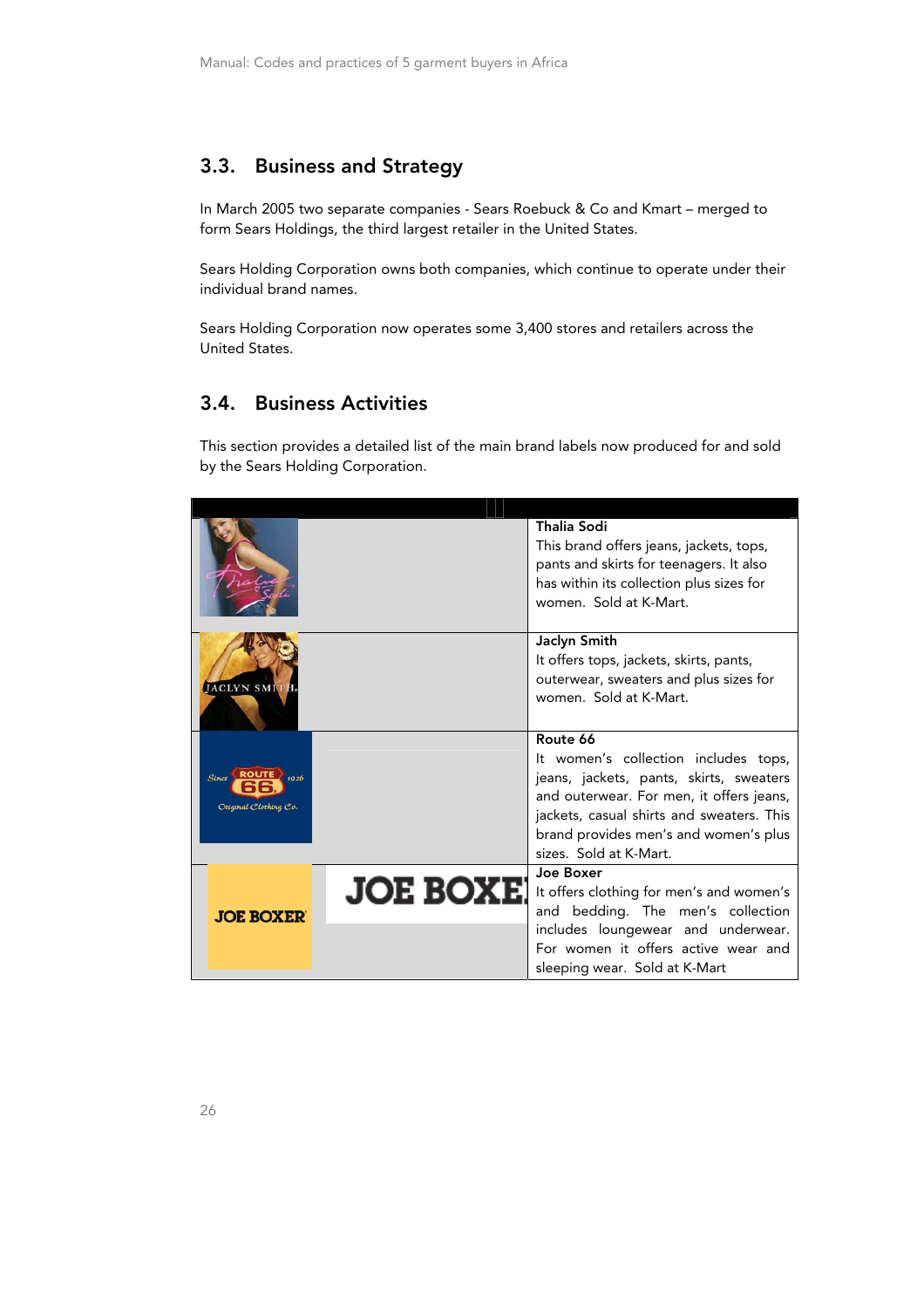## 3.3. Business and Strategy

In March 2005 two separate companies - Sears Roebuck & Co and Kmart – merged to form Sears Holdings, the third largest retailer in the United States.

Sears Holding Corporation owns both companies, which continue to operate under their individual brand names.

Sears Holding Corporation now operates some 3,400 stores and retailers across the United States.

## 3.4. Business Activities

This section provides a detailed list of the main brand labels now produced for and sold by the Sears Holding Corporation.

| | |
|---|---|
| | **Thalia Sodi**<br>This brand offers jeans, jackets, tops, pants and skirts for teenagers. It also has within its collection plus sizes for women. Sold at K-Mart. |
| | **Jaclyn Smith**<br>It offers tops, jackets, skirts, pants, outerwear, sweaters and plus sizes for women. Sold at K-Mart. |
| | **Route 66**<br>It women's collection includes tops, jeans, jackets, pants, skirts, sweaters and outerwear. For men, it offers jeans, jackets, casual shirts and sweaters. This brand provides men's and women's plus sizes. Sold at K-Mart. |
| | **Joe Boxer**<br>It offers clothing for men's and women's and bedding. The men's collection includes loungewear and underwear. For women it offers active wear and sleeping wear. Sold at K-Mart |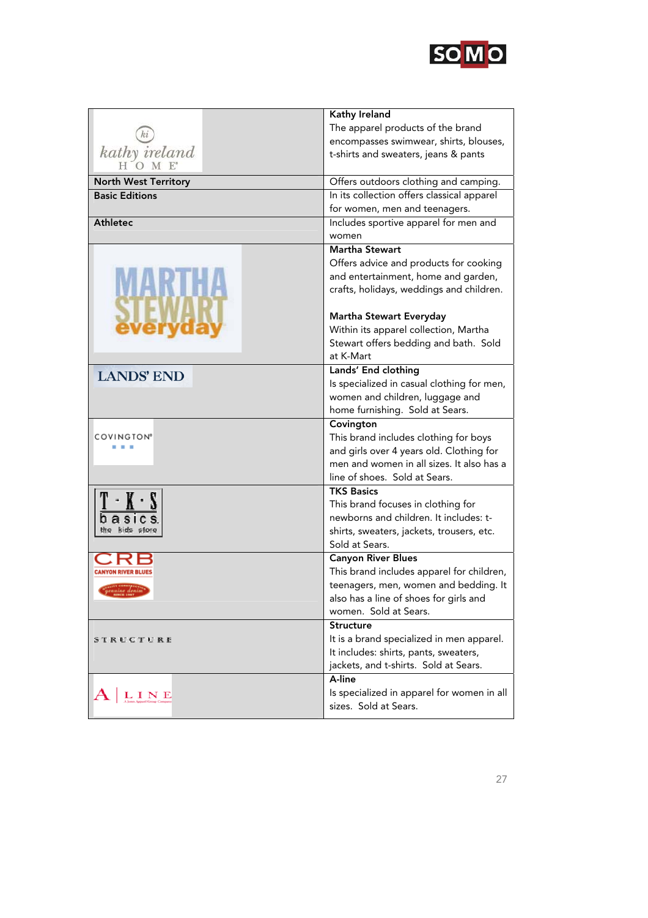| | |
|---|---|
| kathy ireland HOME | **Kathy Ireland**<br>The apparel products of the brand encompasses swimwear, shirts, blouses, t-shirts and sweaters, jeans & pants |
| **North West Territory** | Offers outdoors clothing and camping. |
| **Basic Editions** | In its collection offers classical apparel for women, men and teenagers. |
| **Athletec** | Includes sportive apparel for men and women |
| MARTHA STEWART everyday | **Martha Stewart**<br>Offers advice and products for cooking and entertainment, home and garden, crafts, holidays, weddings and children.<br><br>**Martha Stewart Everyday**<br>Within its apparel collection, Martha Stewart offers bedding and bath. Sold at K-Mart |
| LANDS' END | **Lands' End clothing**<br>Is specialized in casual clothing for men, women and children, luggage and home furnishing. Sold at Sears. |
| COVINGTON® | **Covington**<br>This brand includes clothing for boys and girls over 4 years old. Clothing for men and women in all sizes. It also has a line of shoes. Sold at Sears. |
| T·K·S basics the kids store | **TKS Basics**<br>This brand focuses in clothing for newborns and children. It includes: t-shirts, sweaters, jackets, trousers, etc. Sold at Sears. |
| CRB CANYON RIVER BLUES | **Canyon River Blues**<br>This brand includes apparel for children, teenagers, women and bedding. It also has a line of shoes for girls and women. Sold at Sears. |
| STRUCTURE | **Structure**<br>It is a brand specialized in men apparel. It includes: shirts, pants, sweaters, jackets, and t-shirts. Sold at Sears. |
| A \| LINE | **A-line**<br>Is specialized in apparel for women in all sizes. Sold at Sears. |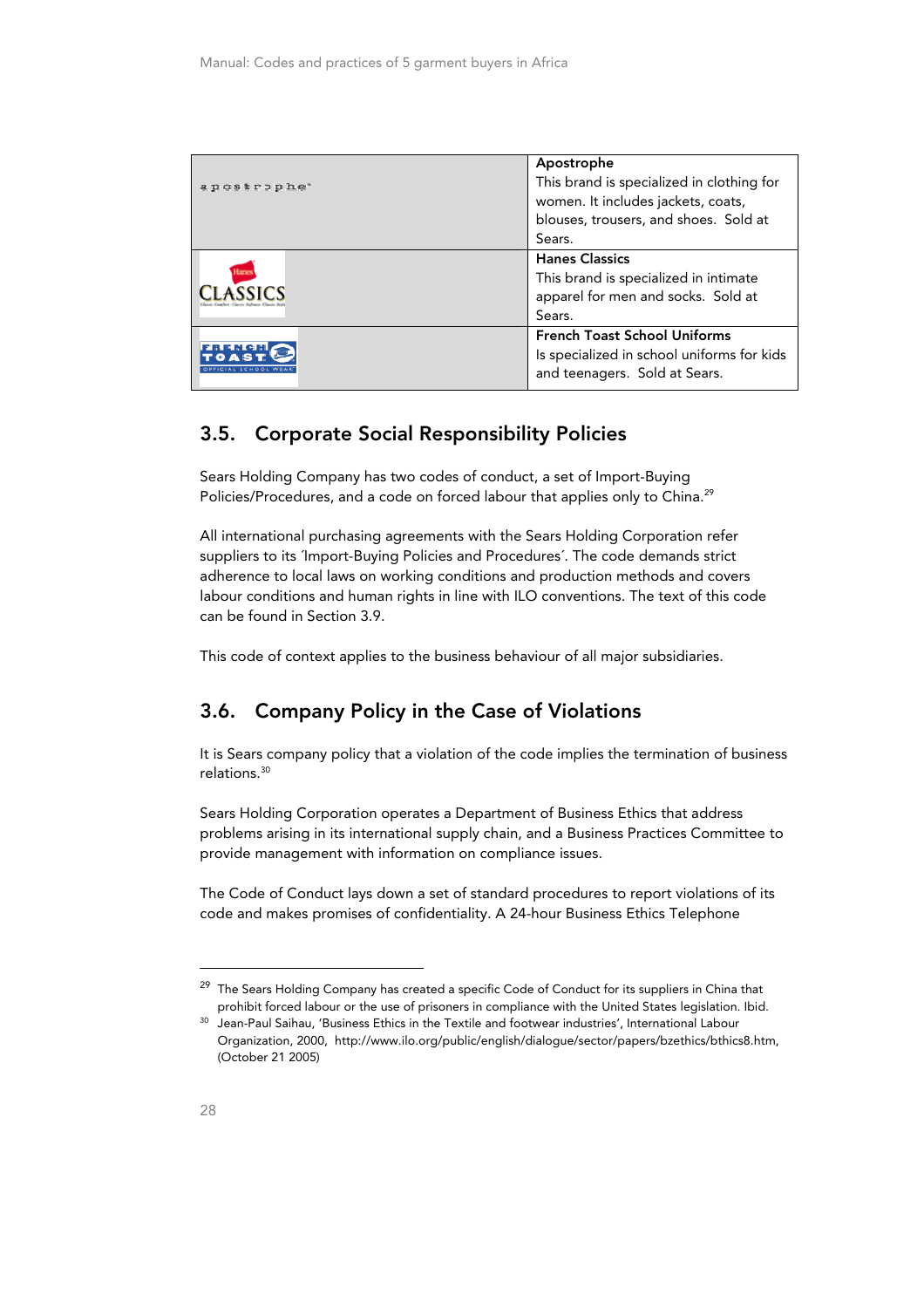| | |
|---|---|
| apostrophe | **Apostrophe**<br>This brand is specialized in clothing for women. It includes jackets, coats, blouses, trousers, and shoes. Sold at Sears. |
| Hanes CLASSICS | **Hanes Classics**<br>This brand is specialized in intimate apparel for men and socks. Sold at Sears. |
| FRENCH TOAST OFFICIAL SCHOOL WEAR | **French Toast School Uniforms**<br>Is specialized in school uniforms for kids and teenagers. Sold at Sears. |

## 3.5. Corporate Social Responsibility Policies

Sears Holding Company has two codes of conduct, a set of Import-Buying Policies/Procedures, and a code on forced labour that applies only to China.[29]

All international purchasing agreements with the Sears Holding Corporation refer suppliers to its ´Import-Buying Policies and Procedures´. The code demands strict adherence to local laws on working conditions and production methods and covers labour conditions and human rights in line with ILO conventions. The text of this code can be found in Section 3.9.

This code of context applies to the business behaviour of all major subsidiaries.

## 3.6. Company Policy in the Case of Violations

It is Sears company policy that a violation of the code implies the termination of business relations.[30]

Sears Holding Corporation operates a Department of Business Ethics that address problems arising in its international supply chain, and a Business Practices Committee to provide management with information on compliance issues.

The Code of Conduct lays down a set of standard procedures to report violations of its code and makes promises of confidentiality. A 24-hour Business Ethics Telephone

---

[29] The Sears Holding Company has created a specific Code of Conduct for its suppliers in China that prohibit forced labour or the use of prisoners in compliance with the United States legislation. Ibid.

[30] Jean-Paul Saihau, 'Business Ethics in the Textile and footwear industries', International Labour Organization, 2000, http://www.ilo.org/public/english/dialogue/sector/papers/bzethics/bthics8.htm, (October 21 2005)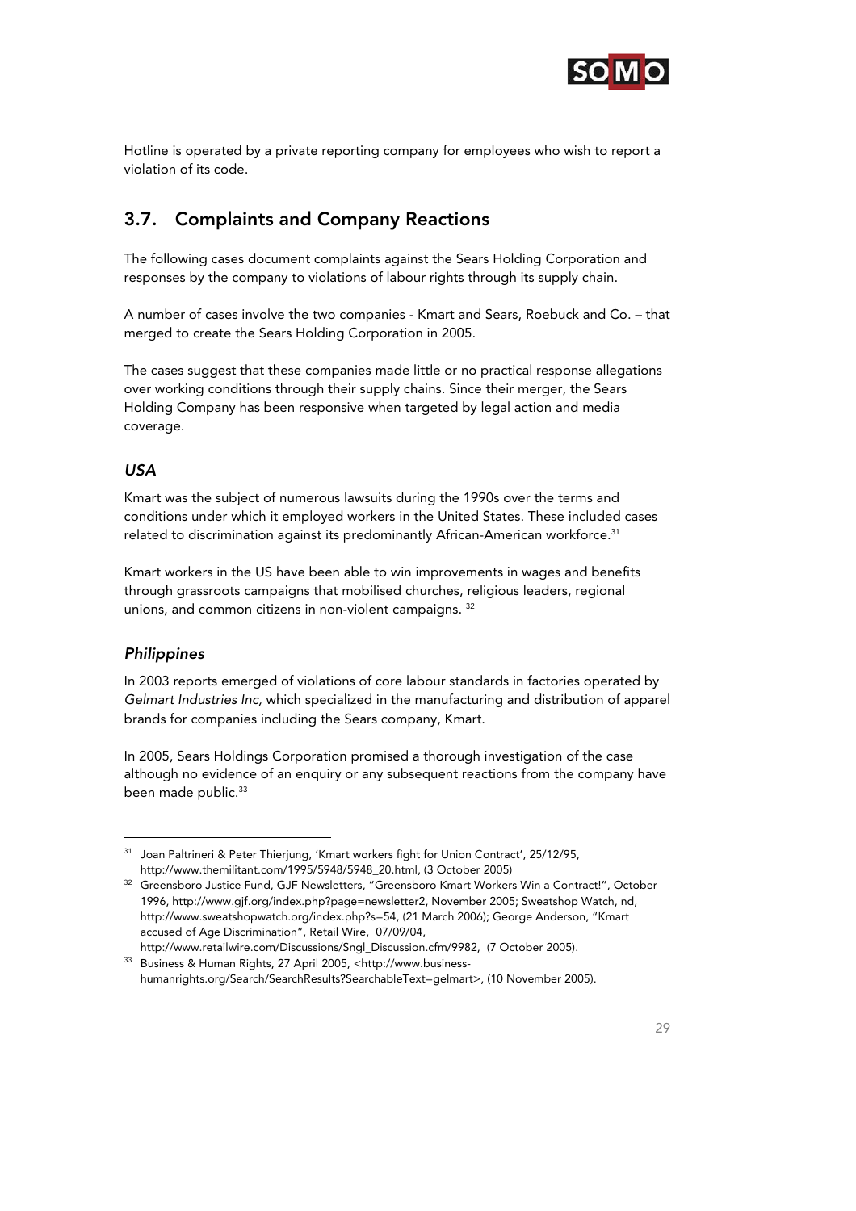Hotline is operated by a private reporting company for employees who wish to report a violation of its code.

## 3.7. Complaints and Company Reactions

The following cases document complaints against the Sears Holding Corporation and responses by the company to violations of labour rights through its supply chain.

A number of cases involve the two companies - Kmart and Sears, Roebuck and Co. – that merged to create the Sears Holding Corporation in 2005.

The cases suggest that these companies made little or no practical response allegations over working conditions through their supply chains. Since their merger, the Sears Holding Company has been responsive when targeted by legal action and media coverage.

### *USA*

Kmart was the subject of numerous lawsuits during the 1990s over the terms and conditions under which it employed workers in the United States. These included cases related to discrimination against its predominantly African-American workforce.[31]

Kmart workers in the US have been able to win improvements in wages and benefits through grassroots campaigns that mobilised churches, religious leaders, regional unions, and common citizens in non-violent campaigns. [32]

### *Philippines*

In 2003 reports emerged of violations of core labour standards in factories operated by *Gelmart Industries Inc,* which specialized in the manufacturing and distribution of apparel brands for companies including the Sears company, Kmart.

In 2005, Sears Holdings Corporation promised a thorough investigation of the case although no evidence of an enquiry or any subsequent reactions from the company have been made public.[33]

---

[31] Joan Paltrineri & Peter Thierjung, 'Kmart workers fight for Union Contract', 25/12/95, http://www.themilitant.com/1995/5948/5948_20.html, (3 October 2005)

[32] Greensboro Justice Fund, GJF Newsletters, "Greensboro Kmart Workers Win a Contract!", October 1996, http://www.gjf.org/index.php?page=newsletter2, November 2005; Sweatshop Watch, nd, http://www.sweatshopwatch.org/index.php?s=54, (21 March 2006); George Anderson, "Kmart accused of Age Discrimination", Retail Wire, 07/09/04, http://www.retailwire.com/Discussions/Sngl_Discussion.cfm/9982, (7 October 2005).

[33] Business & Human Rights, 27 April 2005, <http://www.business-humanrights.org/Search/SearchResults?SearchableText=gelmart>, (10 November 2005).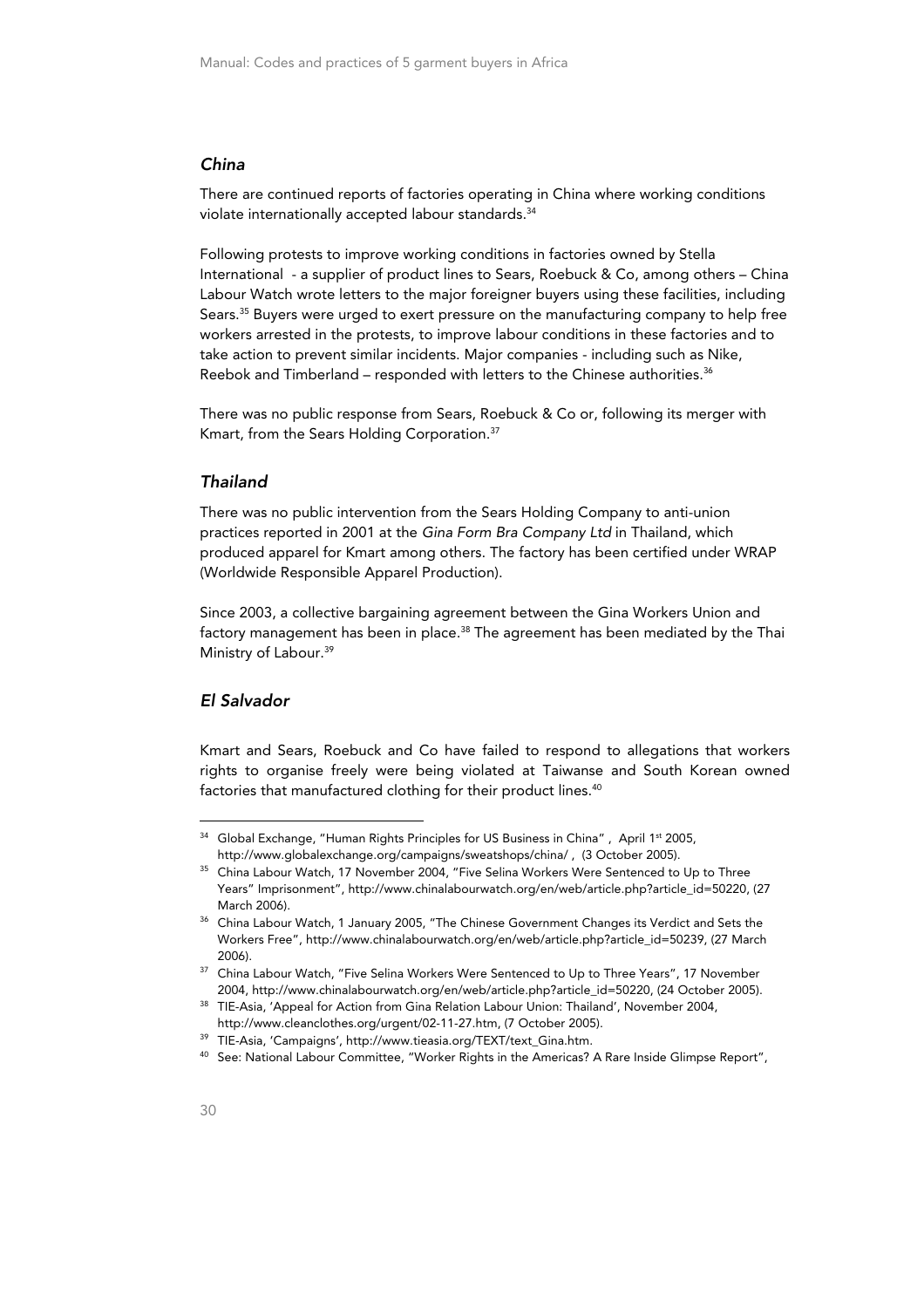### *China*

There are continued reports of factories operating in China where working conditions violate internationally accepted labour standards.[34]

Following protests to improve working conditions in factories owned by Stella International - a supplier of product lines to Sears, Roebuck & Co, among others – China Labour Watch wrote letters to the major foreigner buyers using these facilities, including Sears.[35] Buyers were urged to exert pressure on the manufacturing company to help free workers arrested in the protests, to improve labour conditions in these factories and to take action to prevent similar incidents. Major companies - including such as Nike, Reebok and Timberland – responded with letters to the Chinese authorities.[36]

There was no public response from Sears, Roebuck & Co or, following its merger with Kmart, from the Sears Holding Corporation.[37]

### *Thailand*

There was no public intervention from the Sears Holding Company to anti-union practices reported in 2001 at the *Gina Form Bra Company Ltd* in Thailand, which produced apparel for Kmart among others. The factory has been certified under WRAP (Worldwide Responsible Apparel Production).

Since 2003, a collective bargaining agreement between the Gina Workers Union and factory management has been in place.[38] The agreement has been mediated by the Thai Ministry of Labour.[39]

### *El Salvador*

Kmart and Sears, Roebuck and Co have failed to respond to allegations that workers rights to organise freely were being violated at Taiwanse and South Korean owned factories that manufactured clothing for their product lines.[40]

---

[34] Global Exchange, "Human Rights Principles for US Business in China" , April 1st 2005, http://www.globalexchange.org/campaigns/sweatshops/china/ , (3 October 2005).

[35] China Labour Watch, 17 November 2004, "Five Selina Workers Were Sentenced to Up to Three Years" Imprisonment", http://www.chinalabourwatch.org/en/web/article.php?article_id=50220, (27 March 2006).

[36] China Labour Watch, 1 January 2005, "The Chinese Government Changes its Verdict and Sets the Workers Free", http://www.chinalabourwatch.org/en/web/article.php?article_id=50239, (27 March 2006).

[37] China Labour Watch, "Five Selina Workers Were Sentenced to Up to Three Years", 17 November 2004, http://www.chinalabourwatch.org/en/web/article.php?article_id=50220, (24 October 2005).

[38] TIE-Asia, 'Appeal for Action from Gina Relation Labour Union: Thailand', November 2004, http://www.cleanclothes.org/urgent/02-11-27.htm, (7 October 2005).

[39] TIE-Asia, 'Campaigns', http://www.tieasia.org/TEXT/text_Gina.htm.

[40] See: National Labour Committee, "Worker Rights in the Americas? A Rare Inside Glimpse Report",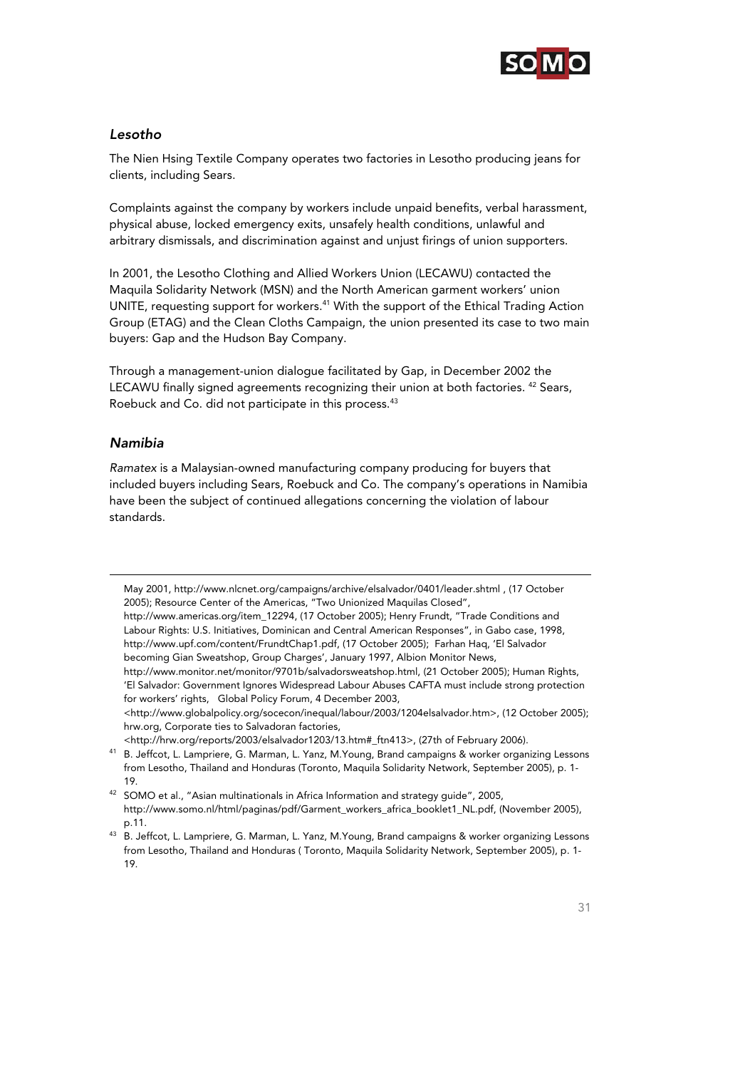### *Lesotho*

The Nien Hsing Textile Company operates two factories in Lesotho producing jeans for clients, including Sears.

Complaints against the company by workers include unpaid benefits, verbal harassment, physical abuse, locked emergency exits, unsafely health conditions, unlawful and arbitrary dismissals, and discrimination against and unjust firings of union supporters.

In 2001, the Lesotho Clothing and Allied Workers Union (LECAWU) contacted the Maquila Solidarity Network (MSN) and the North American garment workers' union UNITE, requesting support for workers.[41] With the support of the Ethical Trading Action Group (ETAG) and the Clean Cloths Campaign, the union presented its case to two main buyers: Gap and the Hudson Bay Company.

Through a management-union dialogue facilitated by Gap, in December 2002 the LECAWU finally signed agreements recognizing their union at both factories. [42] Sears, Roebuck and Co. did not participate in this process.[43]

### *Namibia*

*Ramatex* is a Malaysian-owned manufacturing company producing for buyers that included buyers including Sears, Roebuck and Co. The company's operations in Namibia have been the subject of continued allegations concerning the violation of labour standards.

---

May 2001, http://www.nlcnet.org/campaigns/archive/elsalvador/0401/leader.shtml , (17 October 2005); Resource Center of the Americas, "Two Unionized Maquilas Closed", http://www.americas.org/item_12294, (17 October 2005); Henry Frundt, "Trade Conditions and Labour Rights: U.S. Initiatives, Dominican and Central American Responses", in Gabo case, 1998, http://www.upf.com/content/FrundtChap1.pdf, (17 October 2005); Farhan Haq, 'El Salvador becoming Gian Sweatshop, Group Charges', January 1997, Albion Monitor News, http://www.monitor.net/monitor/9701b/salvadorsweatshop.html, (21 October 2005); Human Rights, 'El Salvador: Government Ignores Widespread Labour Abuses CAFTA must include strong protection for workers' rights, Global Policy Forum, 4 December 2003, <http://www.globalpolicy.org/socecon/inequal/labour/2003/1204elsalvador.htm>, (12 October 2005); hrw.org, Corporate ties to Salvadoran factories, <http://hrw.org/reports/2003/elsalvador1203/13.htm#_ftn413>, (27th of February 2006).

[41] B. Jeffcot, L. Lampriere, G. Marman, L. Yanz, M.Young, Brand campaigns & worker organizing Lessons from Lesotho, Thailand and Honduras (Toronto, Maquila Solidarity Network, September 2005), p. 1-19.

[42] SOMO et al., "Asian multinationals in Africa Information and strategy guide", 2005, http://www.somo.nl/html/paginas/pdf/Garment_workers_africa_booklet1_NL.pdf, (November 2005), p.11.

[43] B. Jeffcot, L. Lampriere, G. Marman, L. Yanz, M.Young, Brand campaigns & worker organizing Lessons from Lesotho, Thailand and Honduras ( Toronto, Maquila Solidarity Network, September 2005), p. 1-19.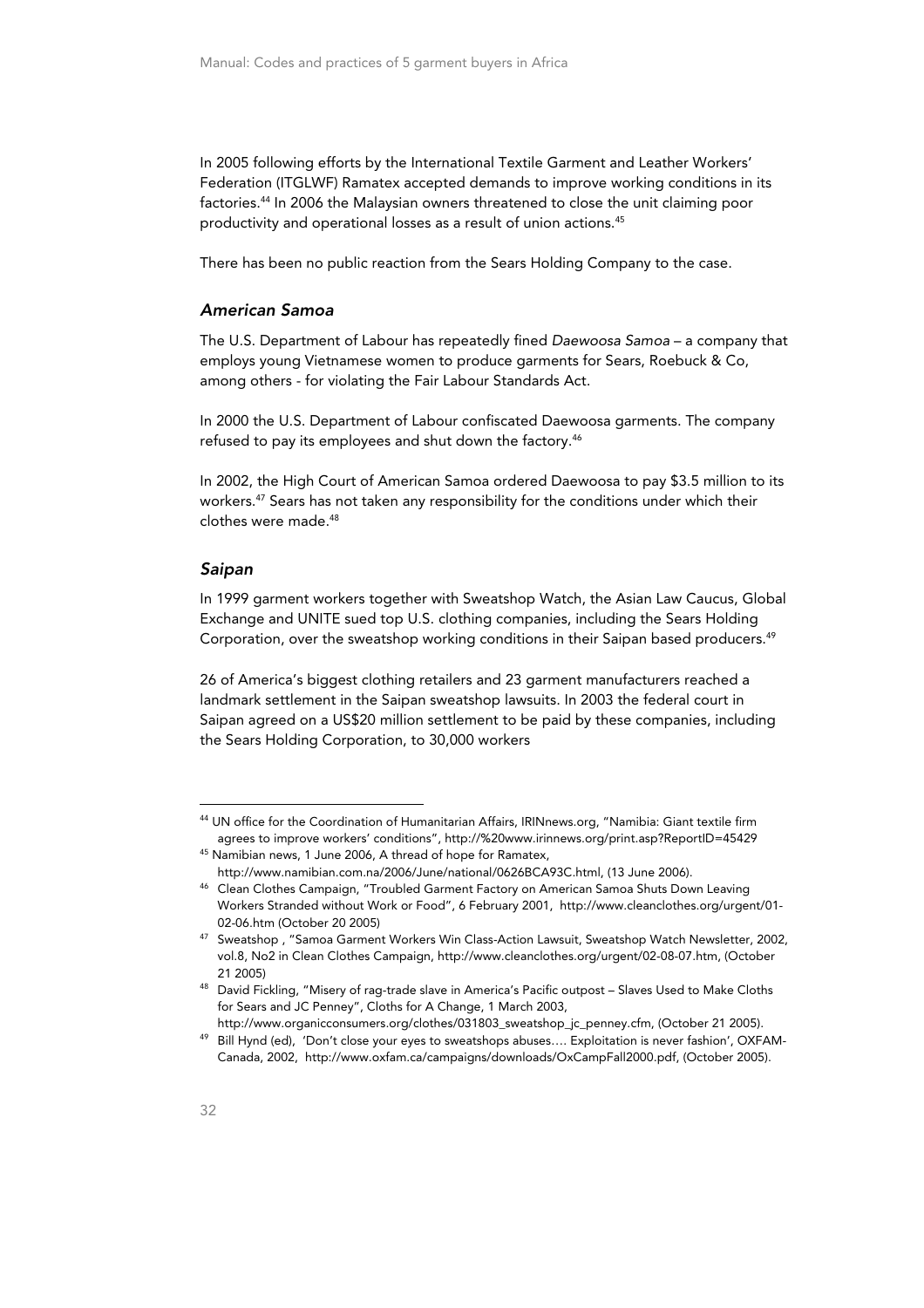In 2005 following efforts by the International Textile Garment and Leather Workers' Federation (ITGLWF) Ramatex accepted demands to improve working conditions in its factories.[44] In 2006 the Malaysian owners threatened to close the unit claiming poor productivity and operational losses as a result of union actions.[45]

There has been no public reaction from the Sears Holding Company to the case.

### *American Samoa*

The U.S. Department of Labour has repeatedly fined *Daewoosa Samoa* – a company that employs young Vietnamese women to produce garments for Sears, Roebuck & Co, among others - for violating the Fair Labour Standards Act.

In 2000 the U.S. Department of Labour confiscated Daewoosa garments. The company refused to pay its employees and shut down the factory.[46]

In 2002, the High Court of American Samoa ordered Daewoosa to pay $3.5 million to its workers.[47] Sears has not taken any responsibility for the conditions under which their clothes were made.[48]

### *Saipan*

In 1999 garment workers together with Sweatshop Watch, the Asian Law Caucus, Global Exchange and UNITE sued top U.S. clothing companies, including the Sears Holding Corporation, over the sweatshop working conditions in their Saipan based producers.[49]

26 of America's biggest clothing retailers and 23 garment manufacturers reached a landmark settlement in the Saipan sweatshop lawsuits. In 2003 the federal court in Saipan agreed on a US$20 million settlement to be paid by these companies, including the Sears Holding Corporation, to 30,000 workers

---

[44] UN office for the Coordination of Humanitarian Affairs, IRINnews.org, "Namibia: Giant textile firm agrees to improve workers' conditions", http://%20www.irinnews.org/print.asp?ReportID=45429

[45] Namibian news, 1 June 2006, A thread of hope for Ramatex, http://www.namibian.com.na/2006/June/national/0626BCA93C.html, (13 June 2006).

[46] Clean Clothes Campaign, "Troubled Garment Factory on American Samoa Shuts Down Leaving Workers Stranded without Work or Food", 6 February 2001, http://www.cleanclothes.org/urgent/01-02-06.htm (October 20 2005)

[47] Sweatshop , "Samoa Garment Workers Win Class-Action Lawsuit, Sweatshop Watch Newsletter, 2002, vol.8, No2 in Clean Clothes Campaign, http://www.cleanclothes.org/urgent/02-08-07.htm, (October 21 2005)

[48] David Fickling, "Misery of rag-trade slave in America's Pacific outpost – Slaves Used to Make Cloths for Sears and JC Penney", Cloths for A Change, 1 March 2003, http://www.organicconsumers.org/clothes/031803_sweatshop_jc_penney.cfm, (October 21 2005).

[49] Bill Hynd (ed), 'Don't close your eyes to sweatshops abuses…. Exploitation is never fashion', OXFAM-Canada, 2002, http://www.oxfam.ca/campaigns/downloads/OxCampFall2000.pdf, (October 2005).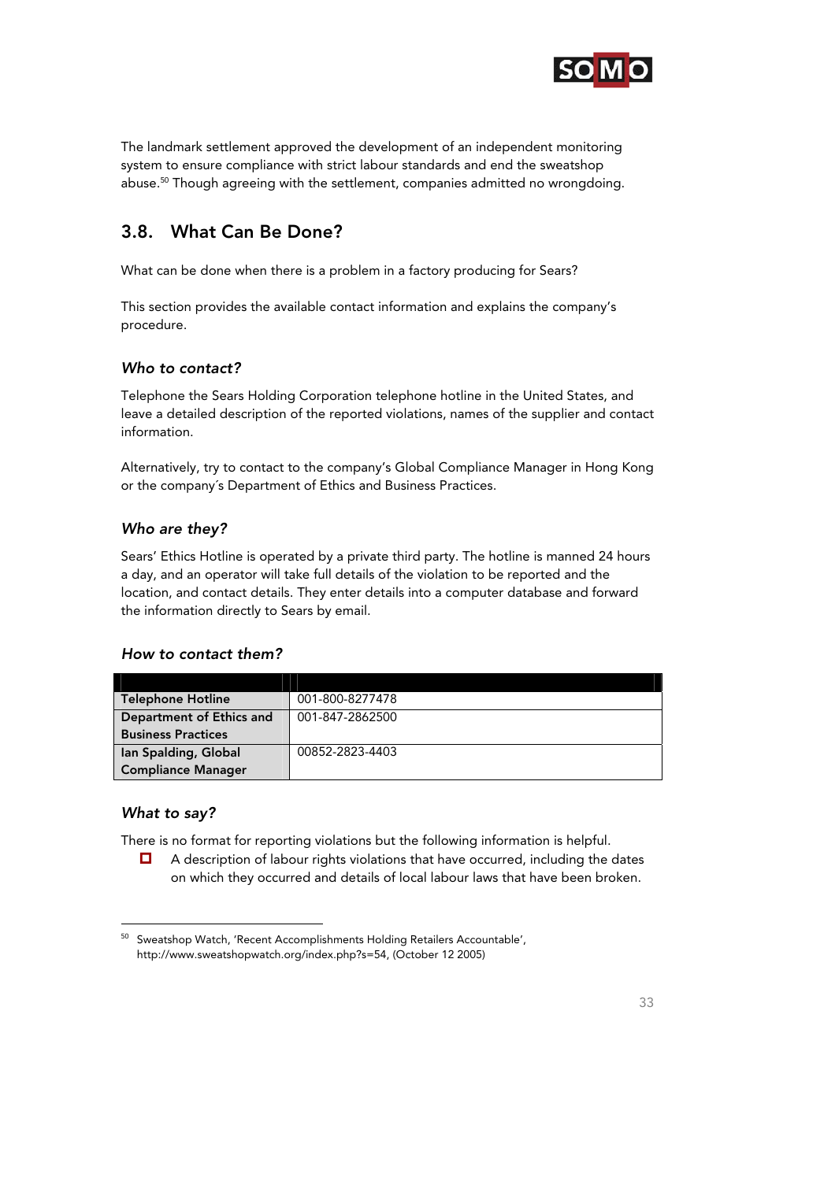The landmark settlement approved the development of an independent monitoring system to ensure compliance with strict labour standards and end the sweatshop abuse.[50] Though agreeing with the settlement, companies admitted no wrongdoing.

## 3.8. What Can Be Done?

What can be done when there is a problem in a factory producing for Sears?

This section provides the available contact information and explains the company's procedure.

### *Who to contact?*

Telephone the Sears Holding Corporation telephone hotline in the United States, and leave a detailed description of the reported violations, names of the supplier and contact information.

Alternatively, try to contact to the company's Global Compliance Manager in Hong Kong or the company´s Department of Ethics and Business Practices.

### *Who are they?*

Sears' Ethics Hotline is operated by a private third party. The hotline is manned 24 hours a day, and an operator will take full details of the violation to be reported and the location, and contact details. They enter details into a computer database and forward the information directly to Sears by email.

### *How to contact them?*

| | |
|---|---|
| **Telephone Hotline** | 001-800-8277478 |
| **Department of Ethics and Business Practices** | 001-847-2862500 |
| **Ian Spalding, Global Compliance Manager** | 00852-2823-4403 |

### *What to say?*

There is no format for reporting violations but the following information is helpful.

- A description of labour rights violations that have occurred, including the dates on which they occurred and details of local labour laws that have been broken.

---

[50] Sweatshop Watch, 'Recent Accomplishments Holding Retailers Accountable', http://www.sweatshopwatch.org/index.php?s=54, (October 12 2005)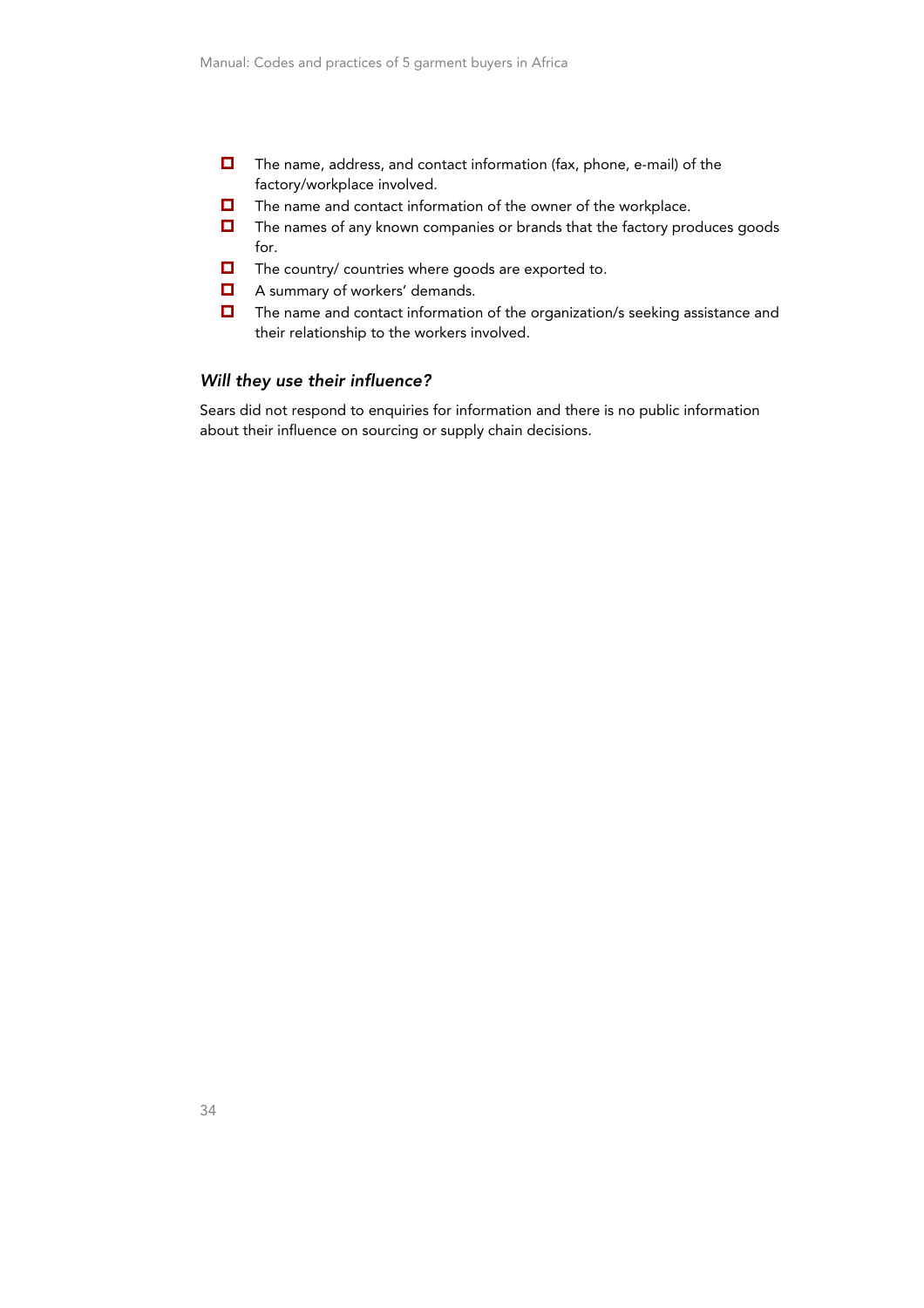- The name, address, and contact information (fax, phone, e-mail) of the factory/workplace involved.
- The name and contact information of the owner of the workplace.
- The names of any known companies or brands that the factory produces goods for.
- The country/ countries where goods are exported to.
- A summary of workers' demands.
- The name and contact information of the organization/s seeking assistance and their relationship to the workers involved.

### *Will they use their influence?*

Sears did not respond to enquiries for information and there is no public information about their influence on sourcing or supply chain decisions.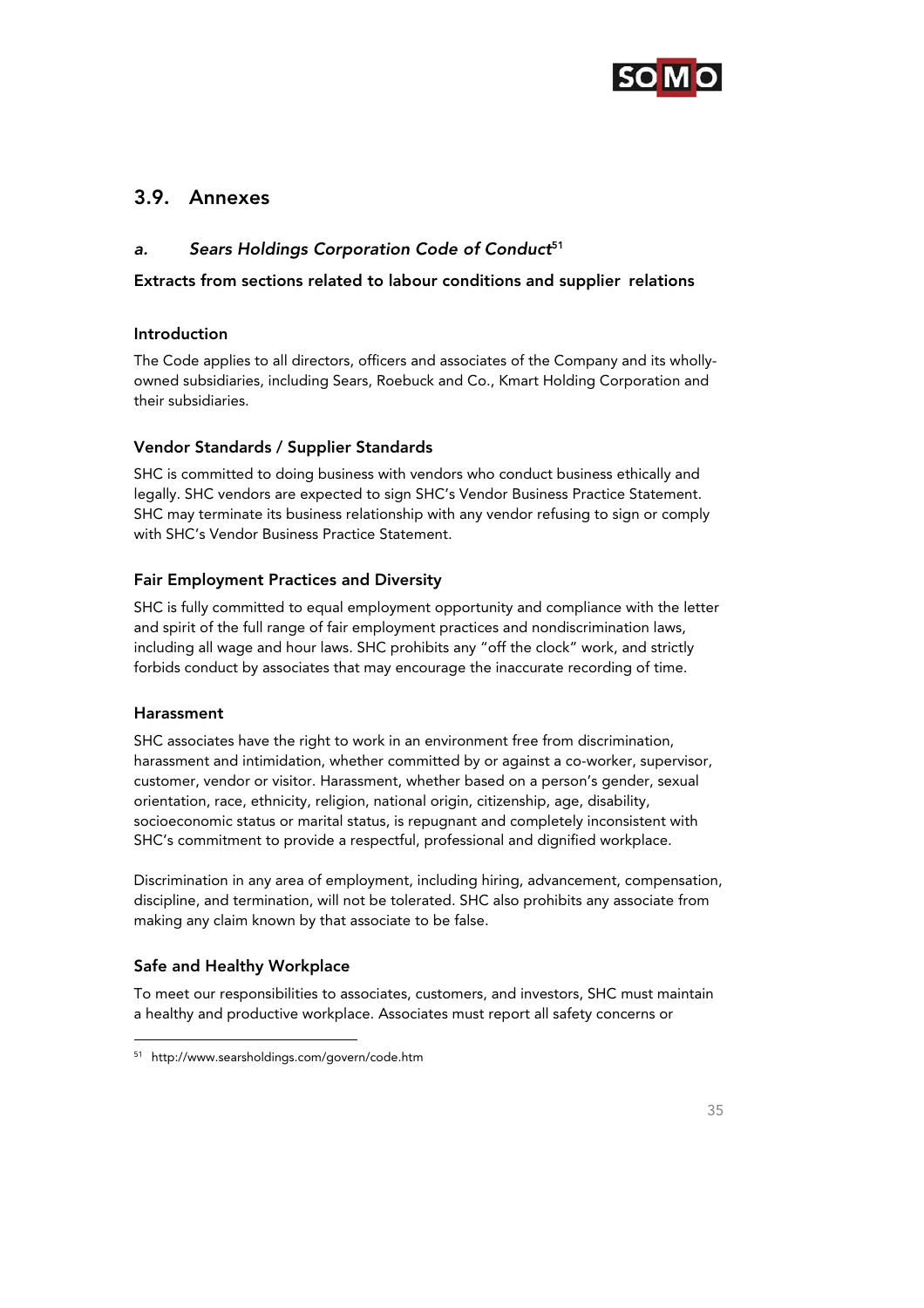## 3.9. Annexes

### *a. Sears Holdings Corporation Code of Conduct*[51]

**Extracts from sections related to labour conditions and supplier relations**

#### Introduction

The Code applies to all directors, officers and associates of the Company and its wholly-owned subsidiaries, including Sears, Roebuck and Co., Kmart Holding Corporation and their subsidiaries.

#### Vendor Standards / Supplier Standards

SHC is committed to doing business with vendors who conduct business ethically and legally. SHC vendors are expected to sign SHC's Vendor Business Practice Statement. SHC may terminate its business relationship with any vendor refusing to sign or comply with SHC's Vendor Business Practice Statement.

#### Fair Employment Practices and Diversity

SHC is fully committed to equal employment opportunity and compliance with the letter and spirit of the full range of fair employment practices and nondiscrimination laws, including all wage and hour laws. SHC prohibits any "off the clock" work, and strictly forbids conduct by associates that may encourage the inaccurate recording of time.

#### Harassment

SHC associates have the right to work in an environment free from discrimination, harassment and intimidation, whether committed by or against a co-worker, supervisor, customer, vendor or visitor. Harassment, whether based on a person's gender, sexual orientation, race, ethnicity, religion, national origin, citizenship, age, disability, socioeconomic status or marital status, is repugnant and completely inconsistent with SHC's commitment to provide a respectful, professional and dignified workplace.

Discrimination in any area of employment, including hiring, advancement, compensation, discipline, and termination, will not be tolerated. SHC also prohibits any associate from making any claim known by that associate to be false.

#### Safe and Healthy Workplace

To meet our responsibilities to associates, customers, and investors, SHC must maintain a healthy and productive workplace. Associates must report all safety concerns or

---

[51] http://www.searsholdings.com/govern/code.htm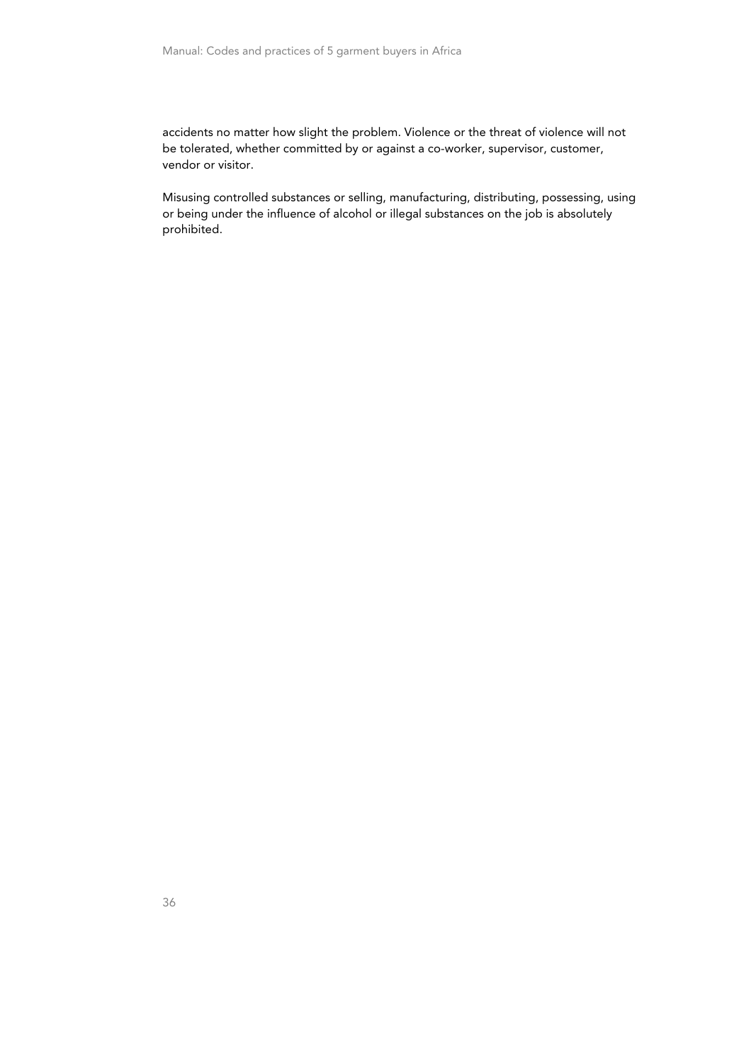accidents no matter how slight the problem. Violence or the threat of violence will not be tolerated, whether committed by or against a co-worker, supervisor, customer, vendor or visitor.

Misusing controlled substances or selling, manufacturing, distributing, possessing, using or being under the influence of alcohol or illegal substances on the job is absolutely prohibited.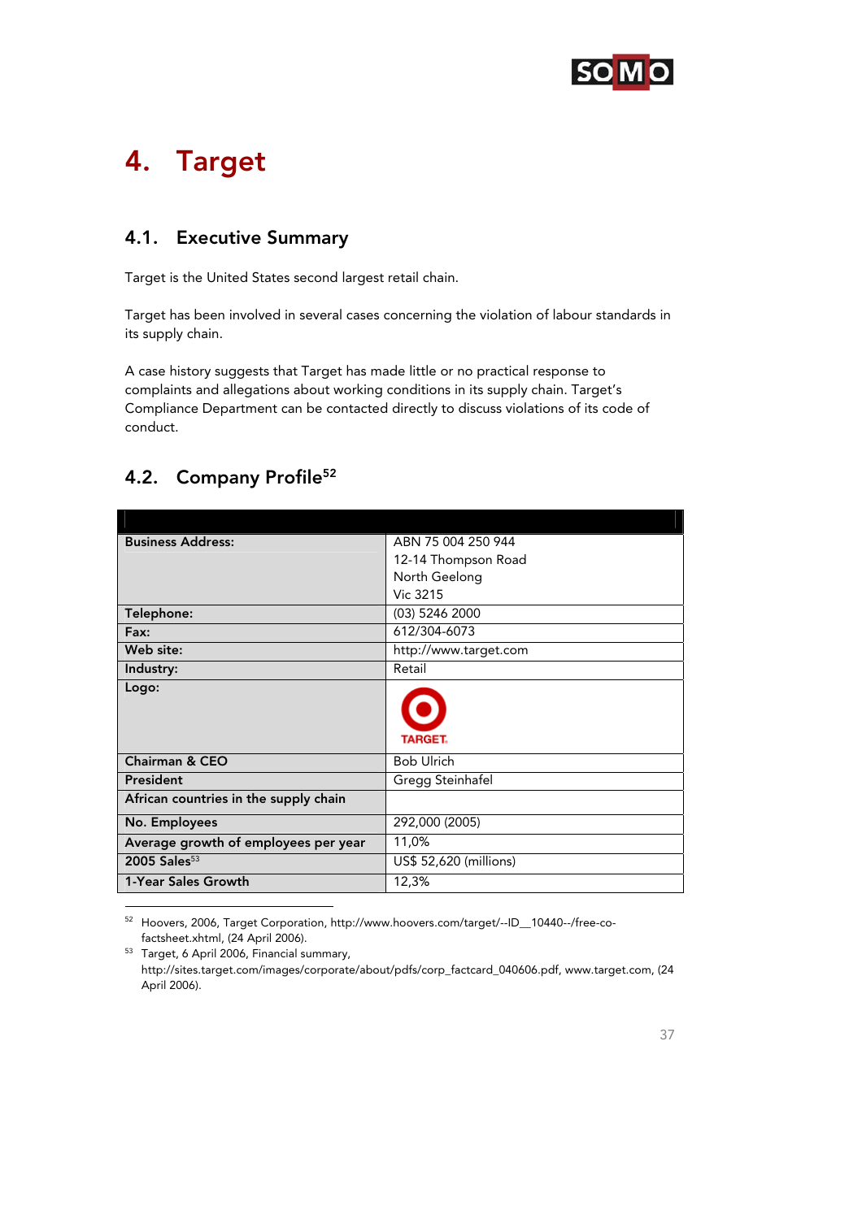# 4. Target

## 4.1. Executive Summary

Target is the United States second largest retail chain.

Target has been involved in several cases concerning the violation of labour standards in its supply chain.

A case history suggests that Target has made little or no practical response to complaints and allegations about working conditions in its supply chain. Target's Compliance Department can be contacted directly to discuss violations of its code of conduct.

## 4.2. Company Profile[52]

| | |
|---|---|
| **Business Address:** | ABN 75 004 250 944<br>12-14 Thompson Road<br>North Geelong<br>Vic 3215 |
| **Telephone:** | (03) 5246 2000 |
| **Fax:** | 612/304-6073 |
| **Web site:** | http://www.target.com |
| **Industry:** | Retail |
| **Logo:** | TARGET |
| **Chairman & CEO** | Bob Ulrich |
| **President** | Gregg Steinhafel |
| **African countries in the supply chain** | |
| **No. Employees** | 292,000 (2005) |
| **Average growth of employees per year** | 11,0% |
| **2005 Sales**[53] | US$ 52,620 (millions) |
| **1-Year Sales Growth** | 12,3% |

[52] Hoovers, 2006, Target Corporation, http://www.hoovers.com/target/--ID__10440--/free-co-factsheet.xhtml, (24 April 2006).

[53] Target, 6 April 2006, Financial summary, http://sites.target.com/images/corporate/about/pdfs/corp_factcard_040606.pdf, www.target.com, (24 April 2006).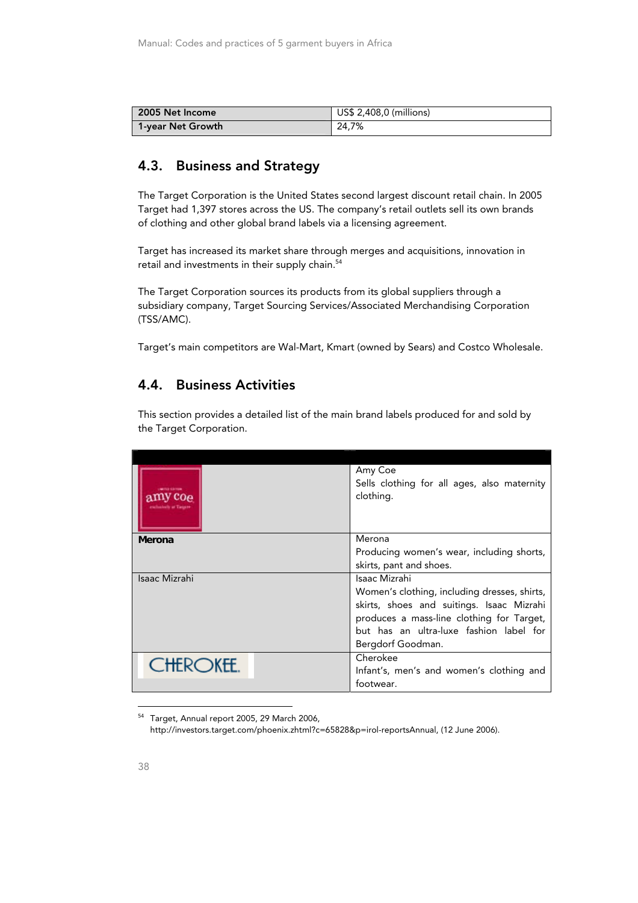| 2005 Net Income | US$ 2,408,0 (millions) |
|---|---|
| 1-year Net Growth | 24,7% |

## 4.3. Business and Strategy

The Target Corporation is the United States second largest discount retail chain. In 2005 Target had 1,397 stores across the US. The company's retail outlets sell its own brands of clothing and other global brand labels via a licensing agreement.

Target has increased its market share through merges and acquisitions, innovation in retail and investments in their supply chain.[54]

The Target Corporation sources its products from its global suppliers through a subsidiary company, Target Sourcing Services/Associated Merchandising Corporation (TSS/AMC).

Target's main competitors are Wal-Mart, Kmart (owned by Sears) and Costco Wholesale.

## 4.4. Business Activities

This section provides a detailed list of the main brand labels produced for and sold by the Target Corporation.

| | |
|---|---|
| amy coe | Amy Coe<br>Sells clothing for all ages, also maternity clothing. |
| **Merona** | Merona<br>Producing women's wear, including shorts, skirts, pant and shoes. |
| Isaac Mizrahi | Isaac Mizrahi<br>Women's clothing, including dresses, shirts, skirts, shoes and suitings. Isaac Mizrahi produces a mass-line clothing for Target, but has an ultra-luxe fashion label for Bergdorf Goodman. |
| CHEROKEE. | Cherokee<br>Infant's, men's and women's clothing and footwear. |

[54] Target, Annual report 2005, 29 March 2006, http://investors.target.com/phoenix.zhtml?c=65828&p=irol-reportsAnnual, (12 June 2006).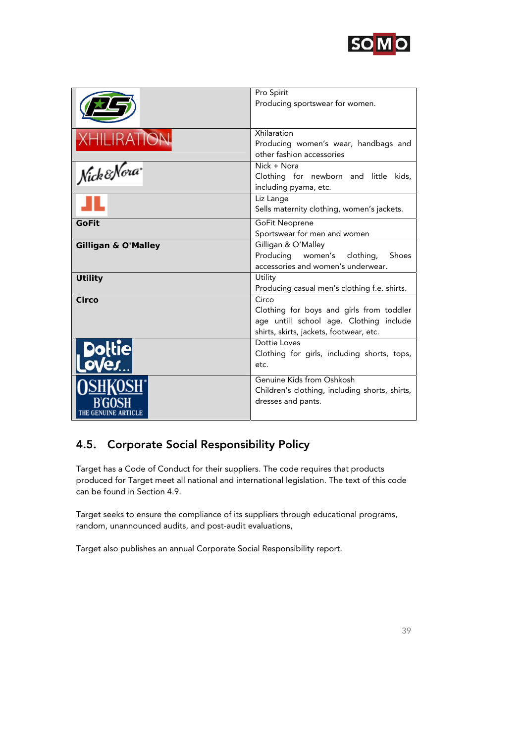| | |
|---|---|
| | Pro Spirit<br>Producing sportswear for women. |
| XHILIRATION | Xhilaration<br>Producing women's wear, handbags and other fashion accessories |
| Nick & Nora | Nick + Nora<br>Clothing for newborn and little kids, including pyama, etc. |
| | Liz Lange<br>Sells maternity clothing, women's jackets. |
| **GoFit** | GoFit Neoprene<br>Sportswear for men and women |
| **Gilligan & O'Malley** | Gilligan & O'Malley<br>Producing women's clothing, Shoes accessories and women's underwear. |
| **Utility** | Utility<br>Producing casual men's clothing f.e. shirts. |
| **Circo** | Circo<br>Clothing for boys and girls from toddler age untill school age. Clothing include shirts, skirts, jackets, footwear, etc. |
| Dottie Loves... | Dottie Loves<br>Clothing for girls, including shorts, tops, etc. |
| OSHKOSH B'GOSH THE GENUINE ARTICLE | Genuine Kids from Oshkosh<br>Children's clothing, including shorts, shirts, dresses and pants. |

## 4.5. Corporate Social Responsibility Policy

Target has a Code of Conduct for their suppliers. The code requires that products produced for Target meet all national and international legislation. The text of this code can be found in Section 4.9.

Target seeks to ensure the compliance of its suppliers through educational programs, random, unannounced audits, and post-audit evaluations,

Target also publishes an annual Corporate Social Responsibility report.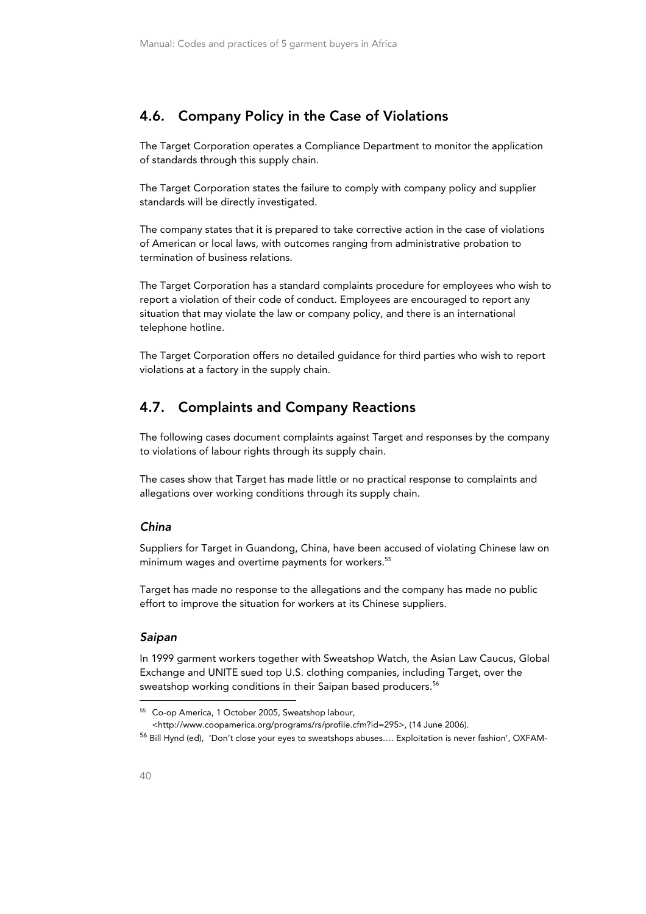## 4.6. Company Policy in the Case of Violations

The Target Corporation operates a Compliance Department to monitor the application of standards through this supply chain.

The Target Corporation states the failure to comply with company policy and supplier standards will be directly investigated.

The company states that it is prepared to take corrective action in the case of violations of American or local laws, with outcomes ranging from administrative probation to termination of business relations.

The Target Corporation has a standard complaints procedure for employees who wish to report a violation of their code of conduct. Employees are encouraged to report any situation that may violate the law or company policy, and there is an international telephone hotline.

The Target Corporation offers no detailed guidance for third parties who wish to report violations at a factory in the supply chain.

## 4.7. Complaints and Company Reactions

The following cases document complaints against Target and responses by the company to violations of labour rights through its supply chain.

The cases show that Target has made little or no practical response to complaints and allegations over working conditions through its supply chain.

### *China*

Suppliers for Target in Guandong, China, have been accused of violating Chinese law on minimum wages and overtime payments for workers.[55]

Target has made no response to the allegations and the company has made no public effort to improve the situation for workers at its Chinese suppliers.

### *Saipan*

In 1999 garment workers together with Sweatshop Watch, the Asian Law Caucus, Global Exchange and UNITE sued top U.S. clothing companies, including Target, over the sweatshop working conditions in their Saipan based producers.[56]

---

[55] Co-op America, 1 October 2005, Sweatshop labour, <http://www.coopamerica.org/programs/rs/profile.cfm?id=295>, (14 June 2006).

[56] Bill Hynd (ed), 'Don't close your eyes to sweatshops abuses…. Exploitation is never fashion', OXFAM-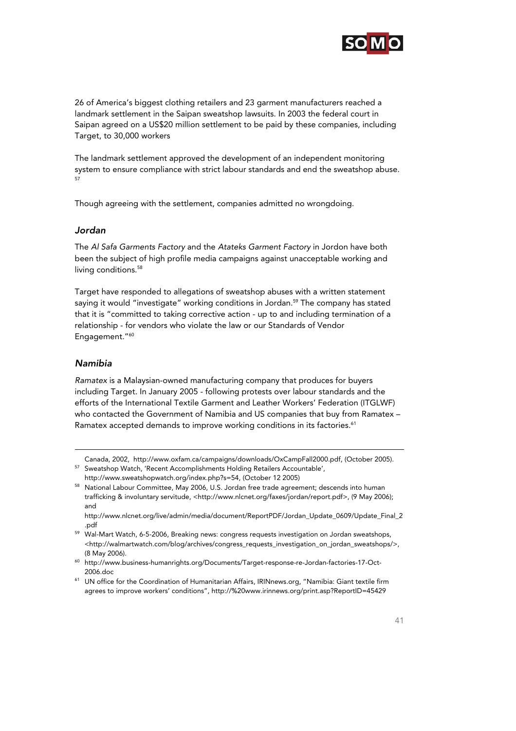26 of America's biggest clothing retailers and 23 garment manufacturers reached a landmark settlement in the Saipan sweatshop lawsuits. In 2003 the federal court in Saipan agreed on a US$20 million settlement to be paid by these companies, including Target, to 30,000 workers

The landmark settlement approved the development of an independent monitoring system to ensure compliance with strict labour standards and end the sweatshop abuse. [57]

Though agreeing with the settlement, companies admitted no wrongdoing.

### *Jordan*

The *Al Safa Garments Factory* and the *Atateks Garment Factory* in Jordon have both been the subject of high profile media campaigns against unacceptable working and living conditions.[58]

Target have responded to allegations of sweatshop abuses with a written statement saying it would "investigate" working conditions in Jordan.[59] The company has stated that it is "committed to taking corrective action - up to and including termination of a relationship - for vendors who violate the law or our Standards of Vendor Engagement."[60]

### *Namibia*

*Ramatex* is a Malaysian-owned manufacturing company that produces for buyers including Target. In January 2005 - following protests over labour standards and the efforts of the International Textile Garment and Leather Workers' Federation (ITGLWF) who contacted the Government of Namibia and US companies that buy from Ramatex – Ramatex accepted demands to improve working conditions in its factories.[61]

---

Canada, 2002, http://www.oxfam.ca/campaigns/downloads/OxCampFall2000.pdf, (October 2005).

[57] Sweatshop Watch, 'Recent Accomplishments Holding Retailers Accountable', http://www.sweatshopwatch.org/index.php?s=54, (October 12 2005)

[58] National Labour Committee, May 2006, U.S. Jordan free trade agreement; descends into human trafficking & involuntary servitude, <http://www.nlcnet.org/faxes/jordan/report.pdf>, (9 May 2006); and http://www.nlcnet.org/live/admin/media/document/ReportPDF/Jordan_Update_0609/Update_Final_2.pdf

[59] Wal-Mart Watch, 6-5-2006, Breaking news: congress requests investigation on Jordan sweatshops, <http://walmartwatch.com/blog/archives/congress_requests_investigation_on_jordan_sweatshops/>, (8 May 2006).

[60] http://www.business-humanrights.org/Documents/Target-response-re-Jordan-factories-17-Oct-2006.doc

[61] UN office for the Coordination of Humanitarian Affairs, IRINnews.org, "Namibia: Giant textile firm agrees to improve workers' conditions", http://%20www.irinnews.org/print.asp?ReportID=45429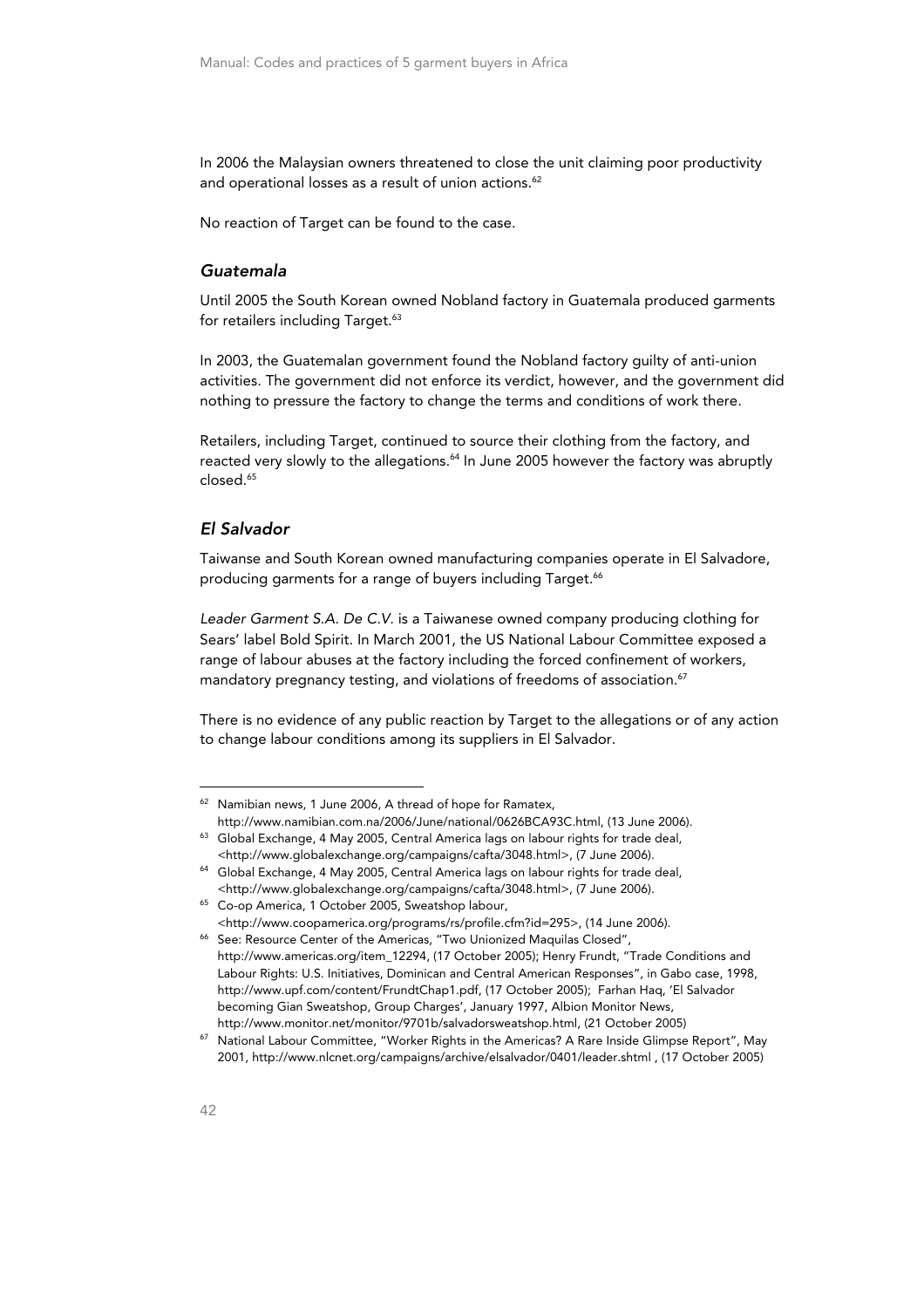In 2006 the Malaysian owners threatened to close the unit claiming poor productivity and operational losses as a result of union actions.[62]

No reaction of Target can be found to the case.

### *Guatemala*

Until 2005 the South Korean owned Nobland factory in Guatemala produced garments for retailers including Target.[63]

In 2003, the Guatemalan government found the Nobland factory guilty of anti-union activities. The government did not enforce its verdict, however, and the government did nothing to pressure the factory to change the terms and conditions of work there.

Retailers, including Target, continued to source their clothing from the factory, and reacted very slowly to the allegations.[64] In June 2005 however the factory was abruptly closed.[65]

### *El Salvador*

Taiwanse and South Korean owned manufacturing companies operate in El Salvadore, producing garments for a range of buyers including Target.[66]

*Leader Garment S.A. De C.V.* is a Taiwanese owned company producing clothing for Sears' label Bold Spirit. In March 2001, the US National Labour Committee exposed a range of labour abuses at the factory including the forced confinement of workers, mandatory pregnancy testing, and violations of freedoms of association.[67]

There is no evidence of any public reaction by Target to the allegations or of any action to change labour conditions among its suppliers in El Salvador.

---

[62] Namibian news, 1 June 2006, A thread of hope for Ramatex, http://www.namibian.com.na/2006/June/national/0626BCA93C.html, (13 June 2006).

[63] Global Exchange, 4 May 2005, Central America lags on labour rights for trade deal, <http://www.globalexchange.org/campaigns/cafta/3048.html>, (7 June 2006).

[64] Global Exchange, 4 May 2005, Central America lags on labour rights for trade deal, <http://www.globalexchange.org/campaigns/cafta/3048.html>, (7 June 2006).

[65] Co-op America, 1 October 2005, Sweatshop labour, <http://www.coopamerica.org/programs/rs/profile.cfm?id=295>, (14 June 2006).

[66] See: Resource Center of the Americas, "Two Unionized Maquilas Closed", http://www.americas.org/item_12294, (17 October 2005); Henry Frundt, "Trade Conditions and Labour Rights: U.S. Initiatives, Dominican and Central American Responses", in Gabo case, 1998, http://www.upf.com/content/FrundtChap1.pdf, (17 October 2005); Farhan Haq, 'El Salvador becoming Gian Sweatshop, Group Charges', January 1997, Albion Monitor News, http://www.monitor.net/monitor/9701b/salvadorsweatshop.html, (21 October 2005)

[67] National Labour Committee, "Worker Rights in the Americas? A Rare Inside Glimpse Report", May 2001, http://www.nlcnet.org/campaigns/archive/elsalvador/0401/leader.shtml , (17 October 2005)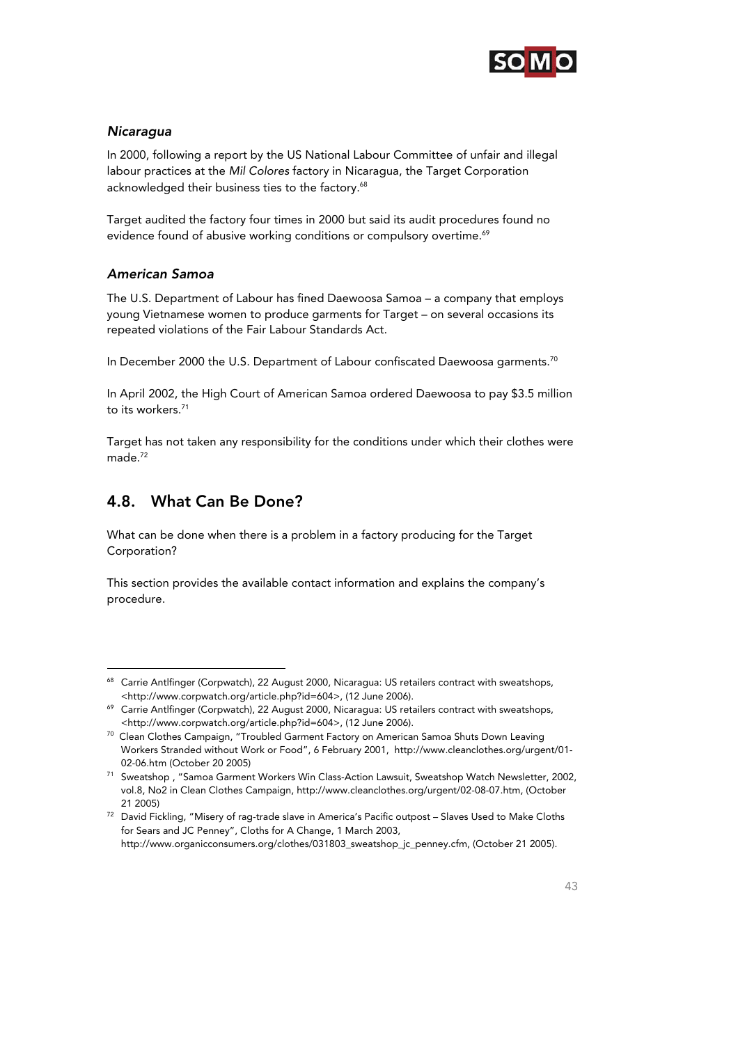### *Nicaragua*

In 2000, following a report by the US National Labour Committee of unfair and illegal labour practices at the *Mil Colores* factory in Nicaragua, the Target Corporation acknowledged their business ties to the factory.[68]

Target audited the factory four times in 2000 but said its audit procedures found no evidence found of abusive working conditions or compulsory overtime.[69]

### *American Samoa*

The U.S. Department of Labour has fined Daewoosa Samoa – a company that employs young Vietnamese women to produce garments for Target – on several occasions its repeated violations of the Fair Labour Standards Act.

In December 2000 the U.S. Department of Labour confiscated Daewoosa garments.[70]

In April 2002, the High Court of American Samoa ordered Daewoosa to pay $3.5 million to its workers.[71]

Target has not taken any responsibility for the conditions under which their clothes were made.[72]

## 4.8. What Can Be Done?

What can be done when there is a problem in a factory producing for the Target Corporation?

This section provides the available contact information and explains the company's procedure.

---

[68] Carrie Antlfinger (Corpwatch), 22 August 2000, Nicaragua: US retailers contract with sweatshops, <http://www.corpwatch.org/article.php?id=604>, (12 June 2006).

[69] Carrie Antlfinger (Corpwatch), 22 August 2000, Nicaragua: US retailers contract with sweatshops, <http://www.corpwatch.org/article.php?id=604>, (12 June 2006).

[70] Clean Clothes Campaign, "Troubled Garment Factory on American Samoa Shuts Down Leaving Workers Stranded without Work or Food", 6 February 2001, http://www.cleanclothes.org/urgent/01-02-06.htm (October 20 2005)

[71] Sweatshop , "Samoa Garment Workers Win Class-Action Lawsuit, Sweatshop Watch Newsletter, 2002, vol.8, No2 in Clean Clothes Campaign, http://www.cleanclothes.org/urgent/02-08-07.htm, (October 21 2005)

[72] David Fickling, "Misery of rag-trade slave in America's Pacific outpost – Slaves Used to Make Cloths for Sears and JC Penney", Cloths for A Change, 1 March 2003, http://www.organicconsumers.org/clothes/031803_sweatshop_jc_penney.cfm, (October 21 2005).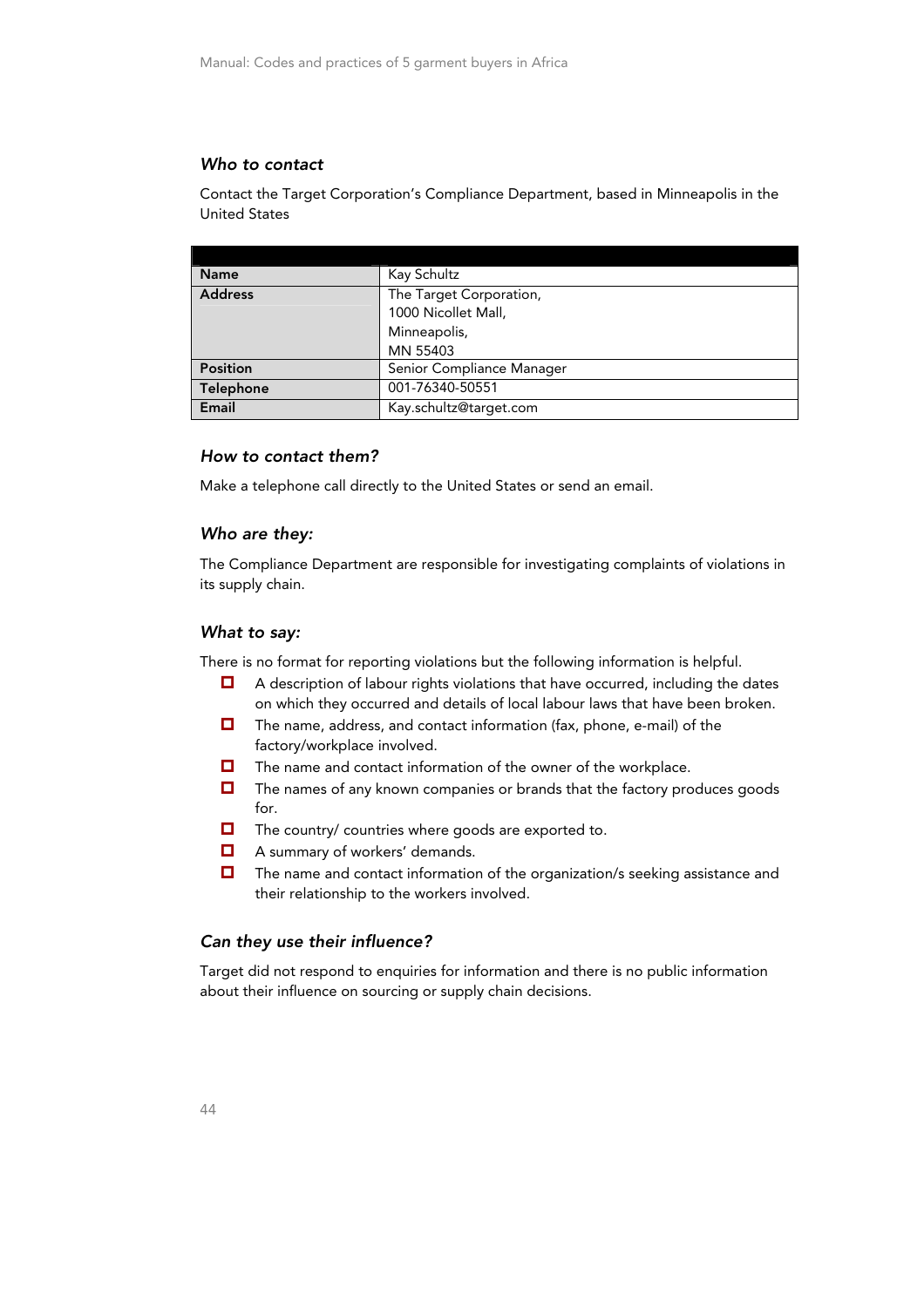### *Who to contact*

Contact the Target Corporation's Compliance Department, based in Minneapolis in the United States

| | |
|---|---|
| **Name** | Kay Schultz |
| **Address** | The Target Corporation,<br>1000 Nicollet Mall,<br>Minneapolis,<br>MN 55403 |
| **Position** | Senior Compliance Manager |
| **Telephone** | 001-76340-50551 |
| **Email** | Kay.schultz@target.com |

### *How to contact them?*

Make a telephone call directly to the United States or send an email.

### *Who are they:*

The Compliance Department are responsible for investigating complaints of violations in its supply chain.

### *What to say:*

There is no format for reporting violations but the following information is helpful.

- A description of labour rights violations that have occurred, including the dates on which they occurred and details of local labour laws that have been broken.
- The name, address, and contact information (fax, phone, e-mail) of the factory/workplace involved.
- The name and contact information of the owner of the workplace.
- The names of any known companies or brands that the factory produces goods for.
- The country/ countries where goods are exported to.
- A summary of workers' demands.
- The name and contact information of the organization/s seeking assistance and their relationship to the workers involved.

### *Can they use their influence?*

Target did not respond to enquiries for information and there is no public information about their influence on sourcing or supply chain decisions.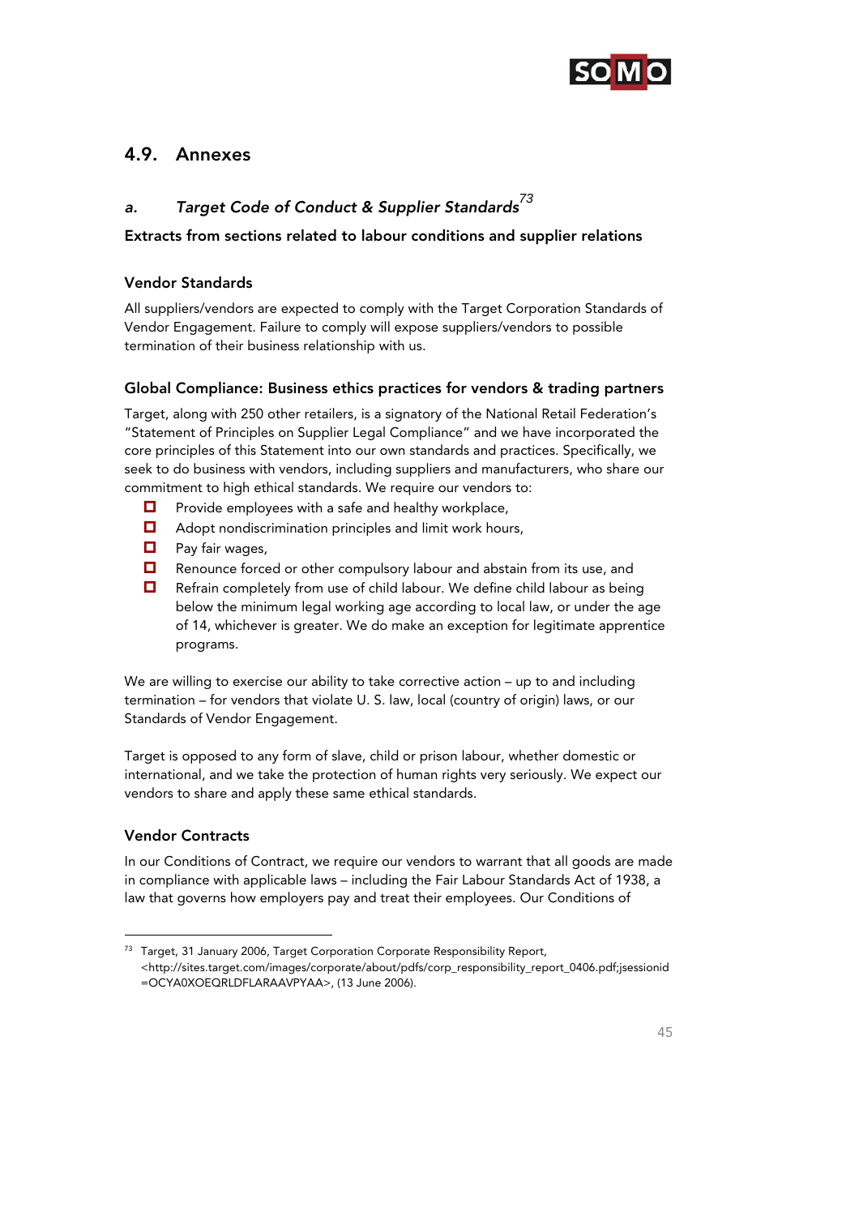## 4.9. Annexes

### a. *Target Code of Conduct & Supplier Standards*[73]

**Extracts from sections related to labour conditions and supplier relations**

#### Vendor Standards

All suppliers/vendors are expected to comply with the Target Corporation Standards of Vendor Engagement. Failure to comply will expose suppliers/vendors to possible termination of their business relationship with us.

#### Global Compliance: Business ethics practices for vendors & trading partners

Target, along with 250 other retailers, is a signatory of the National Retail Federation's "Statement of Principles on Supplier Legal Compliance" and we have incorporated the core principles of this Statement into our own standards and practices. Specifically, we seek to do business with vendors, including suppliers and manufacturers, who share our commitment to high ethical standards. We require our vendors to:

- Provide employees with a safe and healthy workplace,
- Adopt nondiscrimination principles and limit work hours,
- Pay fair wages,
- Renounce forced or other compulsory labour and abstain from its use, and
- Refrain completely from use of child labour. We define child labour as being below the minimum legal working age according to local law, or under the age of 14, whichever is greater. We do make an exception for legitimate apprentice programs.

We are willing to exercise our ability to take corrective action – up to and including termination – for vendors that violate U. S. law, local (country of origin) laws, or our Standards of Vendor Engagement.

Target is opposed to any form of slave, child or prison labour, whether domestic or international, and we take the protection of human rights very seriously. We expect our vendors to share and apply these same ethical standards.

#### Vendor Contracts

In our Conditions of Contract, we require our vendors to warrant that all goods are made in compliance with applicable laws – including the Fair Labour Standards Act of 1938, a law that governs how employers pay and treat their employees. Our Conditions of

---

[73] Target, 31 January 2006, Target Corporation Corporate Responsibility Report, <http://sites.target.com/images/corporate/about/pdfs/corp_responsibility_report_0406.pdf;jsessionid=OCYA0XOEQRLDFLARAAVPYAA>, (13 June 2006).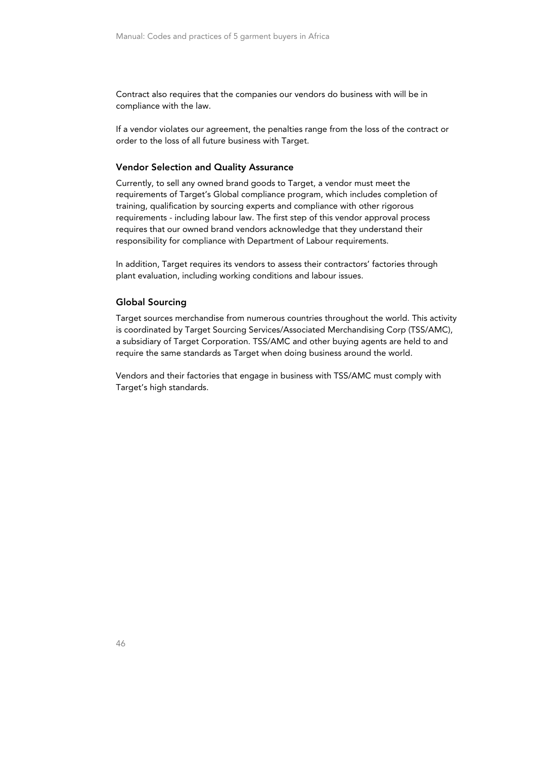Contract also requires that the companies our vendors do business with will be in compliance with the law.

If a vendor violates our agreement, the penalties range from the loss of the contract or order to the loss of all future business with Target.

### Vendor Selection and Quality Assurance

Currently, to sell any owned brand goods to Target, a vendor must meet the requirements of Target's Global compliance program, which includes completion of training, qualification by sourcing experts and compliance with other rigorous requirements - including labour law. The first step of this vendor approval process requires that our owned brand vendors acknowledge that they understand their responsibility for compliance with Department of Labour requirements.

In addition, Target requires its vendors to assess their contractors' factories through plant evaluation, including working conditions and labour issues.

### Global Sourcing

Target sources merchandise from numerous countries throughout the world. This activity is coordinated by Target Sourcing Services/Associated Merchandising Corp (TSS/AMC), a subsidiary of Target Corporation. TSS/AMC and other buying agents are held to and require the same standards as Target when doing business around the world.

Vendors and their factories that engage in business with TSS/AMC must comply with Target's high standards.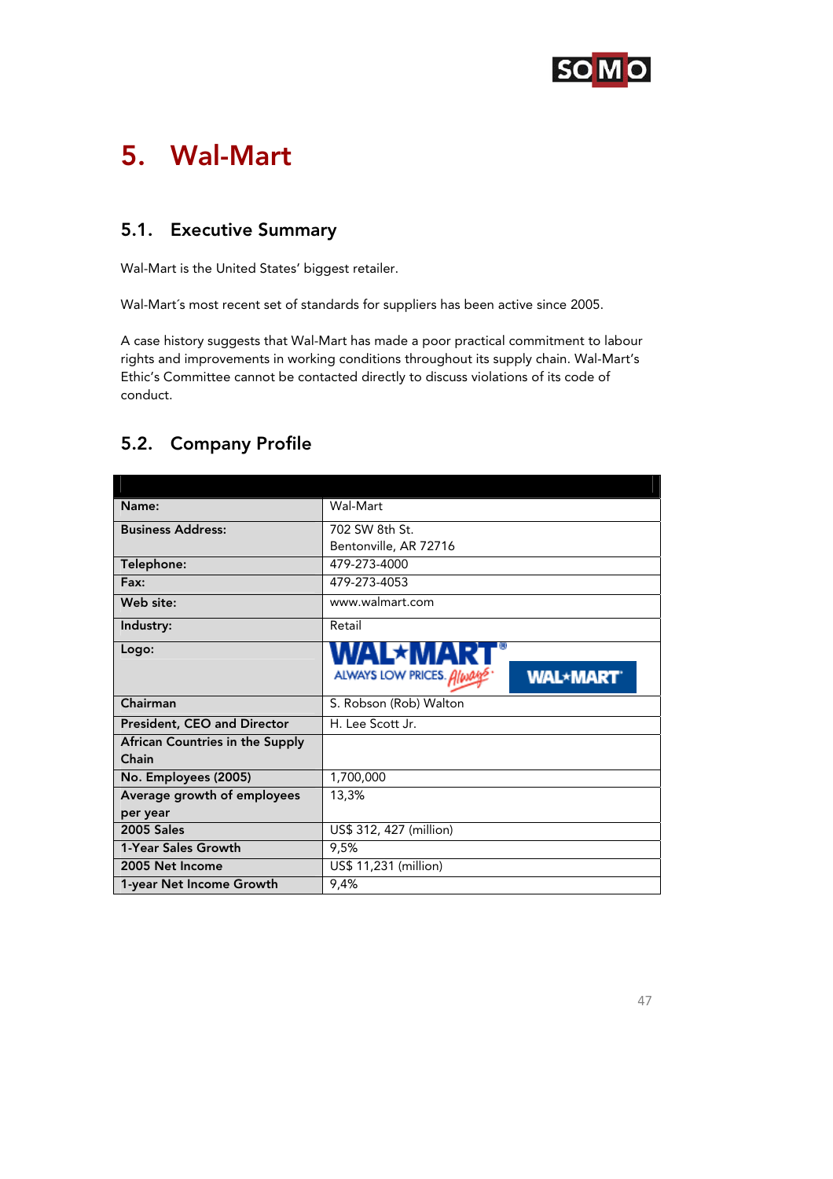# 5. Wal-Mart

## 5.1. Executive Summary

Wal-Mart is the United States' biggest retailer.

Wal-Mart´s most recent set of standards for suppliers has been active since 2005.

A case history suggests that Wal-Mart has made a poor practical commitment to labour rights and improvements in working conditions throughout its supply chain. Wal-Mart's Ethic's Committee cannot be contacted directly to discuss violations of its code of conduct.

## 5.2. Company Profile

| | |
|---|---|
| **Name:** | Wal-Mart |
| **Business Address:** | 702 SW 8th St. Bentonville, AR 72716 |
| **Telephone:** | 479-273-4000 |
| **Fax:** | 479-273-4053 |
| **Web site:** | www.walmart.com |
| **Industry:** | Retail |
| **Logo:** | WAL*MART ALWAYS LOW PRICES. Always WAL*MART |
| **Chairman** | S. Robson (Rob) Walton |
| **President, CEO and Director** | H. Lee Scott Jr. |
| **African Countries in the Supply Chain** | |
| **No. Employees (2005)** | 1,700,000 |
| **Average growth of employees per year** | 13,3% |
| **2005 Sales** | US$ 312, 427 (million) |
| **1-Year Sales Growth** | 9,5% |
| **2005 Net Income** | US$ 11,231 (million) |
| **1-year Net Income Growth** | 9,4% |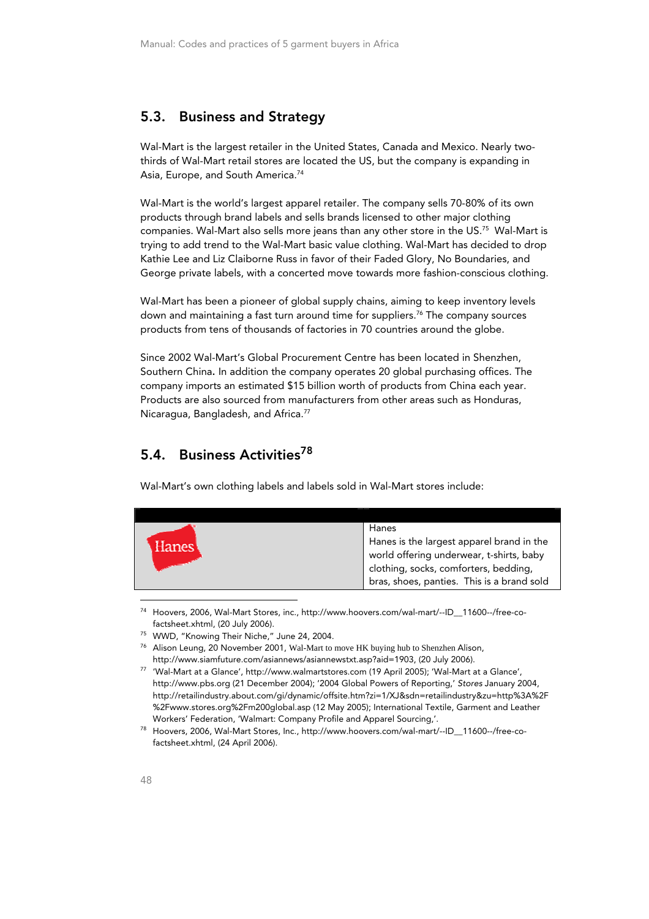## 5.3. Business and Strategy

Wal-Mart is the largest retailer in the United States, Canada and Mexico. Nearly two-thirds of Wal-Mart retail stores are located the US, but the company is expanding in Asia, Europe, and South America.[74]

Wal-Mart is the world's largest apparel retailer. The company sells 70-80% of its own products through brand labels and sells brands licensed to other major clothing companies. Wal-Mart also sells more jeans than any other store in the US.[75] Wal-Mart is trying to add trend to the Wal-Mart basic value clothing. Wal-Mart has decided to drop Kathie Lee and Liz Claiborne Russ in favor of their Faded Glory, No Boundaries, and George private labels, with a concerted move towards more fashion-conscious clothing.

Wal-Mart has been a pioneer of global supply chains, aiming to keep inventory levels down and maintaining a fast turn around time for suppliers.[76] The company sources products from tens of thousands of factories in 70 countries around the globe.

Since 2002 Wal-Mart's Global Procurement Centre has been located in Shenzhen, Southern China**.** In addition the company operates 20 global purchasing offices. The company imports an estimated $15 billion worth of products from China each year. Products are also sourced from manufacturers from other areas such as Honduras, Nicaragua, Bangladesh, and Africa.[77]

## 5.4. Business Activities[78]

Wal-Mart's own clothing labels and labels sold in Wal-Mart stores include:

| | |
|---|---|
| Hanes | Hanes<br>Hanes is the largest apparel brand in the world offering underwear, t-shirts, baby clothing, socks, comforters, bedding, bras, shoes, panties. This is a brand sold |

---

[74] Hoovers, 2006, Wal-Mart Stores, inc., http://www.hoovers.com/wal-mart/--ID__11600--/free-co-factsheet.xhtml, (20 July 2006).

[75] WWD, "Knowing Their Niche," June 24, 2004.

[76] Alison Leung, 20 November 2001, Wal-Mart to move HK buying hub to Shenzhen Alison, http://www.siamfuture.com/asiannews/asiannewstxt.asp?aid=1903, (20 July 2006).

[77] 'Wal-Mart at a Glance', http://www.walmartstores.com (19 April 2005); 'Wal-Mart at a Glance', http://www.pbs.org (21 December 2004); '2004 Global Powers of Reporting,' *Stores* January 2004, http://retailindustry.about.com/gi/dynamic/offsite.htm?zi=1/XJ&sdn=retailindustry&zu=http%3A%2F%2Fwww.stores.org%2Fm200global.asp (12 May 2005); International Textile, Garment and Leather Workers' Federation, 'Walmart: Company Profile and Apparel Sourcing,'.

[78] Hoovers, 2006, Wal-Mart Stores, Inc., http://www.hoovers.com/wal-mart/--ID__11600--/free-co-factsheet.xhtml, (24 April 2006).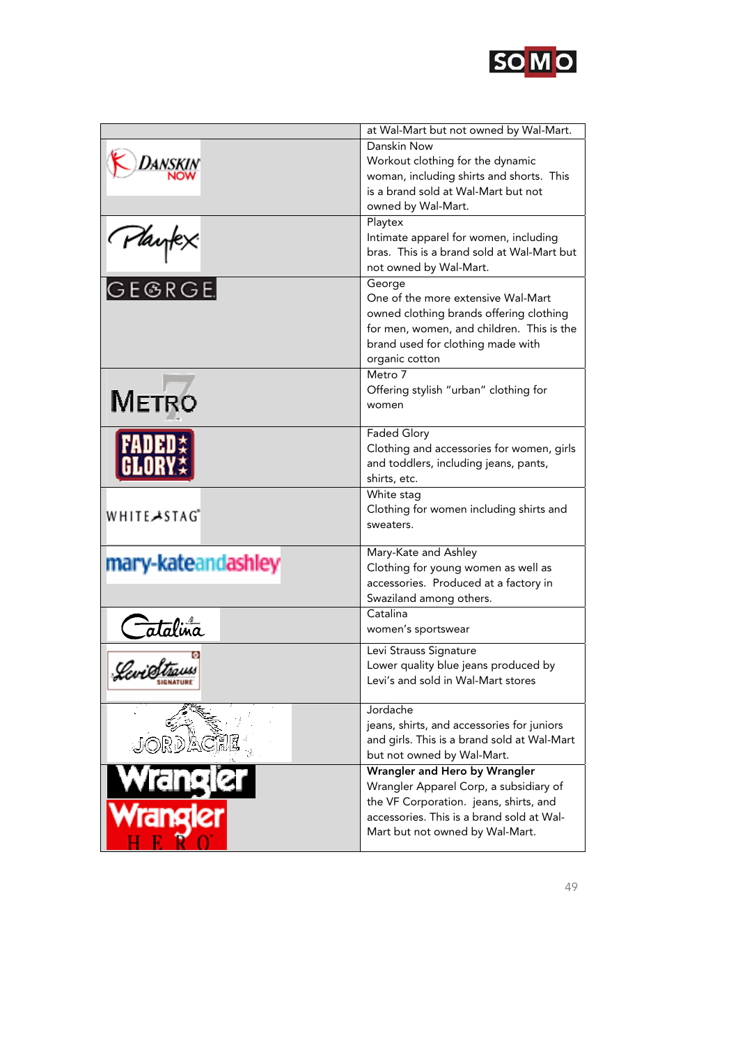| | |
|---|---|
| | at Wal-Mart but not owned by Wal-Mart. |
| DANSKIN NOW | Danskin Now<br>Workout clothing for the dynamic woman, including shirts and shorts. This is a brand sold at Wal-Mart but not owned by Wal-Mart. |
| Playtex | Playtex<br>Intimate apparel for women, including bras. This is a brand sold at Wal-Mart but not owned by Wal-Mart. |
| GEORGE | George<br>One of the more extensive Wal-Mart owned clothing brands offering clothing for men, women, and children. This is the brand used for clothing made with organic cotton |
| METRO 7 | Metro 7<br>Offering stylish "urban" clothing for women |
| FADED GLORY | Faded Glory<br>Clothing and accessories for women, girls and toddlers, including jeans, pants, shirts, etc. |
| WHITE STAG | White stag<br>Clothing for women including shirts and sweaters. |
| mary-kateandashley | Mary-Kate and Ashley<br>Clothing for young women as well as accessories. Produced at a factory in Swaziland among others. |
| Catalina | Catalina<br>women's sportswear |
| Levi Strauss SIGNATURE | Levi Strauss Signature<br>Lower quality blue jeans produced by Levi's and sold in Wal-Mart stores |
| JORDACHE | Jordache<br>jeans, shirts, and accessories for juniors and girls. This is a brand sold at Wal-Mart but not owned by Wal-Mart. |
| Wrangler<br>Wrangler HERO | **Wrangler and Hero by Wrangler**<br>Wrangler Apparel Corp, a subsidiary of the VF Corporation. jeans, shirts, and accessories. This is a brand sold at Wal-Mart but not owned by Wal-Mart. |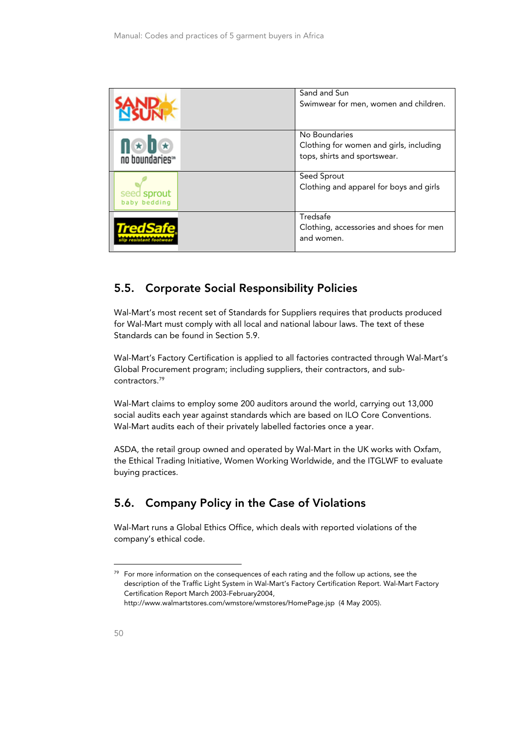| | |
|---|---|
| SAND N SUN | Sand and Sun<br>Swimwear for men, women and children. |
| nobo no boundaries | No Boundaries<br>Clothing for women and girls, including tops, shirts and sportswear. |
| seed sprout baby bedding | Seed Sprout<br>Clothing and apparel for boys and girls |
| TredSafe slip resistant footwear | Tredsafe<br>Clothing, accessories and shoes for men and women. |

## 5.5. Corporate Social Responsibility Policies

Wal-Mart's most recent set of Standards for Suppliers requires that products produced for Wal-Mart must comply with all local and national labour laws. The text of these Standards can be found in Section 5.9.

Wal-Mart's Factory Certification is applied to all factories contracted through Wal-Mart's Global Procurement program; including suppliers, their contractors, and sub-contractors.[79]

Wal-Mart claims to employ some 200 auditors around the world, carrying out 13,000 social audits each year against standards which are based on ILO Core Conventions. Wal-Mart audits each of their privately labelled factories once a year.

ASDA, the retail group owned and operated by Wal-Mart in the UK works with Oxfam, the Ethical Trading Initiative, Women Working Worldwide, and the ITGLWF to evaluate buying practices.

## 5.6. Company Policy in the Case of Violations

Wal-Mart runs a Global Ethics Office, which deals with reported violations of the company's ethical code.

---

[79] For more information on the consequences of each rating and the follow up actions, see the description of the Traffic Light System in Wal-Mart's Factory Certification Report. Wal-Mart Factory Certification Report March 2003-February2004, http://www.walmartstores.com/wmstore/wmstores/HomePage.jsp (4 May 2005).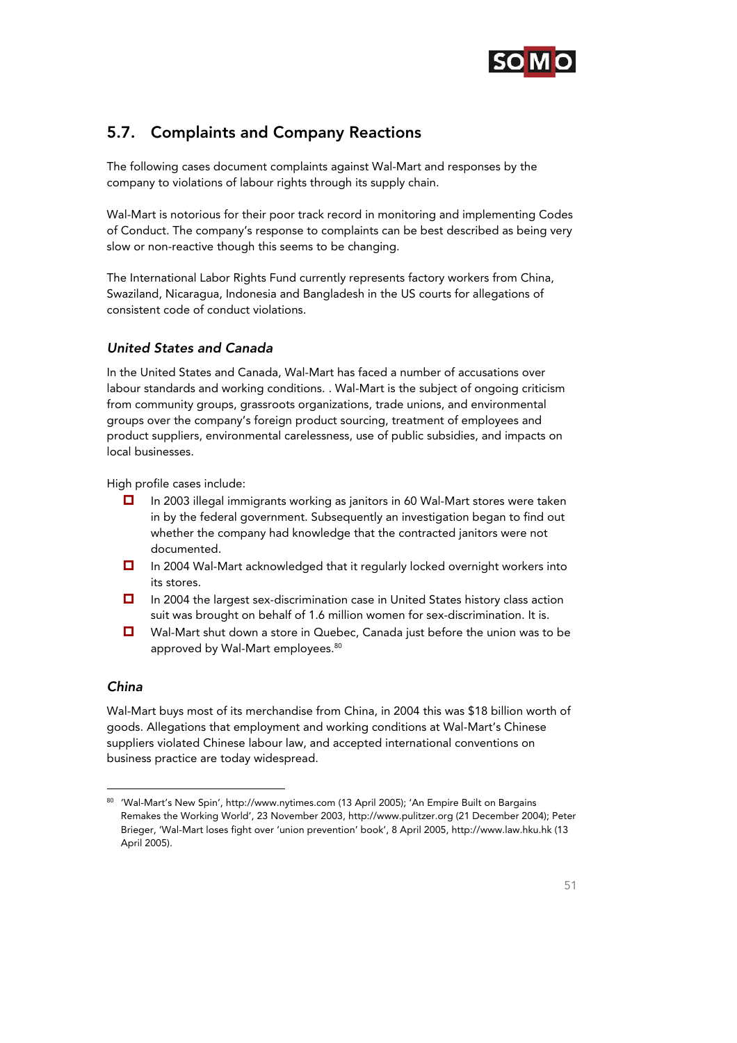## 5.7. Complaints and Company Reactions

The following cases document complaints against Wal-Mart and responses by the company to violations of labour rights through its supply chain.

Wal-Mart is notorious for their poor track record in monitoring and implementing Codes of Conduct. The company's response to complaints can be best described as being very slow or non-reactive though this seems to be changing.

The International Labor Rights Fund currently represents factory workers from China, Swaziland, Nicaragua, Indonesia and Bangladesh in the US courts for allegations of consistent code of conduct violations.

### *United States and Canada*

In the United States and Canada, Wal-Mart has faced a number of accusations over labour standards and working conditions. . Wal-Mart is the subject of ongoing criticism from community groups, grassroots organizations, trade unions, and environmental groups over the company's foreign product sourcing, treatment of employees and product suppliers, environmental carelessness, use of public subsidies, and impacts on local businesses.

High profile cases include:

- In 2003 illegal immigrants working as janitors in 60 Wal-Mart stores were taken in by the federal government. Subsequently an investigation began to find out whether the company had knowledge that the contracted janitors were not documented.
- In 2004 Wal-Mart acknowledged that it regularly locked overnight workers into its stores.
- In 2004 the largest sex-discrimination case in United States history class action suit was brought on behalf of 1.6 million women for sex-discrimination. It is.
- Wal-Mart shut down a store in Quebec, Canada just before the union was to be approved by Wal-Mart employees.[80]

### *China*

Wal-Mart buys most of its merchandise from China, in 2004 this was $18 billion worth of goods. Allegations that employment and working conditions at Wal-Mart's Chinese suppliers violated Chinese labour law, and accepted international conventions on business practice are today widespread.

---

[80] 'Wal-Mart's New Spin', http://www.nytimes.com (13 April 2005); 'An Empire Built on Bargains Remakes the Working World', 23 November 2003, http://www.pulitzer.org (21 December 2004); Peter Brieger, 'Wal-Mart loses fight over 'union prevention' book', 8 April 2005, http://www.law.hku.hk (13 April 2005).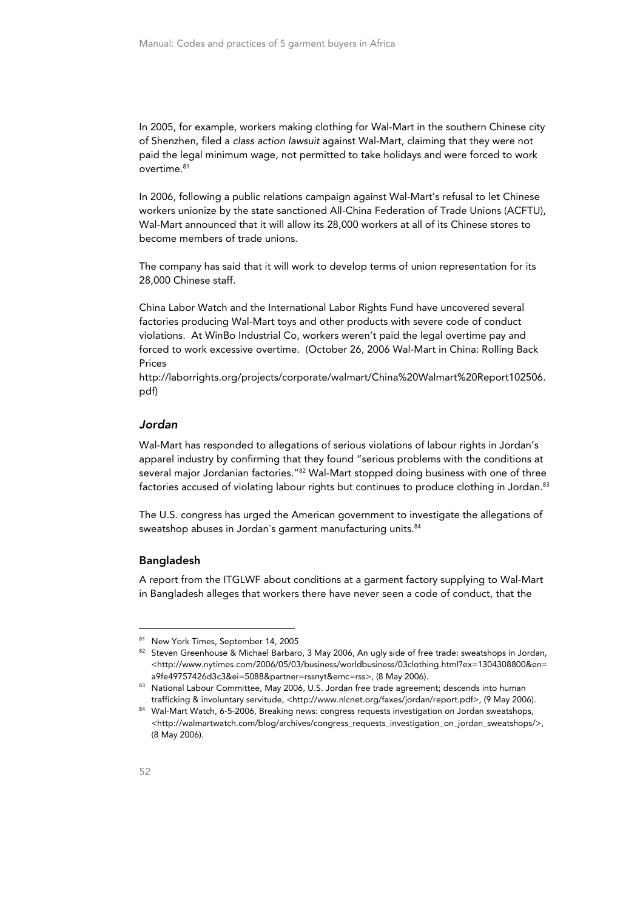In 2005, for example, workers making clothing for Wal-Mart in the southern Chinese city of Shenzhen, filed a *class action lawsuit* against Wal-Mart, claiming that they were not paid the legal minimum wage, not permitted to take holidays and were forced to work overtime.[81]

In 2006, following a public relations campaign against Wal-Mart's refusal to let Chinese workers unionize by the state sanctioned All-China Federation of Trade Unions (ACFTU), Wal-Mart announced that it will allow its 28,000 workers at all of its Chinese stores to become members of trade unions.

The company has said that it will work to develop terms of union representation for its 28,000 Chinese staff.

China Labor Watch and the International Labor Rights Fund have uncovered several factories producing Wal-Mart toys and other products with severe code of conduct violations. At WinBo Industrial Co, workers weren't paid the legal overtime pay and forced to work excessive overtime. (October 26, 2006 Wal-Mart in China: Rolling Back Prices http://laborrights.org/projects/corporate/walmart/China%20Walmart%20Report102506.pdf)

### *Jordan*

Wal-Mart has responded to allegations of serious violations of labour rights in Jordan's apparel industry by confirming that they found "serious problems with the conditions at several major Jordanian factories."[82] Wal-Mart stopped doing business with one of three factories accused of violating labour rights but continues to produce clothing in Jordan.[83]

The U.S. congress has urged the American government to investigate the allegations of sweatshop abuses in Jordan´s garment manufacturing units.[84]

### Bangladesh

A report from the ITGLWF about conditions at a garment factory supplying to Wal-Mart in Bangladesh alleges that workers there have never seen a code of conduct, that the

---

[81] New York Times, September 14, 2005

[82] Steven Greenhouse & Michael Barbaro, 3 May 2006, An ugly side of free trade: sweatshops in Jordan, <http://www.nytimes.com/2006/05/03/business/worldbusiness/03clothing.html?ex=1304308800&en=a9fe49757426d3c3&ei=5088&partner=rssnyt&emc=rss>, (8 May 2006).

[83] National Labour Committee, May 2006, U.S. Jordan free trade agreement; descends into human trafficking & involuntary servitude, <http://www.nlcnet.org/faxes/jordan/report.pdf>, (9 May 2006).

[84] Wal-Mart Watch, 6-5-2006, Breaking news: congress requests investigation on Jordan sweatshops, <http://walmartwatch.com/blog/archives/congress_requests_investigation_on_jordan_sweatshops/>, (8 May 2006).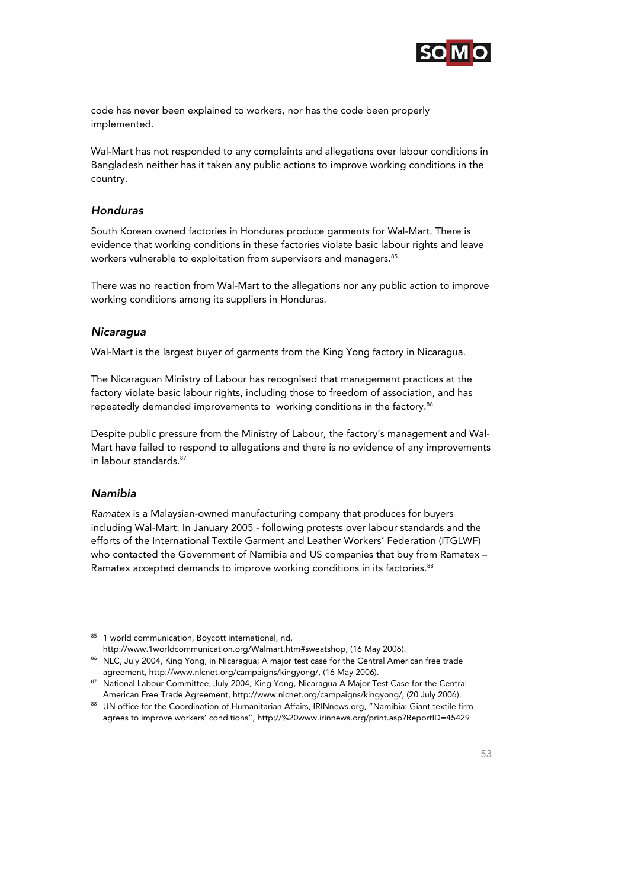code has never been explained to workers, nor has the code been properly implemented.

Wal-Mart has not responded to any complaints and allegations over labour conditions in Bangladesh neither has it taken any public actions to improve working conditions in the country.

### *Honduras*

South Korean owned factories in Honduras produce garments for Wal-Mart. There is evidence that working conditions in these factories violate basic labour rights and leave workers vulnerable to exploitation from supervisors and managers.[85]

There was no reaction from Wal-Mart to the allegations nor any public action to improve working conditions among its suppliers in Honduras.

### *Nicaragua*

Wal-Mart is the largest buyer of garments from the King Yong factory in Nicaragua.

The Nicaraguan Ministry of Labour has recognised that management practices at the factory violate basic labour rights, including those to freedom of association, and has repeatedly demanded improvements to working conditions in the factory.[86]

Despite public pressure from the Ministry of Labour, the factory's management and Wal-Mart have failed to respond to allegations and there is no evidence of any improvements in labour standards.[87]

### *Namibia*

*Ramatex* is a Malaysian-owned manufacturing company that produces for buyers including Wal-Mart. In January 2005 - following protests over labour standards and the efforts of the International Textile Garment and Leather Workers' Federation (ITGLWF) who contacted the Government of Namibia and US companies that buy from Ramatex – Ramatex accepted demands to improve working conditions in its factories.[88]

---

[85] 1 world communication, Boycott international, nd, http://www.1worldcommunication.org/Walmart.htm#sweatshop, (16 May 2006).

[86] NLC, July 2004, King Yong, in Nicaragua; A major test case for the Central American free trade agreement, http://www.nlcnet.org/campaigns/kingyong/, (16 May 2006).

[87] National Labour Committee, July 2004, King Yong, Nicaragua A Major Test Case for the Central American Free Trade Agreement, http://www.nlcnet.org/campaigns/kingyong/, (20 July 2006).

[88] UN office for the Coordination of Humanitarian Affairs, IRINnews.org, "Namibia: Giant textile firm agrees to improve workers' conditions", http://%20www.irinnews.org/print.asp?ReportID=45429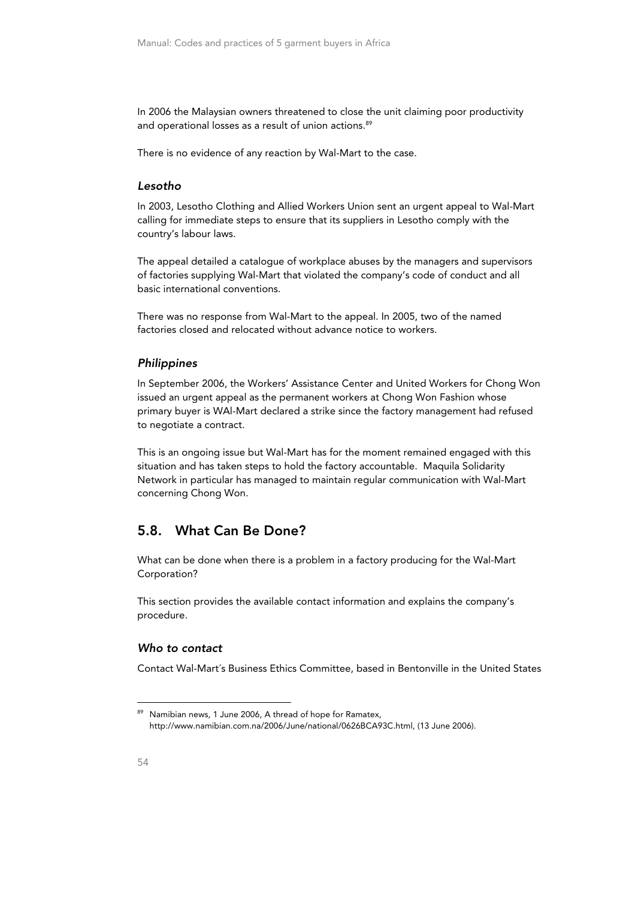In 2006 the Malaysian owners threatened to close the unit claiming poor productivity and operational losses as a result of union actions.[89]

There is no evidence of any reaction by Wal-Mart to the case.

### *Lesotho*

In 2003, Lesotho Clothing and Allied Workers Union sent an urgent appeal to Wal-Mart calling for immediate steps to ensure that its suppliers in Lesotho comply with the country's labour laws.

The appeal detailed a catalogue of workplace abuses by the managers and supervisors of factories supplying Wal-Mart that violated the company's code of conduct and all basic international conventions.

There was no response from Wal-Mart to the appeal. In 2005, two of the named factories closed and relocated without advance notice to workers.

### *Philippines*

In September 2006, the Workers' Assistance Center and United Workers for Chong Won issued an urgent appeal as the permanent workers at Chong Won Fashion whose primary buyer is WAl-Mart declared a strike since the factory management had refused to negotiate a contract.

This is an ongoing issue but Wal-Mart has for the moment remained engaged with this situation and has taken steps to hold the factory accountable. Maquila Solidarity Network in particular has managed to maintain regular communication with Wal-Mart concerning Chong Won.

## 5.8. What Can Be Done?

What can be done when there is a problem in a factory producing for the Wal-Mart Corporation?

This section provides the available contact information and explains the company's procedure.

### *Who to contact*

Contact Wal-Mart´s Business Ethics Committee, based in Bentonville in the United States

---

[89] Namibian news, 1 June 2006, A thread of hope for Ramatex, http://www.namibian.com.na/2006/June/national/0626BCA93C.html, (13 June 2006).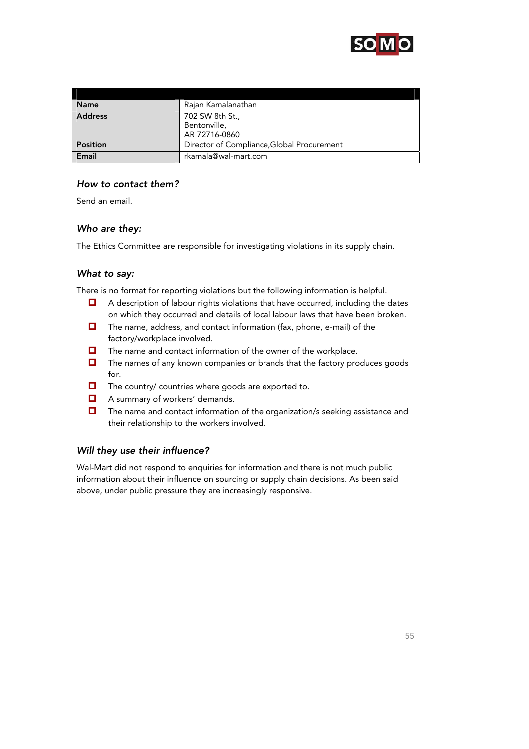| | |
|---|---|
| **Name** | Rajan Kamalanathan |
| **Address** | 702 SW 8th St.,<br>Bentonville,<br>AR 72716-0860 |
| **Position** | Director of Compliance,Global Procurement |
| **Email** | rkamala@wal-mart.com |

### *How to contact them?*

Send an email.

### *Who are they:*

The Ethics Committee are responsible for investigating violations in its supply chain.

### *What to say:*

There is no format for reporting violations but the following information is helpful.

- A description of labour rights violations that have occurred, including the dates on which they occurred and details of local labour laws that have been broken.
- The name, address, and contact information (fax, phone, e-mail) of the factory/workplace involved.
- The name and contact information of the owner of the workplace.
- The names of any known companies or brands that the factory produces goods for.
- The country/ countries where goods are exported to.
- A summary of workers' demands.
- The name and contact information of the organization/s seeking assistance and their relationship to the workers involved.

### *Will they use their influence?*

Wal-Mart did not respond to enquiries for information and there is not much public information about their influence on sourcing or supply chain decisions. As been said above, under public pressure they are increasingly responsive.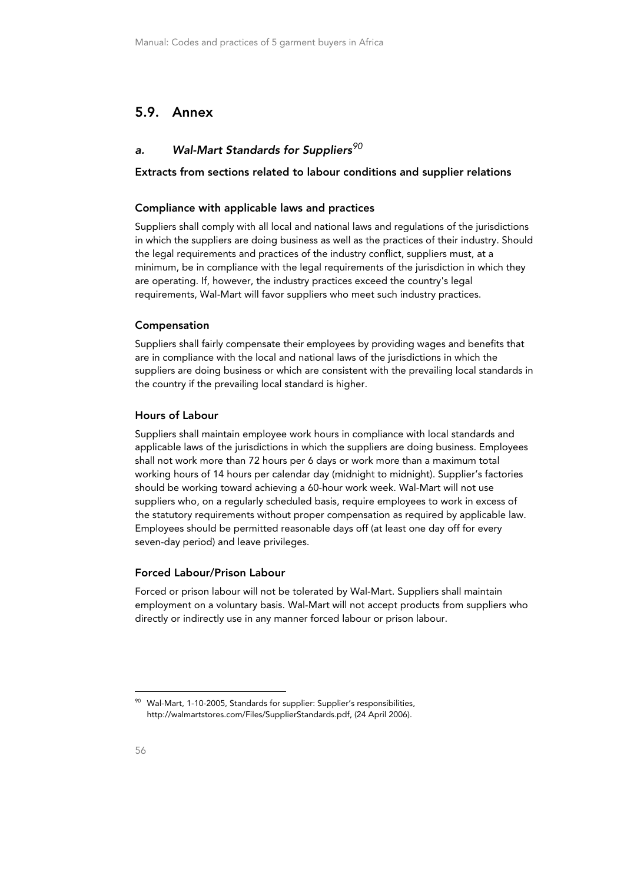## 5.9. Annex

### *a. Wal-Mart Standards for Suppliers*[90]

**Extracts from sections related to labour conditions and supplier relations**

#### Compliance with applicable laws and practices

Suppliers shall comply with all local and national laws and regulations of the jurisdictions in which the suppliers are doing business as well as the practices of their industry. Should the legal requirements and practices of the industry conflict, suppliers must, at a minimum, be in compliance with the legal requirements of the jurisdiction in which they are operating. If, however, the industry practices exceed the country's legal requirements, Wal-Mart will favor suppliers who meet such industry practices.

#### Compensation

Suppliers shall fairly compensate their employees by providing wages and benefits that are in compliance with the local and national laws of the jurisdictions in which the suppliers are doing business or which are consistent with the prevailing local standards in the country if the prevailing local standard is higher.

#### Hours of Labour

Suppliers shall maintain employee work hours in compliance with local standards and applicable laws of the jurisdictions in which the suppliers are doing business. Employees shall not work more than 72 hours per 6 days or work more than a maximum total working hours of 14 hours per calendar day (midnight to midnight). Supplier's factories should be working toward achieving a 60-hour work week. Wal-Mart will not use suppliers who, on a regularly scheduled basis, require employees to work in excess of the statutory requirements without proper compensation as required by applicable law. Employees should be permitted reasonable days off (at least one day off for every seven-day period) and leave privileges.

#### Forced Labour/Prison Labour

Forced or prison labour will not be tolerated by Wal-Mart. Suppliers shall maintain employment on a voluntary basis. Wal-Mart will not accept products from suppliers who directly or indirectly use in any manner forced labour or prison labour.

---

[90] Wal-Mart, 1-10-2005, Standards for supplier: Supplier's responsibilities, http://walmartstores.com/Files/SupplierStandards.pdf, (24 April 2006).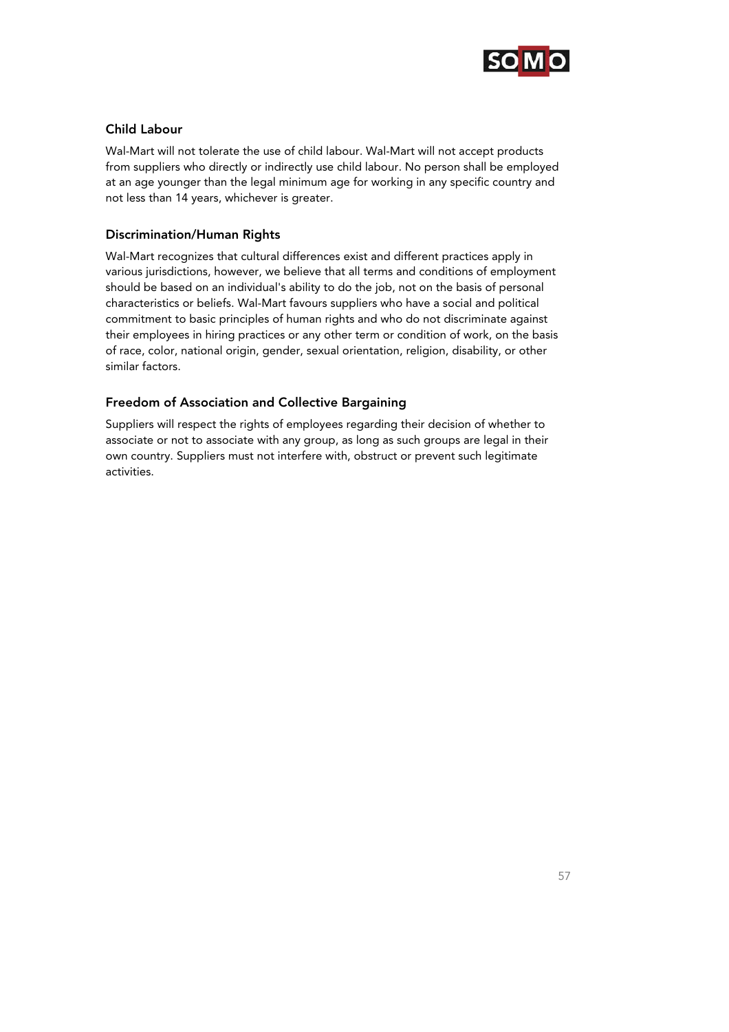### Child Labour

Wal-Mart will not tolerate the use of child labour. Wal-Mart will not accept products from suppliers who directly or indirectly use child labour. No person shall be employed at an age younger than the legal minimum age for working in any specific country and not less than 14 years, whichever is greater.

### Discrimination/Human Rights

Wal-Mart recognizes that cultural differences exist and different practices apply in various jurisdictions, however, we believe that all terms and conditions of employment should be based on an individual's ability to do the job, not on the basis of personal characteristics or beliefs. Wal-Mart favours suppliers who have a social and political commitment to basic principles of human rights and who do not discriminate against their employees in hiring practices or any other term or condition of work, on the basis of race, color, national origin, gender, sexual orientation, religion, disability, or other similar factors.

### Freedom of Association and Collective Bargaining

Suppliers will respect the rights of employees regarding their decision of whether to associate or not to associate with any group, as long as such groups are legal in their own country. Suppliers must not interfere with, obstruct or prevent such legitimate activities.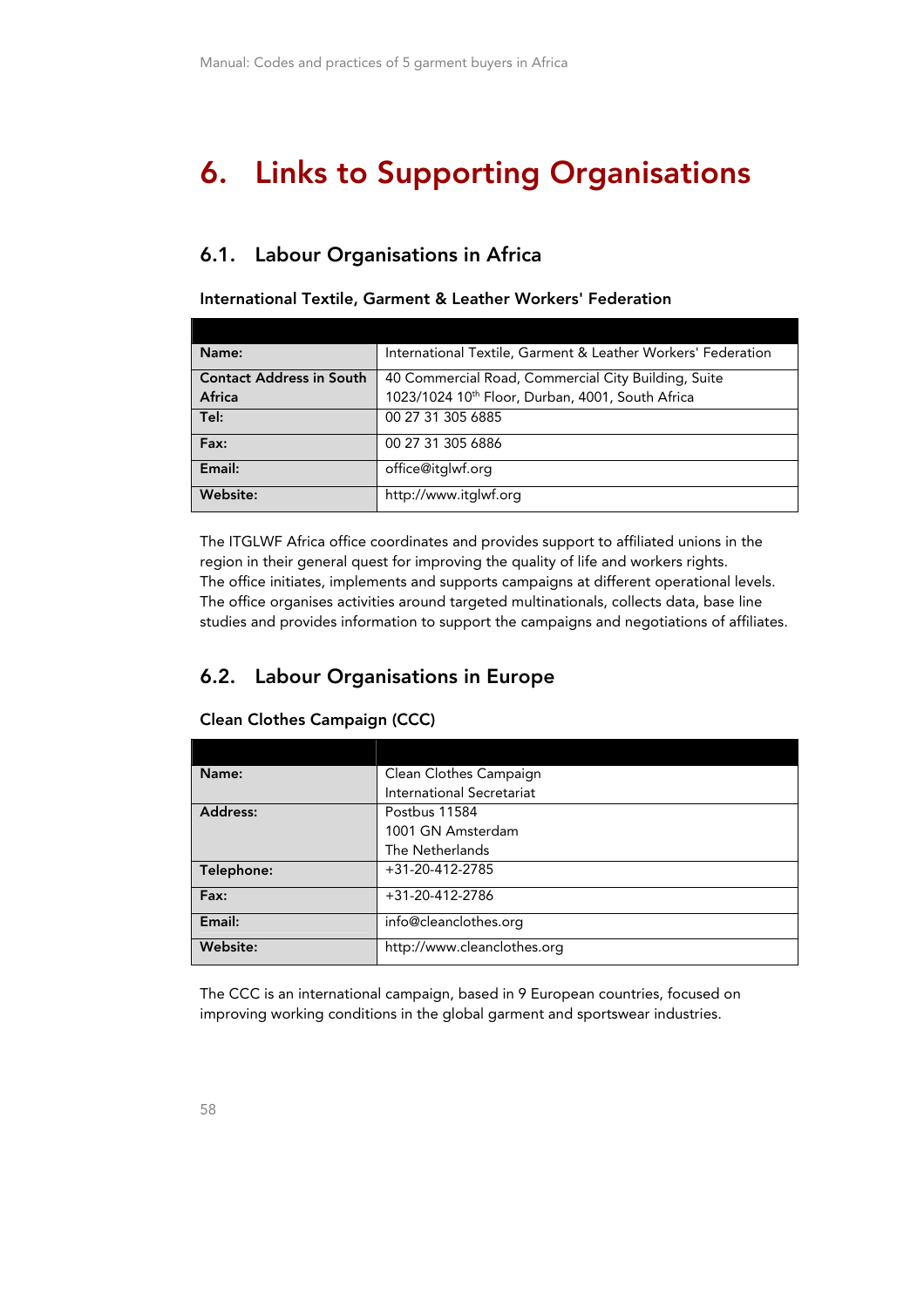# 6. Links to Supporting Organisations

## 6.1. Labour Organisations in Africa

**International Textile, Garment & Leather Workers' Federation**

| | |
|---|---|
| **Name:** | International Textile, Garment & Leather Workers' Federation |
| **Contact Address in South Africa** | 40 Commercial Road, Commercial City Building, Suite 1023/1024 10th Floor, Durban, 4001, South Africa |
| **Tel:** | 00 27 31 305 6885 |
| **Fax:** | 00 27 31 305 6886 |
| **Email:** | office@itglwf.org |
| **Website:** | http://www.itglwf.org |

The ITGLWF Africa office coordinates and provides support to affiliated unions in the region in their general quest for improving the quality of life and workers rights. The office initiates, implements and supports campaigns at different operational levels. The office organises activities around targeted multinationals, collects data, base line studies and provides information to support the campaigns and negotiations of affiliates.

## 6.2. Labour Organisations in Europe

**Clean Clothes Campaign (CCC)**

| | |
|---|---|
| **Name:** | Clean Clothes Campaign<br>International Secretariat |
| **Address:** | Postbus 11584<br>1001 GN Amsterdam<br>The Netherlands |
| **Telephone:** | +31-20-412-2785 |
| **Fax:** | +31-20-412-2786 |
| **Email:** | info@cleanclothes.org |
| **Website:** | http://www.cleanclothes.org |

The CCC is an international campaign, based in 9 European countries, focused on improving working conditions in the global garment and sportswear industries.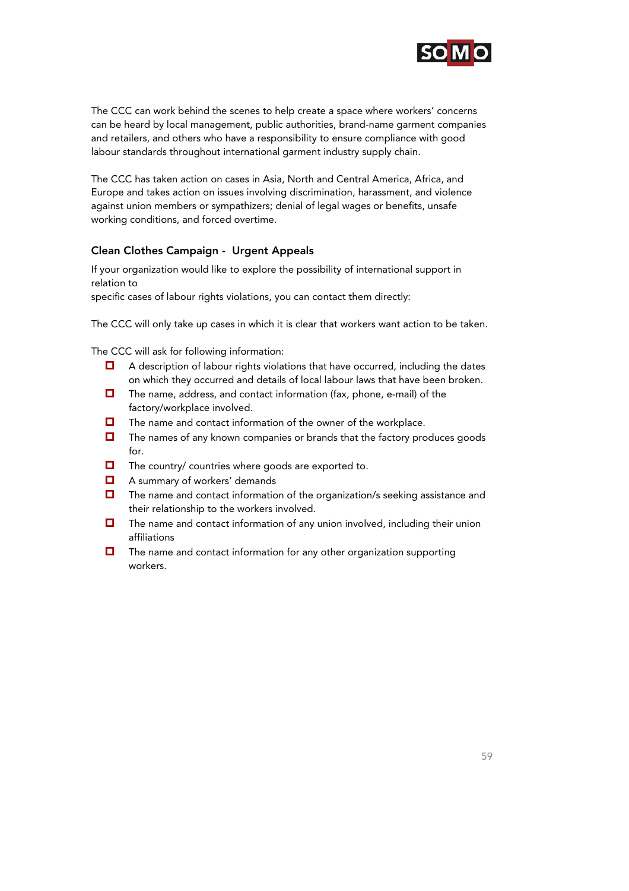The CCC can work behind the scenes to help create a space where workers' concerns can be heard by local management, public authorities, brand-name garment companies and retailers, and others who have a responsibility to ensure compliance with good labour standards throughout international garment industry supply chain.

The CCC has taken action on cases in Asia, North and Central America, Africa, and Europe and takes action on issues involving discrimination, harassment, and violence against union members or sympathizers; denial of legal wages or benefits, unsafe working conditions, and forced overtime.

### Clean Clothes Campaign - Urgent Appeals

If your organization would like to explore the possibility of international support in relation to
specific cases of labour rights violations, you can contact them directly:

The CCC will only take up cases in which it is clear that workers want action to be taken.

The CCC will ask for following information:

- A description of labour rights violations that have occurred, including the dates on which they occurred and details of local labour laws that have been broken.
- The name, address, and contact information (fax, phone, e-mail) of the factory/workplace involved.
- The name and contact information of the owner of the workplace.
- The names of any known companies or brands that the factory produces goods for.
- The country/ countries where goods are exported to.
- A summary of workers' demands
- The name and contact information of the organization/s seeking assistance and their relationship to the workers involved.
- The name and contact information of any union involved, including their union affiliations
- The name and contact information for any other organization supporting workers.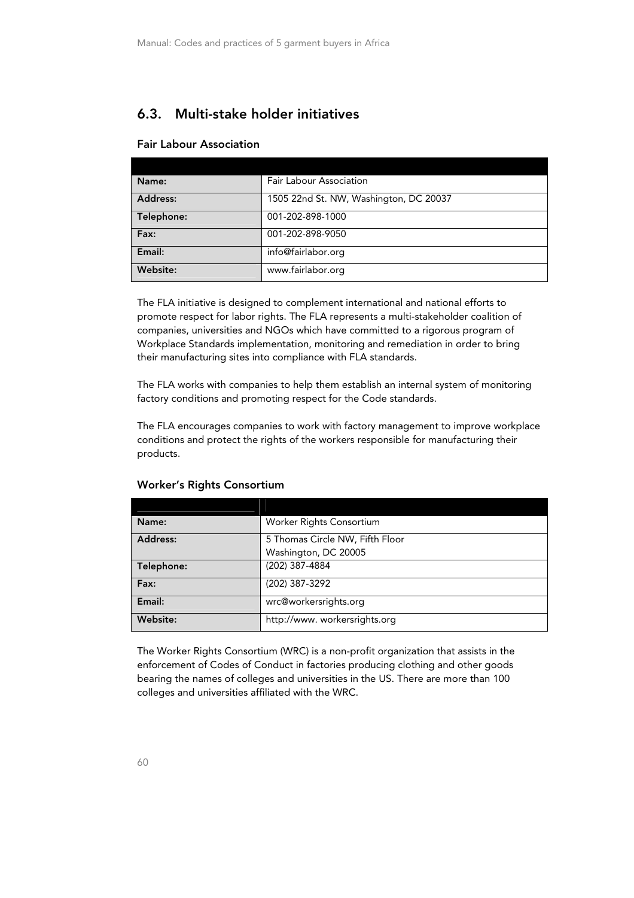## 6.3. Multi-stake holder initiatives

### Fair Labour Association

| | |
|---|---|
| **Name:** | Fair Labour Association |
| **Address:** | 1505 22nd St. NW, Washington, DC 20037 |
| **Telephone:** | 001-202-898-1000 |
| **Fax:** | 001-202-898-9050 |
| **Email:** | info@fairlabor.org |
| **Website:** | www.fairlabor.org |

The FLA initiative is designed to complement international and national efforts to promote respect for labor rights. The FLA represents a multi-stakeholder coalition of companies, universities and NGOs which have committed to a rigorous program of Workplace Standards implementation, monitoring and remediation in order to bring their manufacturing sites into compliance with FLA standards.

The FLA works with companies to help them establish an internal system of monitoring factory conditions and promoting respect for the Code standards.

The FLA encourages companies to work with factory management to improve workplace conditions and protect the rights of the workers responsible for manufacturing their products.

### Worker's Rights Consortium

| | |
|---|---|
| **Name:** | Worker Rights Consortium |
| **Address:** | 5 Thomas Circle NW, Fifth Floor<br>Washington, DC 20005 |
| **Telephone:** | (202) 387-4884 |
| **Fax:** | (202) 387-3292 |
| **Email:** | wrc@workersrights.org |
| **Website:** | http://www. workersrights.org |

The Worker Rights Consortium (WRC) is a non-profit organization that assists in the enforcement of Codes of Conduct in factories producing clothing and other goods bearing the names of colleges and universities in the US. There are more than 100 colleges and universities affiliated with the WRC.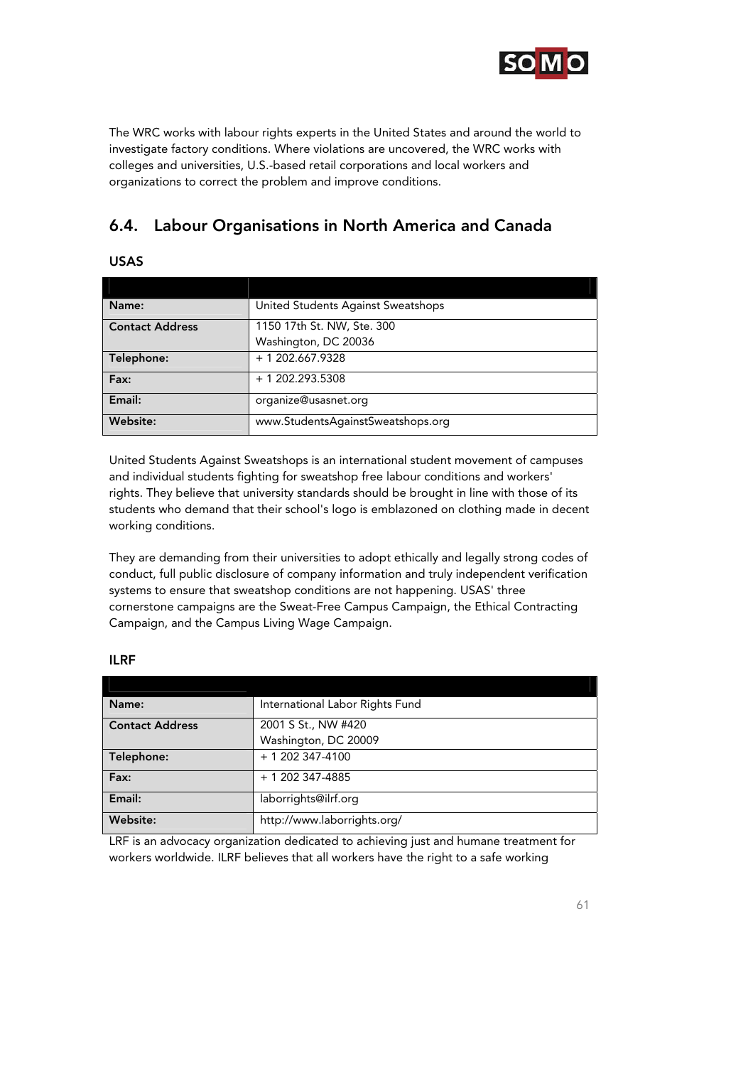The WRC works with labour rights experts in the United States and around the world to investigate factory conditions. Where violations are uncovered, the WRC works with colleges and universities, U.S.-based retail corporations and local workers and organizations to correct the problem and improve conditions.

## 6.4. Labour Organisations in North America and Canada

### USAS

| | |
|---|---|
| **Name:** | United Students Against Sweatshops |
| **Contact Address** | 1150 17th St. NW, Ste. 300<br>Washington, DC 20036 |
| **Telephone:** | + 1 202.667.9328 |
| **Fax:** | + 1 202.293.5308 |
| **Email:** | organize@usasnet.org |
| **Website:** | www.StudentsAgainstSweatshops.org |

United Students Against Sweatshops is an international student movement of campuses and individual students fighting for sweatshop free labour conditions and workers' rights. They believe that university standards should be brought in line with those of its students who demand that their school's logo is emblazoned on clothing made in decent working conditions.

They are demanding from their universities to adopt ethically and legally strong codes of conduct, full public disclosure of company information and truly independent verification systems to ensure that sweatshop conditions are not happening. USAS' three cornerstone campaigns are the Sweat-Free Campus Campaign, the Ethical Contracting Campaign, and the Campus Living Wage Campaign.

### ILRF

| | |
|---|---|
| **Name:** | International Labor Rights Fund |
| **Contact Address** | 2001 S St., NW #420<br>Washington, DC 20009 |
| **Telephone:** | + 1 202 347-4100 |
| **Fax:** | + 1 202 347-4885 |
| **Email:** | laborrights@ilrf.org |
| **Website:** | http://www.laborrights.org/ |

LRF is an advocacy organization dedicated to achieving just and humane treatment for workers worldwide. ILRF believes that all workers have the right to a safe working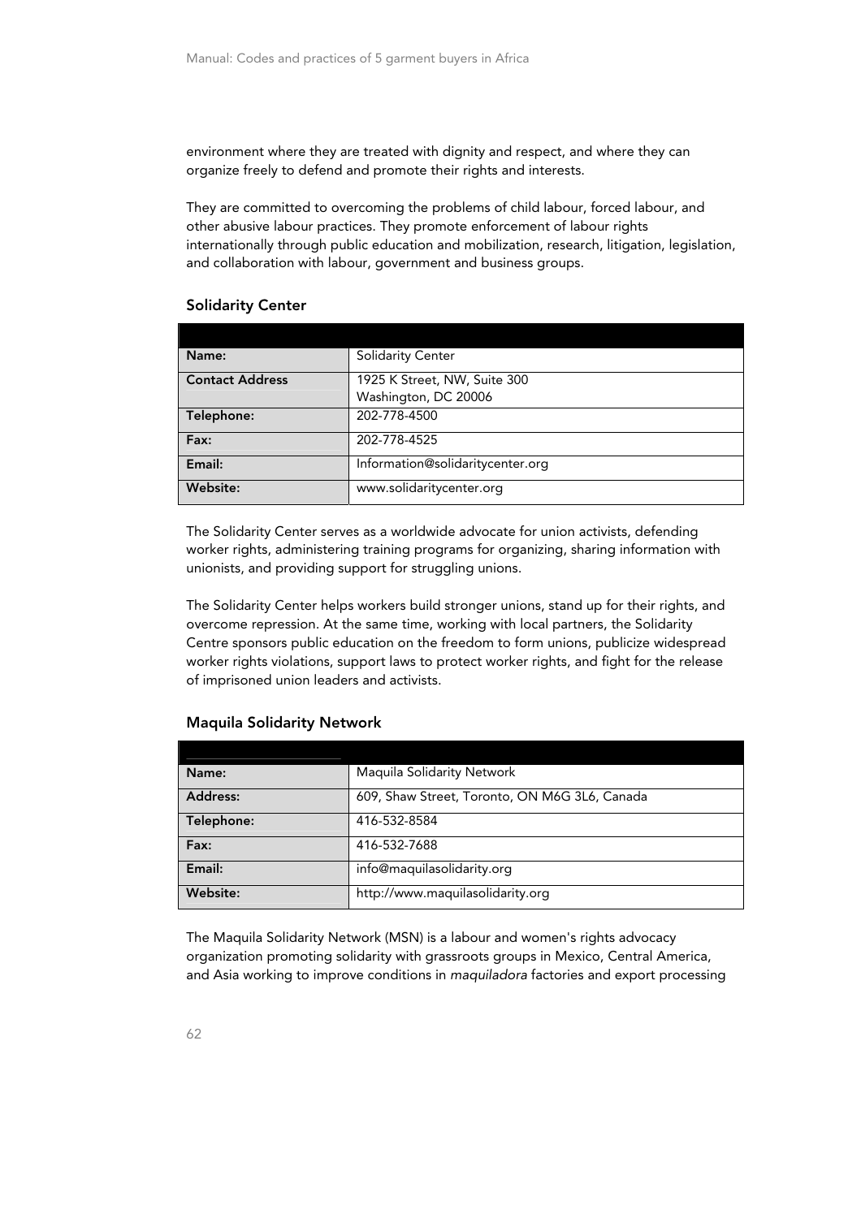environment where they are treated with dignity and respect, and where they can organize freely to defend and promote their rights and interests.

They are committed to overcoming the problems of child labour, forced labour, and other abusive labour practices. They promote enforcement of labour rights internationally through public education and mobilization, research, litigation, legislation, and collaboration with labour, government and business groups.

### Solidarity Center

| | |
|---|---|
| **Name:** | Solidarity Center |
| **Contact Address** | 1925 K Street, NW, Suite 300<br>Washington, DC 20006 |
| **Telephone:** | 202-778-4500 |
| **Fax:** | 202-778-4525 |
| **Email:** | Information@solidaritycenter.org |
| **Website:** | www.solidaritycenter.org |

The Solidarity Center serves as a worldwide advocate for union activists, defending worker rights, administering training programs for organizing, sharing information with unionists, and providing support for struggling unions.

The Solidarity Center helps workers build stronger unions, stand up for their rights, and overcome repression. At the same time, working with local partners, the Solidarity Centre sponsors public education on the freedom to form unions, publicize widespread worker rights violations, support laws to protect worker rights, and fight for the release of imprisoned union leaders and activists.

### Maquila Solidarity Network

| | |
|---|---|
| **Name:** | Maquila Solidarity Network |
| **Address:** | 609, Shaw Street, Toronto, ON M6G 3L6, Canada |
| **Telephone:** | 416-532-8584 |
| **Fax:** | 416-532-7688 |
| **Email:** | info@maquilasolidarity.org |
| **Website:** | http://www.maquilasolidarity.org |

The Maquila Solidarity Network (MSN) is a labour and women's rights advocacy organization promoting solidarity with grassroots groups in Mexico, Central America, and Asia working to improve conditions in *maquiladora* factories and export processing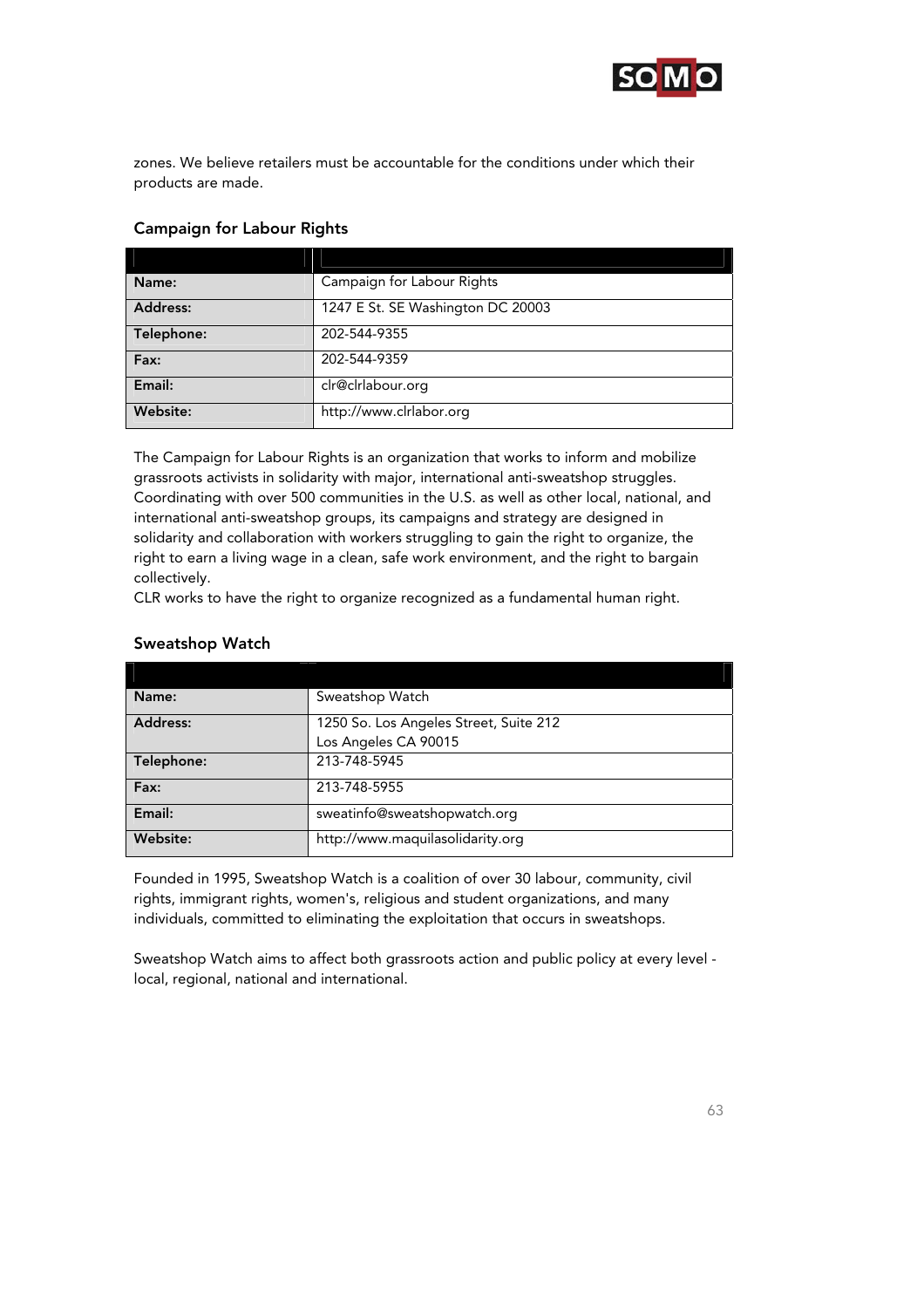zones. We believe retailers must be accountable for the conditions under which their products are made.

### Campaign for Labour Rights

| | |
|---|---|
| **Name:** | Campaign for Labour Rights |
| **Address:** | 1247 E St. SE Washington DC 20003 |
| **Telephone:** | 202-544-9355 |
| **Fax:** | 202-544-9359 |
| **Email:** | clr@clrlabour.org |
| **Website:** | http://www.clrlabor.org |

The Campaign for Labour Rights is an organization that works to inform and mobilize grassroots activists in solidarity with major, international anti-sweatshop struggles. Coordinating with over 500 communities in the U.S. as well as other local, national, and international anti-sweatshop groups, its campaigns and strategy are designed in solidarity and collaboration with workers struggling to gain the right to organize, the right to earn a living wage in a clean, safe work environment, and the right to bargain collectively.
CLR works to have the right to organize recognized as a fundamental human right.

### Sweatshop Watch

| | |
|---|---|
| **Name:** | Sweatshop Watch |
| **Address:** | 1250 So. Los Angeles Street, Suite 212<br>Los Angeles CA 90015 |
| **Telephone:** | 213-748-5945 |
| **Fax:** | 213-748-5955 |
| **Email:** | sweatinfo@sweatshopwatch.org |
| **Website:** | http://www.maquilasolidarity.org |

Founded in 1995, Sweatshop Watch is a coalition of over 30 labour, community, civil rights, immigrant rights, women's, religious and student organizations, and many individuals, committed to eliminating the exploitation that occurs in sweatshops.

Sweatshop Watch aims to affect both grassroots action and public policy at every level - local, regional, national and international.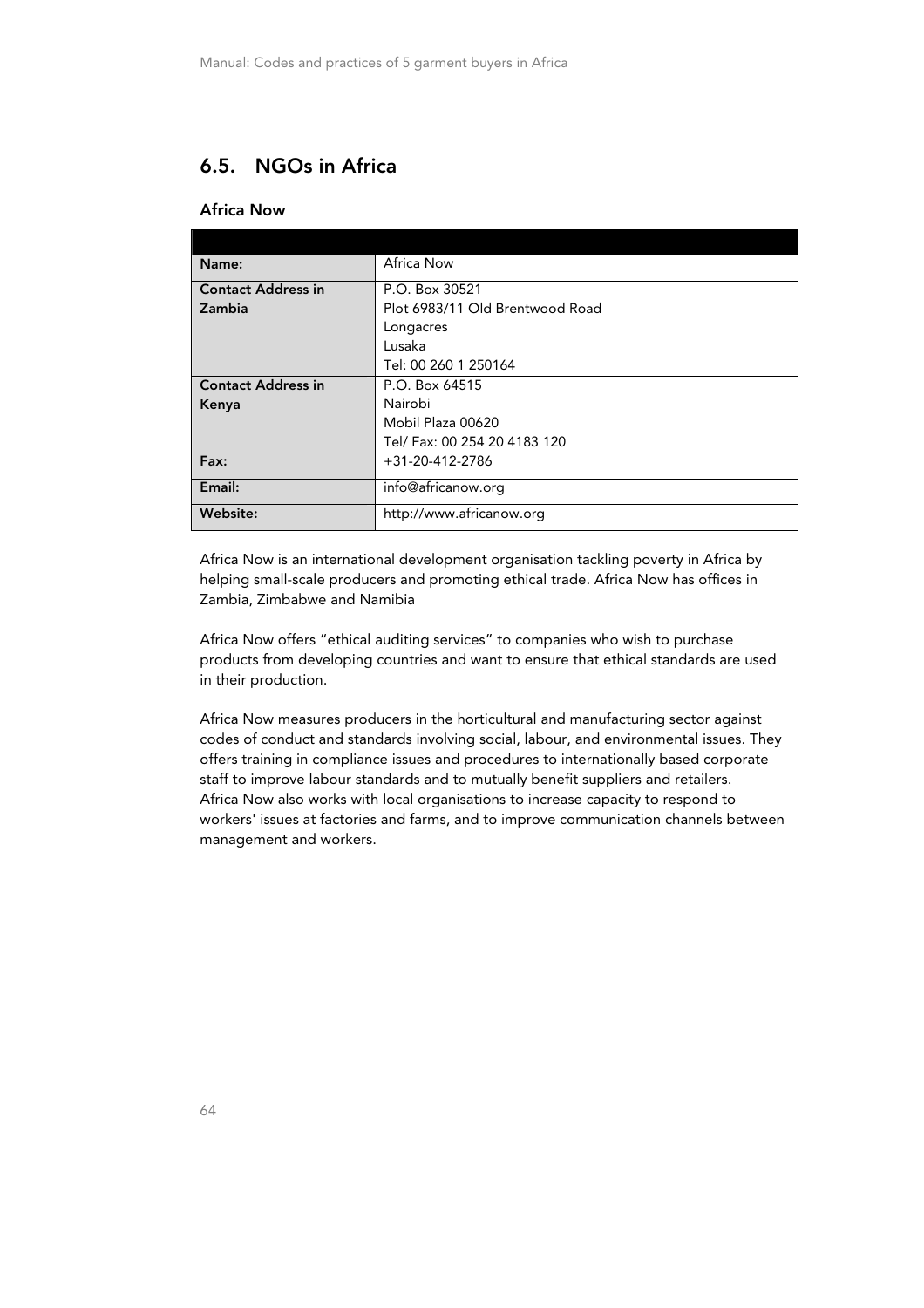## 6.5. NGOs in Africa

### Africa Now

| | |
|---|---|
| **Name:** | Africa Now |
| **Contact Address in Zambia** | P.O. Box 30521<br>Plot 6983/11 Old Brentwood Road<br>Longacres<br>Lusaka<br>Tel: 00 260 1 250164 |
| **Contact Address in Kenya** | P.O. Box 64515<br>Nairobi<br>Mobil Plaza 00620<br>Tel/ Fax: 00 254 20 4183 120 |
| **Fax:** | +31-20-412-2786 |
| **Email:** | info@africanow.org |
| **Website:** | http://www.africanow.org |

Africa Now is an international development organisation tackling poverty in Africa by helping small-scale producers and promoting ethical trade. Africa Now has offices in Zambia, Zimbabwe and Namibia

Africa Now offers "ethical auditing services" to companies who wish to purchase products from developing countries and want to ensure that ethical standards are used in their production.

Africa Now measures producers in the horticultural and manufacturing sector against codes of conduct and standards involving social, labour, and environmental issues. They offers training in compliance issues and procedures to internationally based corporate staff to improve labour standards and to mutually benefit suppliers and retailers. Africa Now also works with local organisations to increase capacity to respond to workers' issues at factories and farms, and to improve communication channels between management and workers.